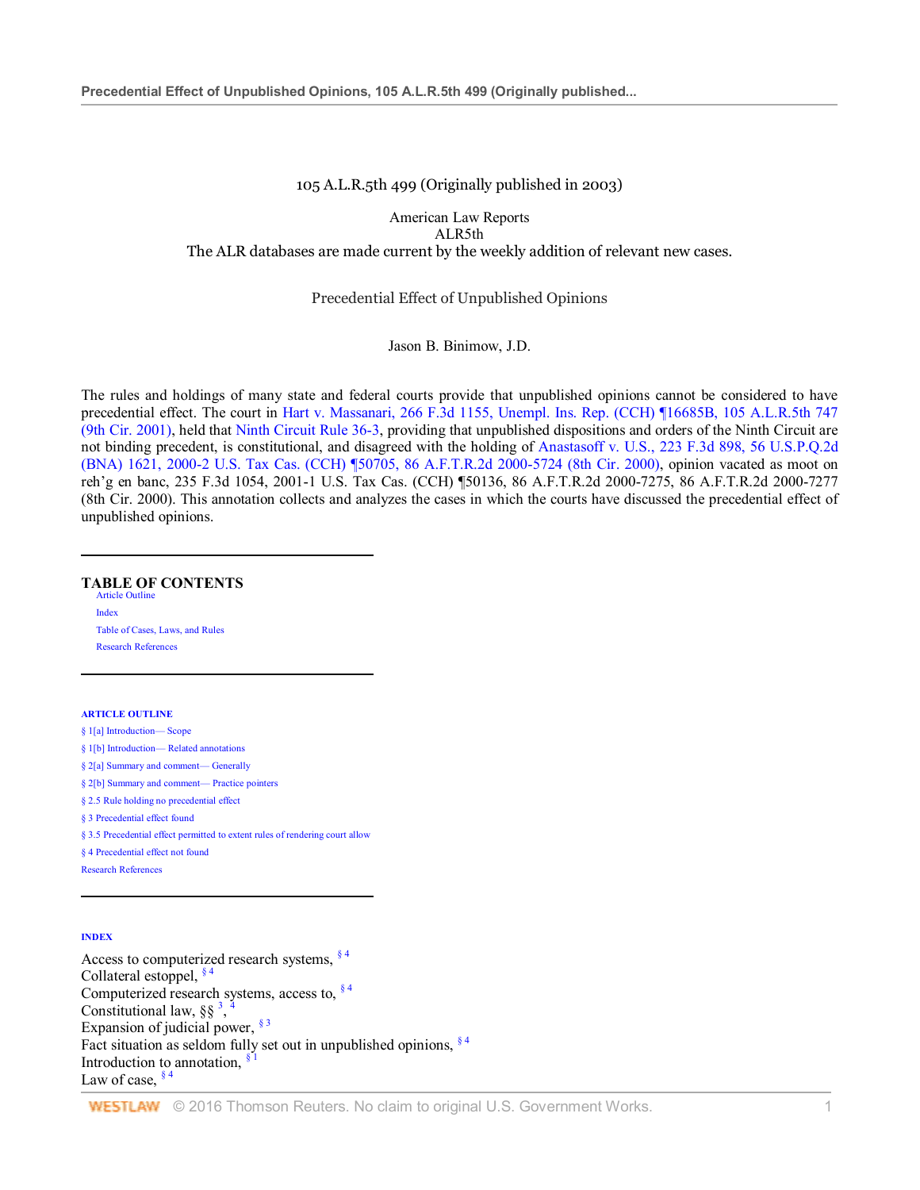105 A.L.R.5th 499 (Originally published in 2003)

American Law Reports
ALR5th
The ALR databases are made current by the weekly addition of relevant new cases.

# Precedential Effect of Unpublished Opinions

Jason B. Binimow, J.D.

The rules and holdings of many state and federal courts provide that unpublished opinions cannot be considered to have precedential effect. The court in Hart v. Massanari, 266 F.3d 1155, Unempl. Ins. Rep. (CCH) ¶16685B, 105 A.L.R.5th 747 (9th Cir. 2001), held that Ninth Circuit Rule 36-3, providing that unpublished dispositions and orders of the Ninth Circuit are not binding precedent, is constitutional, and disagreed with the holding of Anastasoff v. U.S., 223 F.3d 898, 56 U.S.P.Q.2d (BNA) 1621, 2000-2 U.S. Tax Cas. (CCH) ¶50705, 86 A.F.T.R.2d 2000-5724 (8th Cir. 2000), opinion vacated as moot on reh'g en banc, 235 F.3d 1054, 2001-1 U.S. Tax Cas. (CCH) ¶50136, 86 A.F.T.R.2d 2000-7275, 86 A.F.T.R.2d 2000-7277 (8th Cir. 2000). This annotation collects and analyzes the cases in which the courts have discussed the precedential effect of unpublished opinions.

## TABLE OF CONTENTS

- Article Outline
- Index
- Table of Cases, Laws, and Rules
- Research References

### ARTICLE OUTLINE

- § 1[a] Introduction— Scope
- § 1[b] Introduction— Related annotations
- § 2[a] Summary and comment— Generally
- § 2[b] Summary and comment— Practice pointers
- § 2.5 Rule holding no precedential effect
- § 3 Precedential effect found
- § 3.5 Precedential effect permitted to extent rules of rendering court allow
- § 4 Precedential effect not found
- Research References

### INDEX

Access to computerized research systems, § 4
Collateral estoppel, § 4
Computerized research systems, access to, § 4
Constitutional law, §§ 3, 4
Expansion of judicial power, § 3
Fact situation as seldom fully set out in unpublished opinions, § 4
Introduction to annotation, § 1
Law of case, § 4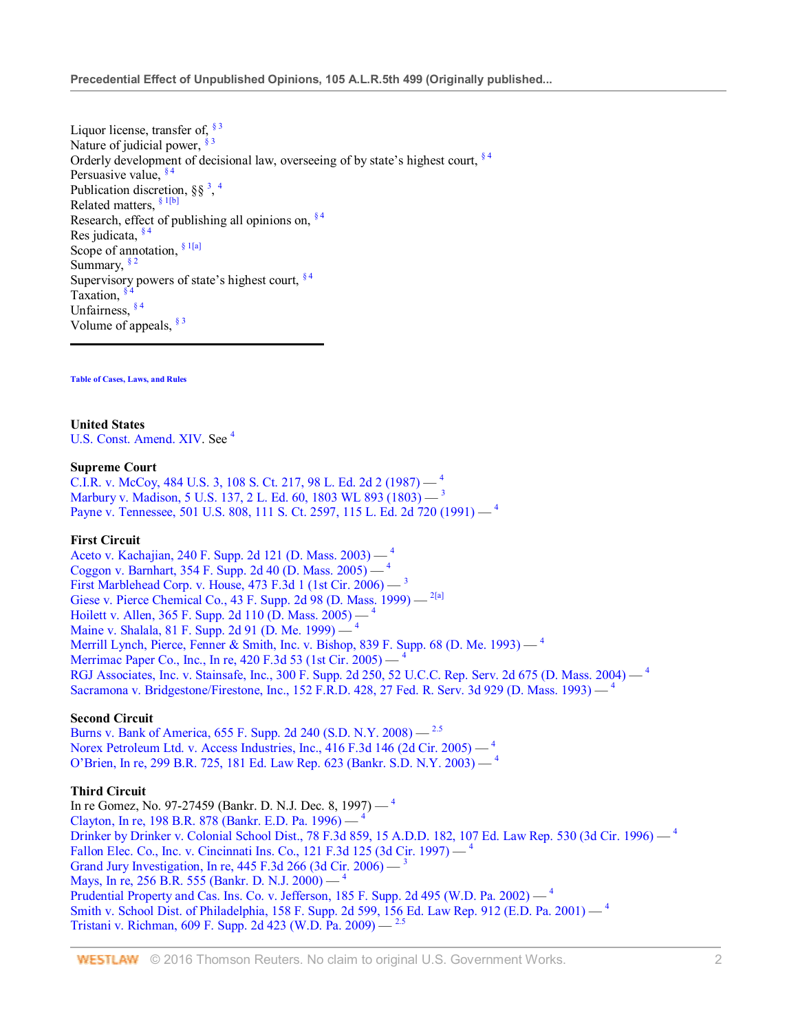Liquor license, transfer of, § 3
Nature of judicial power, § 3
Orderly development of decisional law, overseeing of by state's highest court, § 4
Persuasive value, § 4
Publication discretion, §§ 3, 4
Related matters, § 1[b]
Research, effect of publishing all opinions on, § 4
Res judicata, § 4
Scope of annotation, § 1[a]
Summary, § 2
Supervisory powers of state's highest court, § 4
Taxation, § 4
Unfairness, § 4
Volume of appeals, § 3

---

**Table of Cases, Laws, and Rules**

**United States**
U.S. Const. Amend. XIV. See 4

**Supreme Court**
C.I.R. v. McCoy, 484 U.S. 3, 108 S. Ct. 217, 98 L. Ed. 2d 2 (1987) — 4
Marbury v. Madison, 5 U.S. 137, 2 L. Ed. 60, 1803 WL 893 (1803) — 3
Payne v. Tennessee, 501 U.S. 808, 111 S. Ct. 2597, 115 L. Ed. 2d 720 (1991) — 4

**First Circuit**
Aceto v. Kachajian, 240 F. Supp. 2d 121 (D. Mass. 2003) — 4
Coggon v. Barnhart, 354 F. Supp. 2d 40 (D. Mass. 2005) — 4
First Marblehead Corp. v. House, 473 F.3d 1 (1st Cir. 2006) — 3
Giese v. Pierce Chemical Co., 43 F. Supp. 2d 98 (D. Mass. 1999) — 2[a]
Hoilett v. Allen, 365 F. Supp. 2d 110 (D. Mass. 2005) — 4
Maine v. Shalala, 81 F. Supp. 2d 91 (D. Me. 1999) — 4
Merrill Lynch, Pierce, Fenner & Smith, Inc. v. Bishop, 839 F. Supp. 68 (D. Me. 1993) — 4
Merrimac Paper Co., Inc., In re, 420 F.3d 53 (1st Cir. 2005) — 4
RGJ Associates, Inc. v. Stainsafe, Inc., 300 F. Supp. 2d 250, 52 U.C.C. Rep. Serv. 2d 675 (D. Mass. 2004) — 4
Sacramona v. Bridgestone/Firestone, Inc., 152 F.R.D. 428, 27 Fed. R. Serv. 3d 929 (D. Mass. 1993) — 4

**Second Circuit**
Burns v. Bank of America, 655 F. Supp. 2d 240 (S.D. N.Y. 2008) — 2.5
Norex Petroleum Ltd. v. Access Industries, Inc., 416 F.3d 146 (2d Cir. 2005) — 4
O'Brien, In re, 299 B.R. 725, 181 Ed. Law Rep. 623 (Bankr. S.D. N.Y. 2003) — 4

**Third Circuit**
In re Gomez, No. 97-27459 (Bankr. D. N.J. Dec. 8, 1997) — 4
Clayton, In re, 198 B.R. 878 (Bankr. E.D. Pa. 1996) — 4
Drinker by Drinker v. Colonial School Dist., 78 F.3d 859, 15 A.D.D. 182, 107 Ed. Law Rep. 530 (3d Cir. 1996) — 4
Fallon Elec. Co., Inc. v. Cincinnati Ins. Co., 121 F.3d 125 (3d Cir. 1997) — 4
Grand Jury Investigation, In re, 445 F.3d 266 (3d Cir. 2006) — 3
Mays, In re, 256 B.R. 555 (Bankr. D. N.J. 2000) — 4
Prudential Property and Cas. Ins. Co. v. Jefferson, 185 F. Supp. 2d 495 (W.D. Pa. 2002) — 4
Smith v. School Dist. of Philadelphia, 158 F. Supp. 2d 599, 156 Ed. Law Rep. 912 (E.D. Pa. 2001) — 4
Tristani v. Richman, 609 F. Supp. 2d 423 (W.D. Pa. 2009) — 2.5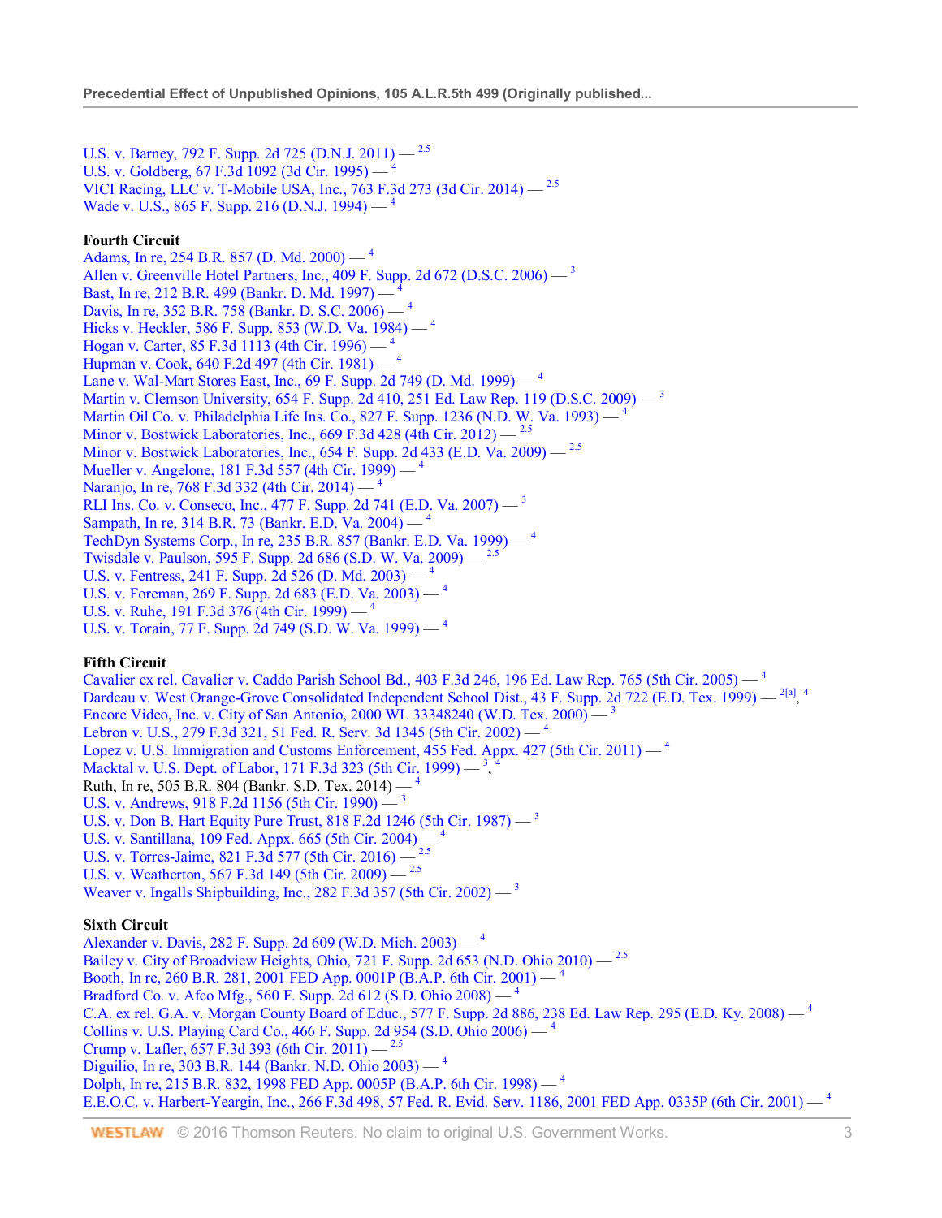U.S. v. Barney, 792 F. Supp. 2d 725 (D.N.J. 2011) — [2.5]
U.S. v. Goldberg, 67 F.3d 1092 (3d Cir. 1995) — [4]
VICI Racing, LLC v. T-Mobile USA, Inc., 763 F.3d 273 (3d Cir. 2014) — [2.5]
Wade v. U.S., 865 F. Supp. 216 (D.N.J. 1994) — [4]

**Fourth Circuit**
Adams, In re, 254 B.R. 857 (D. Md. 2000) — [4]
Allen v. Greenville Hotel Partners, Inc., 409 F. Supp. 2d 672 (D.S.C. 2006) — [3]
Bast, In re, 212 B.R. 499 (Bankr. D. Md. 1997) — [4]
Davis, In re, 352 B.R. 758 (Bankr. D. S.C. 2006) — [4]
Hicks v. Heckler, 586 F. Supp. 853 (W.D. Va. 1984) — [4]
Hogan v. Carter, 85 F.3d 1113 (4th Cir. 1996) — [4]
Hupman v. Cook, 640 F.2d 497 (4th Cir. 1981) — [4]
Lane v. Wal-Mart Stores East, Inc., 69 F. Supp. 2d 749 (D. Md. 1999) — [4]
Martin v. Clemson University, 654 F. Supp. 2d 410, 251 Ed. Law Rep. 119 (D.S.C. 2009) — [3]
Martin Oil Co. v. Philadelphia Life Ins. Co., 827 F. Supp. 1236 (N.D. W. Va. 1993) — [4]
Minor v. Bostwick Laboratories, Inc., 669 F.3d 428 (4th Cir. 2012) — [2.5]
Minor v. Bostwick Laboratories, Inc., 654 F. Supp. 2d 433 (E.D. Va. 2009) — [2.5]
Mueller v. Angelone, 181 F.3d 557 (4th Cir. 1999) — [4]
Naranjo, In re, 768 F.3d 332 (4th Cir. 2014) — [4]
RLI Ins. Co. v. Conseco, Inc., 477 F. Supp. 2d 741 (E.D. Va. 2007) — [3]
Sampath, In re, 314 B.R. 73 (Bankr. E.D. Va. 2004) — [4]
TechDyn Systems Corp., In re, 235 B.R. 857 (Bankr. E.D. Va. 1999) — [4]
Twisdale v. Paulson, 595 F. Supp. 2d 686 (S.D. W. Va. 2009) — [2.5]
U.S. v. Fentress, 241 F. Supp. 2d 526 (D. Md. 2003) — [4]
U.S. v. Foreman, 269 F. Supp. 2d 683 (E.D. Va. 2003) — [4]
U.S. v. Ruhe, 191 F.3d 376 (4th Cir. 1999) — [4]
U.S. v. Torain, 77 F. Supp. 2d 749 (S.D. W. Va. 1999) — [4]

**Fifth Circuit**
Cavalier ex rel. Cavalier v. Caddo Parish School Bd., 403 F.3d 246, 196 Ed. Law Rep. 765 (5th Cir. 2005) — [4]
Dardeau v. West Orange-Grove Consolidated Independent School Dist., 43 F. Supp. 2d 722 (E.D. Tex. 1999) — [2[a]], [4]
Encore Video, Inc. v. City of San Antonio, 2000 WL 33348240 (W.D. Tex. 2000) — [3]
Lebron v. U.S., 279 F.3d 321, 51 Fed. R. Serv. 3d 1345 (5th Cir. 2002) — [4]
Lopez v. U.S. Immigration and Customs Enforcement, 455 Fed. Appx. 427 (5th Cir. 2011) — [4]
Macktal v. U.S. Dept. of Labor, 171 F.3d 323 (5th Cir. 1999) — [3], [4]
Ruth, In re, 505 B.R. 804 (Bankr. S.D. Tex. 2014) — [4]
U.S. v. Andrews, 918 F.2d 1156 (5th Cir. 1990) — [3]
U.S. v. Don B. Hart Equity Pure Trust, 818 F.2d 1246 (5th Cir. 1987) — [3]
U.S. v. Santillana, 109 Fed. Appx. 665 (5th Cir. 2004) — [4]
U.S. v. Torres-Jaime, 821 F.3d 577 (5th Cir. 2016) — [2.5]
U.S. v. Weatherton, 567 F.3d 149 (5th Cir. 2009) — [2.5]
Weaver v. Ingalls Shipbuilding, Inc., 282 F.3d 357 (5th Cir. 2002) — [3]

**Sixth Circuit**
Alexander v. Davis, 282 F. Supp. 2d 609 (W.D. Mich. 2003) — [4]
Bailey v. City of Broadview Heights, Ohio, 721 F. Supp. 2d 653 (N.D. Ohio 2010) — [2.5]
Booth, In re, 260 B.R. 281, 2001 FED App. 0001P (B.A.P. 6th Cir. 2001) — [4]
Bradford Co. v. Afco Mfg., 560 F. Supp. 2d 612 (S.D. Ohio 2008) — [4]
C.A. ex rel. G.A. v. Morgan County Board of Educ., 577 F. Supp. 2d 886, 238 Ed. Law Rep. 295 (E.D. Ky. 2008) — [4]
Collins v. U.S. Playing Card Co., 466 F. Supp. 2d 954 (S.D. Ohio 2006) — [4]
Crump v. Lafler, 657 F.3d 393 (6th Cir. 2011) — [2.5]
Diguilio, In re, 303 B.R. 144 (Bankr. N.D. Ohio 2003) — [4]
Dolph, In re, 215 B.R. 832, 1998 FED App. 0005P (B.A.P. 6th Cir. 1998) — [4]
E.E.O.C. v. Harbert-Yeargin, Inc., 266 F.3d 498, 57 Fed. R. Evid. Serv. 1186, 2001 FED App. 0335P (6th Cir. 2001) — [4]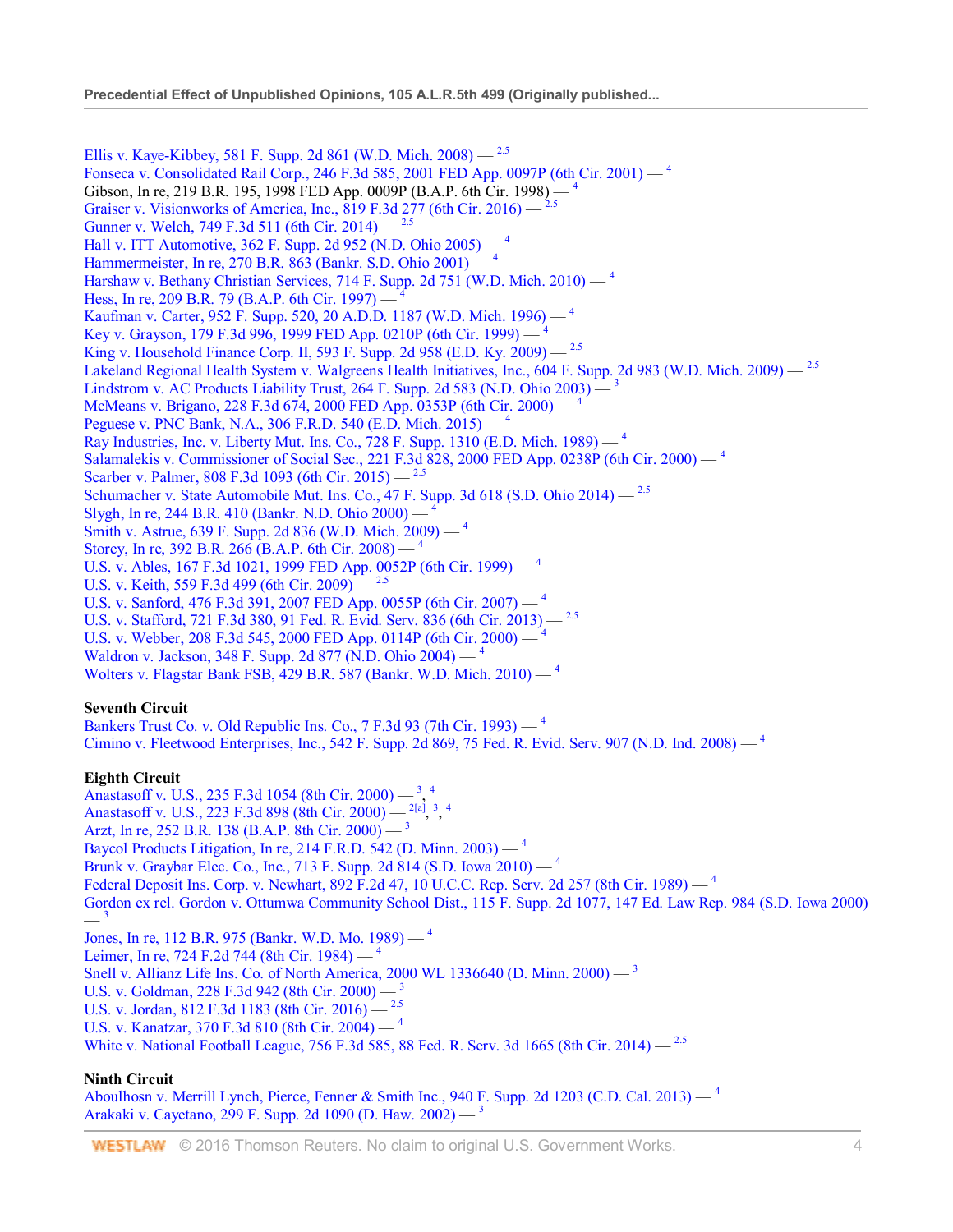Ellis v. Kaye-Kibbey, 581 F. Supp. 2d 861 (W.D. Mich. 2008) — [2.5]
Fonseca v. Consolidated Rail Corp., 246 F.3d 585, 2001 FED App. 0097P (6th Cir. 2001) — [4]
Gibson, In re, 219 B.R. 195, 1998 FED App. 0009P (B.A.P. 6th Cir. 1998) — [4]
Graiser v. Visionworks of America, Inc., 819 F.3d 277 (6th Cir. 2016) — [2.5]
Gunner v. Welch, 749 F.3d 511 (6th Cir. 2014) — [2.5]
Hall v. ITT Automotive, 362 F. Supp. 2d 952 (N.D. Ohio 2005) — [4]
Hammermeister, In re, 270 B.R. 863 (Bankr. S.D. Ohio 2001) — [4]
Harshaw v. Bethany Christian Services, 714 F. Supp. 2d 751 (W.D. Mich. 2010) — [4]
Hess, In re, 209 B.R. 79 (B.A.P. 6th Cir. 1997) — [4]
Kaufman v. Carter, 952 F. Supp. 520, 20 A.D.D. 1187 (W.D. Mich. 1996) — [4]
Key v. Grayson, 179 F.3d 996, 1999 FED App. 0210P (6th Cir. 1999) — [4]
King v. Household Finance Corp. II, 593 F. Supp. 2d 958 (E.D. Ky. 2009) — [2.5]
Lakeland Regional Health System v. Walgreens Health Initiatives, Inc., 604 F. Supp. 2d 983 (W.D. Mich. 2009) — [2.5]
Lindstrom v. AC Products Liability Trust, 264 F. Supp. 2d 583 (N.D. Ohio 2003) — [3]
McMeans v. Brigano, 228 F.3d 674, 2000 FED App. 0353P (6th Cir. 2000) — [4]
Peguese v. PNC Bank, N.A., 306 F.R.D. 540 (E.D. Mich. 2015) — [4]
Ray Industries, Inc. v. Liberty Mut. Ins. Co., 728 F. Supp. 1310 (E.D. Mich. 1989) — [4]
Salamalekis v. Commissioner of Social Sec., 221 F.3d 828, 2000 FED App. 0238P (6th Cir. 2000) — [4]
Scarber v. Palmer, 808 F.3d 1093 (6th Cir. 2015) — [2.5]
Schumacher v. State Automobile Mut. Ins. Co., 47 F. Supp. 3d 618 (S.D. Ohio 2014) — [2.5]
Slygh, In re, 244 B.R. 410 (Bankr. N.D. Ohio 2000) — [4]
Smith v. Astrue, 639 F. Supp. 2d 836 (W.D. Mich. 2009) — [4]
Storey, In re, 392 B.R. 266 (B.A.P. 6th Cir. 2008) — [4]
U.S. v. Ables, 167 F.3d 1021, 1999 FED App. 0052P (6th Cir. 1999) — [4]
U.S. v. Keith, 559 F.3d 499 (6th Cir. 2009) — [2.5]
U.S. v. Sanford, 476 F.3d 391, 2007 FED App. 0055P (6th Cir. 2007) — [4]
U.S. v. Stafford, 721 F.3d 380, 91 Fed. R. Evid. Serv. 836 (6th Cir. 2013) — [2.5]
U.S. v. Webber, 208 F.3d 545, 2000 FED App. 0114P (6th Cir. 2000) — [4]
Waldron v. Jackson, 348 F. Supp. 2d 877 (N.D. Ohio 2004) — [4]
Wolters v. Flagstar Bank FSB, 429 B.R. 587 (Bankr. W.D. Mich. 2010) — [4]

**Seventh Circuit**
Bankers Trust Co. v. Old Republic Ins. Co., 7 F.3d 93 (7th Cir. 1993) — [4]
Cimino v. Fleetwood Enterprises, Inc., 542 F. Supp. 2d 869, 75 Fed. R. Evid. Serv. 907 (N.D. Ind. 2008) — [4]

**Eighth Circuit**
Anastasoff v. U.S., 235 F.3d 1054 (8th Cir. 2000) — [3], [4]
Anastasoff v. U.S., 223 F.3d 898 (8th Cir. 2000) — [2[a]], [3], [4]
Arzt, In re, 252 B.R. 138 (B.A.P. 8th Cir. 2000) — [3]
Baycol Products Litigation, In re, 214 F.R.D. 542 (D. Minn. 2003) — [4]
Brunk v. Graybar Elec. Co., Inc., 713 F. Supp. 2d 814 (S.D. Iowa 2010) — [4]
Federal Deposit Ins. Corp. v. Newhart, 892 F.2d 47, 10 U.C.C. Rep. Serv. 2d 257 (8th Cir. 1989) — [4]
Gordon ex rel. Gordon v. Ottumwa Community School Dist., 115 F. Supp. 2d 1077, 147 Ed. Law Rep. 984 (S.D. Iowa 2000) — [3]
Jones, In re, 112 B.R. 975 (Bankr. W.D. Mo. 1989) — [4]
Leimer, In re, 724 F.2d 744 (8th Cir. 1984) — [4]
Snell v. Allianz Life Ins. Co. of North America, 2000 WL 1336640 (D. Minn. 2000) — [3]
U.S. v. Goldman, 228 F.3d 942 (8th Cir. 2000) — [3]
U.S. v. Jordan, 812 F.3d 1183 (8th Cir. 2016) — [2.5]
U.S. v. Kanatzar, 370 F.3d 810 (8th Cir. 2004) — [4]
White v. National Football League, 756 F.3d 585, 88 Fed. R. Serv. 3d 1665 (8th Cir. 2014) — [2.5]

**Ninth Circuit**
Aboulhosn v. Merrill Lynch, Pierce, Fenner & Smith Inc., 940 F. Supp. 2d 1203 (C.D. Cal. 2013) — [4]
Arakaki v. Cayetano, 299 F. Supp. 2d 1090 (D. Haw. 2002) — [3]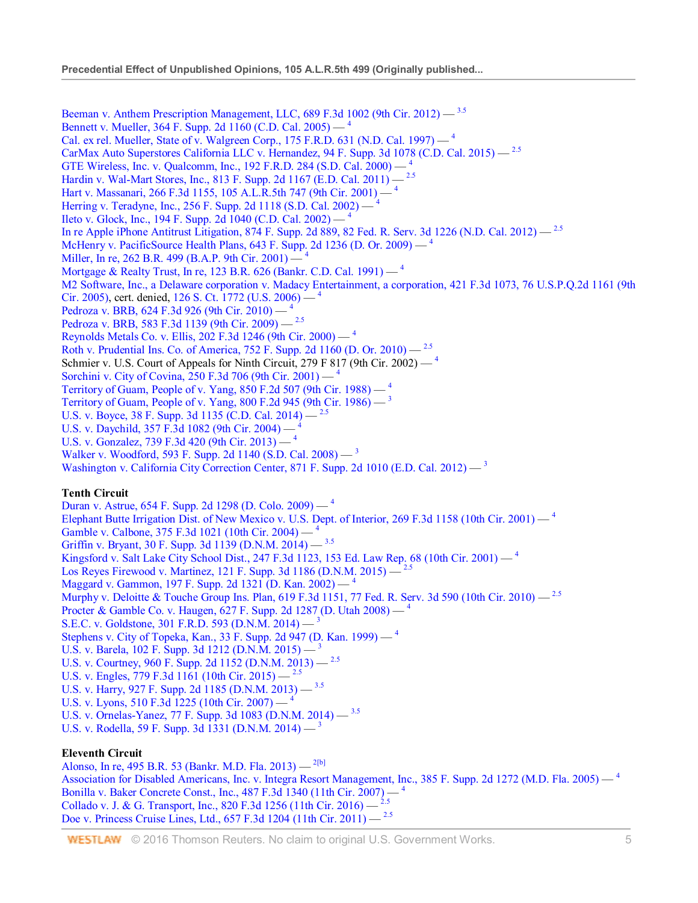Beeman v. Anthem Prescription Management, LLC, 689 F.3d 1002 (9th Cir. 2012) — [3.5]
Bennett v. Mueller, 364 F. Supp. 2d 1160 (C.D. Cal. 2005) — [4]
Cal. ex rel. Mueller, State of v. Walgreen Corp., 175 F.R.D. 631 (N.D. Cal. 1997) — [4]
CarMax Auto Superstores California LLC v. Hernandez, 94 F. Supp. 3d 1078 (C.D. Cal. 2015) — [2.5]
GTE Wireless, Inc. v. Qualcomm, Inc., 192 F.R.D. 284 (S.D. Cal. 2000) — [4]
Hardin v. Wal-Mart Stores, Inc., 813 F. Supp. 2d 1167 (E.D. Cal. 2011) — [2.5]
Hart v. Massanari, 266 F.3d 1155, 105 A.L.R.5th 747 (9th Cir. 2001) — [4]
Herring v. Teradyne, Inc., 256 F. Supp. 2d 1118 (S.D. Cal. 2002) — [4]
Ileto v. Glock, Inc., 194 F. Supp. 2d 1040 (C.D. Cal. 2002) — [4]
In re Apple iPhone Antitrust Litigation, 874 F. Supp. 2d 889, 82 Fed. R. Serv. 3d 1226 (N.D. Cal. 2012) — [2.5]
McHenry v. PacificSource Health Plans, 643 F. Supp. 2d 1236 (D. Or. 2009) — [4]
Miller, In re, 262 B.R. 499 (B.A.P. 9th Cir. 2001) — [4]
Mortgage & Realty Trust, In re, 123 B.R. 626 (Bankr. C.D. Cal. 1991) — [4]
M2 Software, Inc., a Delaware corporation v. Madacy Entertainment, a corporation, 421 F.3d 1073, 76 U.S.P.Q.2d 1161 (9th Cir. 2005), cert. denied, 126 S. Ct. 1772 (U.S. 2006) — [4]
Pedroza v. BRB, 624 F.3d 926 (9th Cir. 2010) — [4]
Pedroza v. BRB, 583 F.3d 1139 (9th Cir. 2009) — [2.5]
Reynolds Metals Co. v. Ellis, 202 F.3d 1246 (9th Cir. 2000) — [4]
Roth v. Prudential Ins. Co. of America, 752 F. Supp. 2d 1160 (D. Or. 2010) — [2.5]
Schmier v. U.S. Court of Appeals for Ninth Circuit, 279 F 817 (9th Cir. 2002) — [4]
Sorchini v. City of Covina, 250 F.3d 706 (9th Cir. 2001) — [4]
Territory of Guam, People of v. Yang, 850 F.2d 507 (9th Cir. 1988) — [4]
Territory of Guam, People of v. Yang, 800 F.2d 945 (9th Cir. 1986) — [3]
U.S. v. Boyce, 38 F. Supp. 3d 1135 (C.D. Cal. 2014) — [2.5]
U.S. v. Daychild, 357 F.3d 1082 (9th Cir. 2004) — [4]
U.S. v. Gonzalez, 739 F.3d 420 (9th Cir. 2013) — [4]
Walker v. Woodford, 593 F. Supp. 2d 1140 (S.D. Cal. 2008) — [3]
Washington v. California City Correction Center, 871 F. Supp. 2d 1010 (E.D. Cal. 2012) — [3]

**Tenth Circuit**
Duran v. Astrue, 654 F. Supp. 2d 1298 (D. Colo. 2009) — [4]
Elephant Butte Irrigation Dist. of New Mexico v. U.S. Dept. of Interior, 269 F.3d 1158 (10th Cir. 2001) — [4]
Gamble v. Calbone, 375 F.3d 1021 (10th Cir. 2004) — [4]
Griffin v. Bryant, 30 F. Supp. 3d 1139 (D.N.M. 2014) — [3.5]
Kingsford v. Salt Lake City School Dist., 247 F.3d 1123, 153 Ed. Law Rep. 68 (10th Cir. 2001) — [4]
Los Reyes Firewood v. Martinez, 121 F. Supp. 3d 1186 (D.N.M. 2015) — [2.5]
Maggard v. Gammon, 197 F. Supp. 2d 1321 (D. Kan. 2002) — [4]
Murphy v. Deloitte & Touche Group Ins. Plan, 619 F.3d 1151, 77 Fed. R. Serv. 3d 590 (10th Cir. 2010) — [2.5]
Procter & Gamble Co. v. Haugen, 627 F. Supp. 2d 1287 (D. Utah 2008) — [4]
S.E.C. v. Goldstone, 301 F.R.D. 593 (D.N.M. 2014) — [3]
Stephens v. City of Topeka, Kan., 33 F. Supp. 2d 947 (D. Kan. 1999) — [4]
U.S. v. Barela, 102 F. Supp. 3d 1212 (D.N.M. 2015) — [3]
U.S. v. Courtney, 960 F. Supp. 2d 1152 (D.N.M. 2013) — [2.5]
U.S. v. Engles, 779 F.3d 1161 (10th Cir. 2015) — [2.5]
U.S. v. Harry, 927 F. Supp. 2d 1185 (D.N.M. 2013) — [3.5]
U.S. v. Lyons, 510 F.3d 1225 (10th Cir. 2007) — [4]
U.S. v. Ornelas-Yanez, 77 F. Supp. 3d 1083 (D.N.M. 2014) — [3.5]
U.S. v. Rodella, 59 F. Supp. 3d 1331 (D.N.M. 2014) — [3]

**Eleventh Circuit**
Alonso, In re, 495 B.R. 53 (Bankr. M.D. Fla. 2013) — [2[b]]
Association for Disabled Americans, Inc. v. Integra Resort Management, Inc., 385 F. Supp. 2d 1272 (M.D. Fla. 2005) — [4]
Bonilla v. Baker Concrete Const., Inc., 487 F.3d 1340 (11th Cir. 2007) — [4]
Collado v. J. & G. Transport, Inc., 820 F.3d 1256 (11th Cir. 2016) — [2.5]
Doe v. Princess Cruise Lines, Ltd., 657 F.3d 1204 (11th Cir. 2011) — [2.5]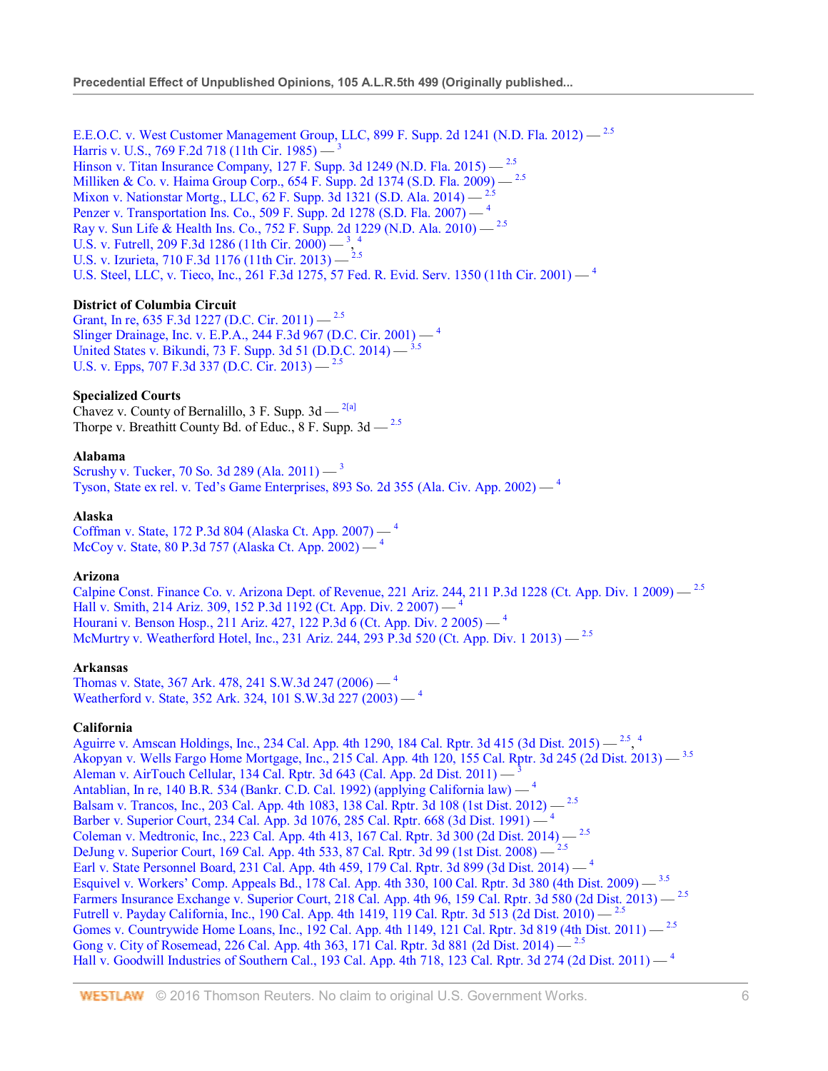E.E.O.C. v. West Customer Management Group, LLC, 899 F. Supp. 2d 1241 (N.D. Fla. 2012) — [2.5]
Harris v. U.S., 769 F.2d 718 (11th Cir. 1985) — [3]
Hinson v. Titan Insurance Company, 127 F. Supp. 3d 1249 (N.D. Fla. 2015) — [2.5]
Milliken & Co. v. Haima Group Corp., 654 F. Supp. 2d 1374 (S.D. Fla. 2009) — [2.5]
Mixon v. Nationstar Mortg., LLC, 62 F. Supp. 3d 1321 (S.D. Ala. 2014) — [2.5]
Penzer v. Transportation Ins. Co., 509 F. Supp. 2d 1278 (S.D. Fla. 2007) — [4]
Ray v. Sun Life & Health Ins. Co., 752 F. Supp. 2d 1229 (N.D. Ala. 2010) — [2.5]
U.S. v. Futrell, 209 F.3d 1286 (11th Cir. 2000) — [3], [4]
U.S. v. Izurieta, 710 F.3d 1176 (11th Cir. 2013) — [2.5]
U.S. Steel, LLC, v. Tieco, Inc., 261 F.3d 1275, 57 Fed. R. Evid. Serv. 1350 (11th Cir. 2001) — [4]

**District of Columbia Circuit**

Grant, In re, 635 F.3d 1227 (D.C. Cir. 2011) — [2.5]
Slinger Drainage, Inc. v. E.P.A., 244 F.3d 967 (D.C. Cir. 2001) — [4]
United States v. Bikundi, 73 F. Supp. 3d 51 (D.D.C. 2014) — [3.5]
U.S. v. Epps, 707 F.3d 337 (D.C. Cir. 2013) — [2.5]

**Specialized Courts**

Chavez v. County of Bernalillo, 3 F. Supp. 3d — [2[a]]
Thorpe v. Breathitt County Bd. of Educ., 8 F. Supp. 3d — [2.5]

**Alabama**

Scrushy v. Tucker, 70 So. 3d 289 (Ala. 2011) — [3]
Tyson, State ex rel. v. Ted's Game Enterprises, 893 So. 2d 355 (Ala. Civ. App. 2002) — [4]

**Alaska**

Coffman v. State, 172 P.3d 804 (Alaska Ct. App. 2007) — [4]
McCoy v. State, 80 P.3d 757 (Alaska Ct. App. 2002) — [4]

**Arizona**

Calpine Const. Finance Co. v. Arizona Dept. of Revenue, 221 Ariz. 244, 211 P.3d 1228 (Ct. App. Div. 1 2009) — [2.5]
Hall v. Smith, 214 Ariz. 309, 152 P.3d 1192 (Ct. App. Div. 2 2007) — [4]
Hourani v. Benson Hosp., 211 Ariz. 427, 122 P.3d 6 (Ct. App. Div. 2 2005) — [4]
McMurtry v. Weatherford Hotel, Inc., 231 Ariz. 244, 293 P.3d 520 (Ct. App. Div. 1 2013) — [2.5]

**Arkansas**

Thomas v. State, 367 Ark. 478, 241 S.W.3d 247 (2006) — [4]
Weatherford v. State, 352 Ark. 324, 101 S.W.3d 227 (2003) — [4]

**California**

Aguirre v. Amscan Holdings, Inc., 234 Cal. App. 4th 1290, 184 Cal. Rptr. 3d 415 (3d Dist. 2015) — [2.5], [4]
Akopyan v. Wells Fargo Home Mortgage, Inc., 215 Cal. App. 4th 120, 155 Cal. Rptr. 3d 245 (2d Dist. 2013) — [3.5]
Aleman v. AirTouch Cellular, 134 Cal. Rptr. 3d 643 (Cal. App. 2d Dist. 2011) — [3]
Antablian, In re, 140 B.R. 534 (Bankr. C.D. Cal. 1992) (applying California law) — [4]
Balsam v. Trancos, Inc., 203 Cal. App. 4th 1083, 138 Cal. Rptr. 3d 108 (1st Dist. 2012) — [2.5]
Barber v. Superior Court, 234 Cal. App. 3d 1076, 285 Cal. Rptr. 668 (3d Dist. 1991) — [4]
Coleman v. Medtronic, Inc., 223 Cal. App. 4th 413, 167 Cal. Rptr. 3d 300 (2d Dist. 2014) — [2.5]
DeJung v. Superior Court, 169 Cal. App. 4th 533, 87 Cal. Rptr. 3d 99 (1st Dist. 2008) — [2.5]
Earl v. State Personnel Board, 231 Cal. App. 4th 459, 179 Cal. Rptr. 3d 899 (3d Dist. 2014) — [4]
Esquivel v. Workers' Comp. Appeals Bd., 178 Cal. App. 4th 330, 100 Cal. Rptr. 3d 380 (4th Dist. 2009) — [3.5]
Farmers Insurance Exchange v. Superior Court, 218 Cal. App. 4th 96, 159 Cal. Rptr. 3d 580 (2d Dist. 2013) — [2.5]
Futrell v. Payday California, Inc., 190 Cal. App. 4th 1419, 119 Cal. Rptr. 3d 513 (2d Dist. 2010) — [2.5]
Gomes v. Countrywide Home Loans, Inc., 192 Cal. App. 4th 1149, 121 Cal. Rptr. 3d 819 (4th Dist. 2011) — [2.5]
Gong v. City of Rosemead, 226 Cal. App. 4th 363, 171 Cal. Rptr. 3d 881 (2d Dist. 2014) — [2.5]
Hall v. Goodwill Industries of Southern Cal., 193 Cal. App. 4th 718, 123 Cal. Rptr. 3d 274 (2d Dist. 2011) — [4]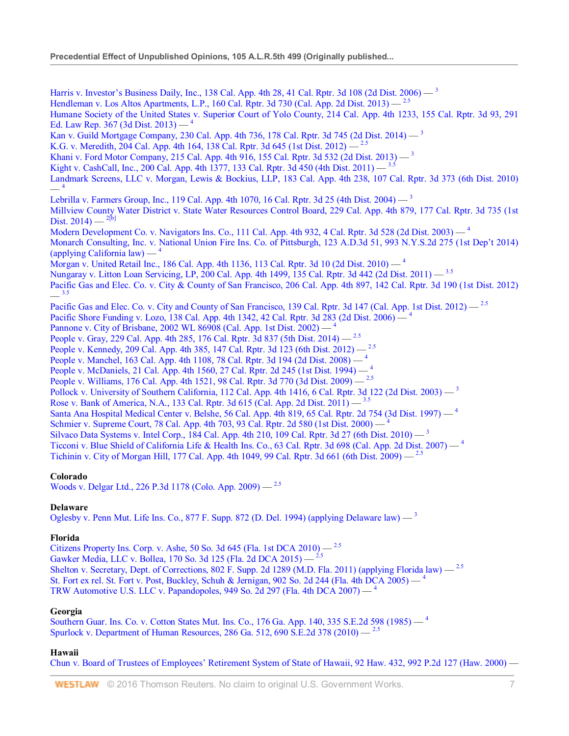Harris v. Investor's Business Daily, Inc., 138 Cal. App. 4th 28, 41 Cal. Rptr. 3d 108 (2d Dist. 2006) — [3]
Hendleman v. Los Altos Apartments, L.P., 160 Cal. Rptr. 3d 730 (Cal. App. 2d Dist. 2013) — [2.5]
Humane Society of the United States v. Superior Court of Yolo County, 214 Cal. App. 4th 1233, 155 Cal. Rptr. 3d 93, 291 Ed. Law Rep. 367 (3d Dist. 2013) — [4]
Kan v. Guild Mortgage Company, 230 Cal. App. 4th 736, 178 Cal. Rptr. 3d 745 (2d Dist. 2014) — [3]
K.G. v. Meredith, 204 Cal. App. 4th 164, 138 Cal. Rptr. 3d 645 (1st Dist. 2012) — [2.5]
Khani v. Ford Motor Company, 215 Cal. App. 4th 916, 155 Cal. Rptr. 3d 532 (2d Dist. 2013) — [3]
Kight v. CashCall, Inc., 200 Cal. App. 4th 1377, 133 Cal. Rptr. 3d 450 (4th Dist. 2011) — [3.5]
Landmark Screens, LLC v. Morgan, Lewis & Bockius, LLP, 183 Cal. App. 4th 238, 107 Cal. Rptr. 3d 373 (6th Dist. 2010) — [4]
Lebrilla v. Farmers Group, Inc., 119 Cal. App. 4th 1070, 16 Cal. Rptr. 3d 25 (4th Dist. 2004) — [3]
Millview County Water District v. State Water Resources Control Board, 229 Cal. App. 4th 879, 177 Cal. Rptr. 3d 735 (1st Dist. 2014) — [2[b]]
Modern Development Co. v. Navigators Ins. Co., 111 Cal. App. 4th 932, 4 Cal. Rptr. 3d 528 (2d Dist. 2003) — [4]
Monarch Consulting, Inc. v. National Union Fire Ins. Co. of Pittsburgh, 123 A.D.3d 51, 993 N.Y.S.2d 275 (1st Dep't 2014) (applying California law) — [4]
Morgan v. United Retail Inc., 186 Cal. App. 4th 1136, 113 Cal. Rptr. 3d 10 (2d Dist. 2010) — [4]
Nungaray v. Litton Loan Servicing, LP, 200 Cal. App. 4th 1499, 135 Cal. Rptr. 3d 442 (2d Dist. 2011) — [3.5]
Pacific Gas and Elec. Co. v. City & County of San Francisco, 206 Cal. App. 4th 897, 142 Cal. Rptr. 3d 190 (1st Dist. 2012) — [3.5]
Pacific Gas and Elec. Co. v. City and County of San Francisco, 139 Cal. Rptr. 3d 147 (Cal. App. 1st Dist. 2012) — [2.5]
Pacific Shore Funding v. Lozo, 138 Cal. App. 4th 1342, 42 Cal. Rptr. 3d 283 (2d Dist. 2006) — [4]
Pannone v. City of Brisbane, 2002 WL 86908 (Cal. App. 1st Dist. 2002) — [4]
People v. Gray, 229 Cal. App. 4th 285, 176 Cal. Rptr. 3d 837 (5th Dist. 2014) — [2.5]
People v. Kennedy, 209 Cal. App. 4th 385, 147 Cal. Rptr. 3d 123 (6th Dist. 2012) — [2.5]
People v. Manchel, 163 Cal. App. 4th 1108, 78 Cal. Rptr. 3d 194 (2d Dist. 2008) — [4]
People v. McDaniels, 21 Cal. App. 4th 1560, 27 Cal. Rptr. 2d 245 (1st Dist. 1994) — [4]
People v. Williams, 176 Cal. App. 4th 1521, 98 Cal. Rptr. 3d 770 (3d Dist. 2009) — [2.5]
Pollock v. University of Southern California, 112 Cal. App. 4th 1416, 6 Cal. Rptr. 3d 122 (2d Dist. 2003) — [3]
Rose v. Bank of America, N.A., 133 Cal. Rptr. 3d 615 (Cal. App. 2d Dist. 2011) — [3.5]
Santa Ana Hospital Medical Center v. Belshe, 56 Cal. App. 4th 819, 65 Cal. Rptr. 2d 754 (3d Dist. 1997) — [4]
Schmier v. Supreme Court, 78 Cal. App. 4th 703, 93 Cal. Rptr. 2d 580 (1st Dist. 2000) — [4]
Silvaco Data Systems v. Intel Corp., 184 Cal. App. 4th 210, 109 Cal. Rptr. 3d 27 (6th Dist. 2010) — [3]
Ticconi v. Blue Shield of California Life & Health Ins. Co., 63 Cal. Rptr. 3d 698 (Cal. App. 2d Dist. 2007) — [4]
Tichinin v. City of Morgan Hill, 177 Cal. App. 4th 1049, 99 Cal. Rptr. 3d 661 (6th Dist. 2009) — [2.5]

**Colorado**

Woods v. Delgar Ltd., 226 P.3d 1178 (Colo. App. 2009) — [2.5]

**Delaware**

Oglesby v. Penn Mut. Life Ins. Co., 877 F. Supp. 872 (D. Del. 1994) (applying Delaware law) — [3]

**Florida**

Citizens Property Ins. Corp. v. Ashe, 50 So. 3d 645 (Fla. 1st DCA 2010) — [2.5]
Gawker Media, LLC v. Bollea, 170 So. 3d 125 (Fla. 2d DCA 2015) — [2.5]
Shelton v. Secretary, Dept. of Corrections, 802 F. Supp. 2d 1289 (M.D. Fla. 2011) (applying Florida law) — [2.5]
St. Fort ex rel. St. Fort v. Post, Buckley, Schuh & Jernigan, 902 So. 2d 244 (Fla. 4th DCA 2005) — [4]
TRW Automotive U.S. LLC v. Papandopoles, 949 So. 2d 297 (Fla. 4th DCA 2007) — [4]

**Georgia**

Southern Guar. Ins. Co. v. Cotton States Mut. Ins. Co., 176 Ga. App. 140, 335 S.E.2d 598 (1985) — [4]
Spurlock v. Department of Human Resources, 286 Ga. 512, 690 S.E.2d 378 (2010) — [2.5]

**Hawaii**

Chun v. Board of Trustees of Employees' Retirement System of State of Hawaii, 92 Haw. 432, 992 P.2d 127 (Haw. 2000) —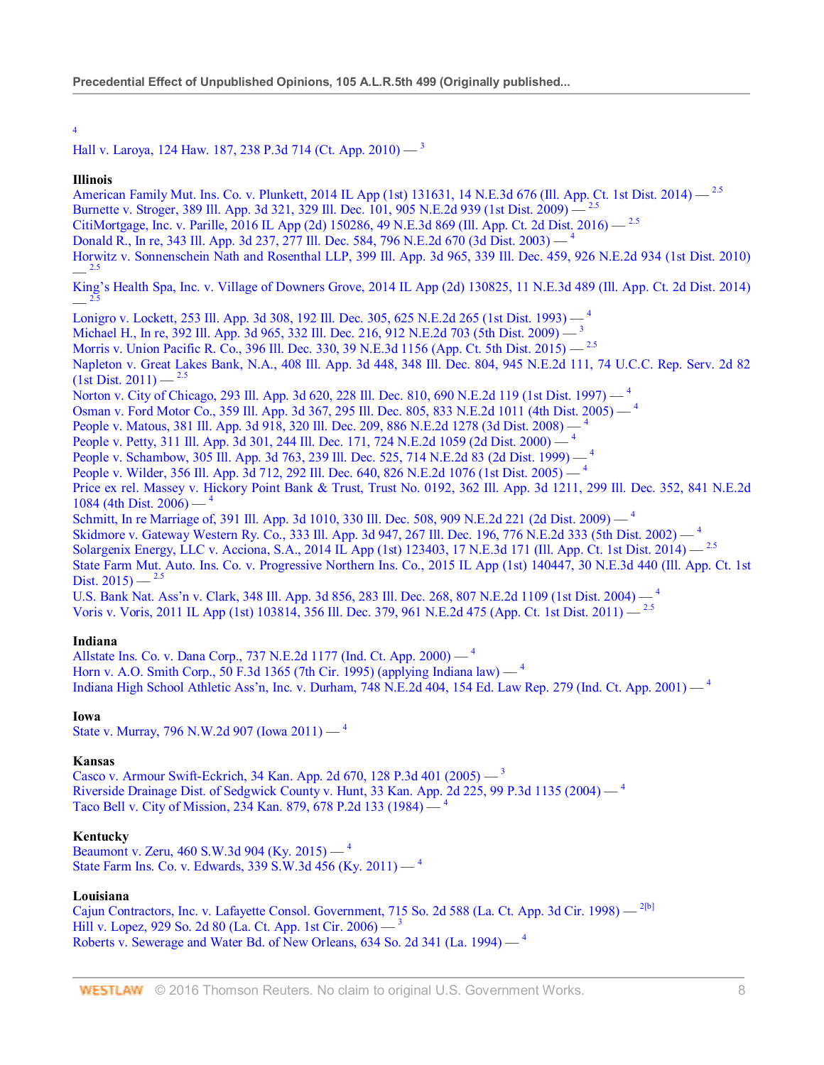[4]

Hall v. Laroya, 124 Haw. 187, 238 P.3d 714 (Ct. App. 2010) — [3]

**Illinois**

American Family Mut. Ins. Co. v. Plunkett, 2014 IL App (1st) 131631, 14 N.E.3d 676 (Ill. App. Ct. 1st Dist. 2014) — [2.5]
Burnette v. Stroger, 389 Ill. App. 3d 321, 329 Ill. Dec. 101, 905 N.E.2d 939 (1st Dist. 2009) — [2.5]
CitiMortgage, Inc. v. Parille, 2016 IL App (2d) 150286, 49 N.E.3d 869 (Ill. App. Ct. 2d Dist. 2016) — [2.5]
Donald R., In re, 343 Ill. App. 3d 237, 277 Ill. Dec. 584, 796 N.E.2d 670 (3d Dist. 2003) — [4]
Horwitz v. Sonnenschein Nath and Rosenthal LLP, 399 Ill. App. 3d 965, 339 Ill. Dec. 459, 926 N.E.2d 934 (1st Dist. 2010) — [2.5]
King's Health Spa, Inc. v. Village of Downers Grove, 2014 IL App (2d) 130825, 11 N.E.3d 489 (Ill. App. Ct. 2d Dist. 2014) — [2.5]
Lonigro v. Lockett, 253 Ill. App. 3d 308, 192 Ill. Dec. 305, 625 N.E.2d 265 (1st Dist. 1993) — [4]
Michael H., In re, 392 Ill. App. 3d 965, 332 Ill. Dec. 216, 912 N.E.2d 703 (5th Dist. 2009) — [3]
Morris v. Union Pacific R. Co., 396 Ill. Dec. 330, 39 N.E.3d 1156 (App. Ct. 5th Dist. 2015) — [2.5]
Napleton v. Great Lakes Bank, N.A., 408 Ill. App. 3d 448, 348 Ill. Dec. 804, 945 N.E.2d 111, 74 U.C.C. Rep. Serv. 2d 82 (1st Dist. 2011) — [2.5]
Norton v. City of Chicago, 293 Ill. App. 3d 620, 228 Ill. Dec. 810, 690 N.E.2d 119 (1st Dist. 1997) — [4]
Osman v. Ford Motor Co., 359 Ill. App. 3d 367, 295 Ill. Dec. 805, 833 N.E.2d 1011 (4th Dist. 2005) — [4]
People v. Matous, 381 Ill. App. 3d 918, 320 Ill. Dec. 209, 886 N.E.2d 1278 (3d Dist. 2008) — [4]
People v. Petty, 311 Ill. App. 3d 301, 244 Ill. Dec. 171, 724 N.E.2d 1059 (2d Dist. 2000) — [4]
People v. Schambow, 305 Ill. App. 3d 763, 239 Ill. Dec. 525, 714 N.E.2d 83 (2d Dist. 1999) — [4]
People v. Wilder, 356 Ill. App. 3d 712, 292 Ill. Dec. 640, 826 N.E.2d 1076 (1st Dist. 2005) — [4]
Price ex rel. Massey v. Hickory Point Bank & Trust, Trust No. 0192, 362 Ill. App. 3d 1211, 299 Ill. Dec. 352, 841 N.E.2d 1084 (4th Dist. 2006) — [4]
Schmitt, In re Marriage of, 391 Ill. App. 3d 1010, 330 Ill. Dec. 508, 909 N.E.2d 221 (2d Dist. 2009) — [4]
Skidmore v. Gateway Western Ry. Co., 333 Ill. App. 3d 947, 267 Ill. Dec. 196, 776 N.E.2d 333 (5th Dist. 2002) — [4]
Solargenix Energy, LLC v. Acciona, S.A., 2014 IL App (1st) 123403, 17 N.E.3d 171 (Ill. App. Ct. 1st Dist. 2014) — [2.5]
State Farm Mut. Auto. Ins. Co. v. Progressive Northern Ins. Co., 2015 IL App (1st) 140447, 30 N.E.3d 440 (Ill. App. Ct. 1st Dist. 2015) — [2.5]
U.S. Bank Nat. Ass'n v. Clark, 348 Ill. App. 3d 856, 283 Ill. Dec. 268, 807 N.E.2d 1109 (1st Dist. 2004) — [4]
Voris v. Voris, 2011 IL App (1st) 103814, 356 Ill. Dec. 379, 961 N.E.2d 475 (App. Ct. 1st Dist. 2011) — [2.5]

**Indiana**

Allstate Ins. Co. v. Dana Corp., 737 N.E.2d 1177 (Ind. Ct. App. 2000) — [4]
Horn v. A.O. Smith Corp., 50 F.3d 1365 (7th Cir. 1995) (applying Indiana law) — [4]
Indiana High School Athletic Ass'n, Inc. v. Durham, 748 N.E.2d 404, 154 Ed. Law Rep. 279 (Ind. Ct. App. 2001) — [4]

**Iowa**

State v. Murray, 796 N.W.2d 907 (Iowa 2011) — [4]

**Kansas**

Casco v. Armour Swift-Eckrich, 34 Kan. App. 2d 670, 128 P.3d 401 (2005) — [3]
Riverside Drainage Dist. of Sedgwick County v. Hunt, 33 Kan. App. 2d 225, 99 P.3d 1135 (2004) — [4]
Taco Bell v. City of Mission, 234 Kan. 879, 678 P.2d 133 (1984) — [4]

**Kentucky**

Beaumont v. Zeru, 460 S.W.3d 904 (Ky. 2015) — [4]
State Farm Ins. Co. v. Edwards, 339 S.W.3d 456 (Ky. 2011) — [4]

**Louisiana**

Cajun Contractors, Inc. v. Lafayette Consol. Government, 715 So. 2d 588 (La. Ct. App. 3d Cir. 1998) — [2[b]]
Hill v. Lopez, 929 So. 2d 80 (La. Ct. App. 1st Cir. 2006) — [3]
Roberts v. Sewerage and Water Bd. of New Orleans, 634 So. 2d 341 (La. 1994) — [4]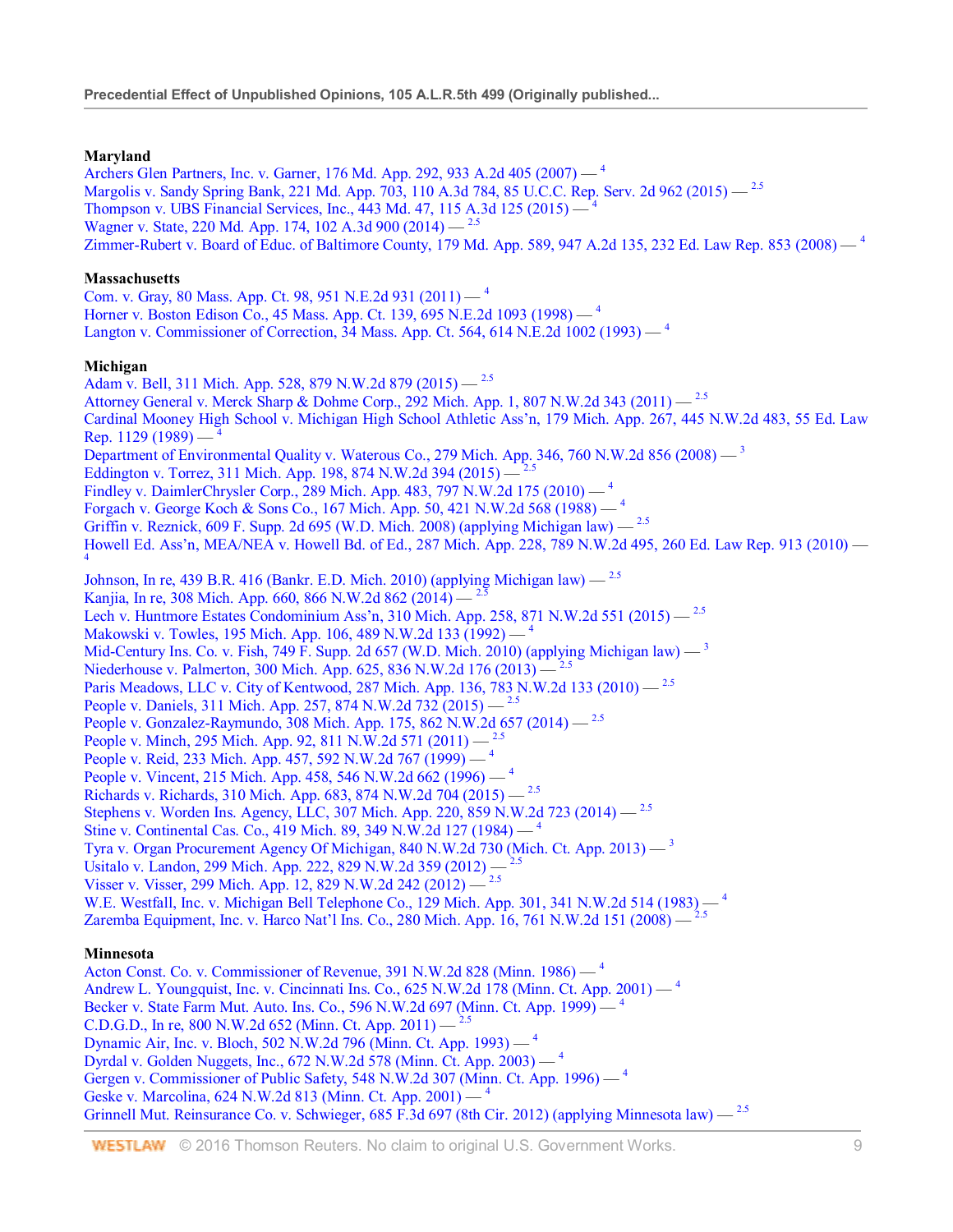**Maryland**

Archers Glen Partners, Inc. v. Garner, 176 Md. App. 292, 933 A.2d 405 (2007) — [4]
Margolis v. Sandy Spring Bank, 221 Md. App. 703, 110 A.3d 784, 85 U.C.C. Rep. Serv. 2d 962 (2015) — [2.5]
Thompson v. UBS Financial Services, Inc., 443 Md. 47, 115 A.3d 125 (2015) — [4]
Wagner v. State, 220 Md. App. 174, 102 A.3d 900 (2014) — [2.5]
Zimmer-Rubert v. Board of Educ. of Baltimore County, 179 Md. App. 589, 947 A.2d 135, 232 Ed. Law Rep. 853 (2008) — [4]

**Massachusetts**

Com. v. Gray, 80 Mass. App. Ct. 98, 951 N.E.2d 931 (2011) — [4]
Horner v. Boston Edison Co., 45 Mass. App. Ct. 139, 695 N.E.2d 1093 (1998) — [4]
Langton v. Commissioner of Correction, 34 Mass. App. Ct. 564, 614 N.E.2d 1002 (1993) — [4]

**Michigan**

Adam v. Bell, 311 Mich. App. 528, 879 N.W.2d 879 (2015) — [2.5]
Attorney General v. Merck Sharp & Dohme Corp., 292 Mich. App. 1, 807 N.W.2d 343 (2011) — [2.5]
Cardinal Mooney High School v. Michigan High School Athletic Ass'n, 179 Mich. App. 267, 445 N.W.2d 483, 55 Ed. Law Rep. 1129 (1989) — [4]
Department of Environmental Quality v. Waterous Co., 279 Mich. App. 346, 760 N.W.2d 856 (2008) — [3]
Eddington v. Torrez, 311 Mich. App. 198, 874 N.W.2d 394 (2015) — [2.5]
Findley v. DaimlerChrysler Corp., 289 Mich. App. 483, 797 N.W.2d 175 (2010) — [4]
Forgach v. George Koch & Sons Co., 167 Mich. App. 50, 421 N.W.2d 568 (1988) — [4]
Griffin v. Reznick, 609 F. Supp. 2d 695 (W.D. Mich. 2008) (applying Michigan law) — [2.5]
Howell Ed. Ass'n, MEA/NEA v. Howell Bd. of Ed., 287 Mich. App. 228, 789 N.W.2d 495, 260 Ed. Law Rep. 913 (2010) — [4]
Johnson, In re, 439 B.R. 416 (Bankr. E.D. Mich. 2010) (applying Michigan law) — [2.5]
Kanjia, In re, 308 Mich. App. 660, 866 N.W.2d 862 (2014) — [2.5]
Lech v. Huntmore Estates Condominium Ass'n, 310 Mich. App. 258, 871 N.W.2d 551 (2015) — [2.5]
Makowski v. Towles, 195 Mich. App. 106, 489 N.W.2d 133 (1992) — [4]
Mid-Century Ins. Co. v. Fish, 749 F. Supp. 2d 657 (W.D. Mich. 2010) (applying Michigan law) — [3]
Niederhouse v. Palmerton, 300 Mich. App. 625, 836 N.W.2d 176 (2013) — [2.5]
Paris Meadows, LLC v. City of Kentwood, 287 Mich. App. 136, 783 N.W.2d 133 (2010) — [2.5]
People v. Daniels, 311 Mich. App. 257, 874 N.W.2d 732 (2015) — [2.5]
People v. Gonzalez-Raymundo, 308 Mich. App. 175, 862 N.W.2d 657 (2014) — [2.5]
People v. Minch, 295 Mich. App. 92, 811 N.W.2d 571 (2011) — [2.5]
People v. Reid, 233 Mich. App. 457, 592 N.W.2d 767 (1999) — [4]
People v. Vincent, 215 Mich. App. 458, 546 N.W.2d 662 (1996) — [4]
Richards v. Richards, 310 Mich. App. 683, 874 N.W.2d 704 (2015) — [2.5]
Stephens v. Worden Ins. Agency, LLC, 307 Mich. App. 220, 859 N.W.2d 723 (2014) — [2.5]
Stine v. Continental Cas. Co., 419 Mich. 89, 349 N.W.2d 127 (1984) — [4]
Tyra v. Organ Procurement Agency Of Michigan, 840 N.W.2d 730 (Mich. Ct. App. 2013) — [3]
Usitalo v. Landon, 299 Mich. App. 222, 829 N.W.2d 359 (2012) — [2.5]
Visser v. Visser, 299 Mich. App. 12, 829 N.W.2d 242 (2012) — [2.5]
W.E. Westfall, Inc. v. Michigan Bell Telephone Co., 129 Mich. App. 301, 341 N.W.2d 514 (1983) — [4]
Zaremba Equipment, Inc. v. Harco Nat'l Ins. Co., 280 Mich. App. 16, 761 N.W.2d 151 (2008) — [2.5]

**Minnesota**

Acton Const. Co. v. Commissioner of Revenue, 391 N.W.2d 828 (Minn. 1986) — [4]
Andrew L. Youngquist, Inc. v. Cincinnati Ins. Co., 625 N.W.2d 178 (Minn. Ct. App. 2001) — [4]
Becker v. State Farm Mut. Auto. Ins. Co., 596 N.W.2d 697 (Minn. Ct. App. 1999) — [4]
C.D.G.D., In re, 800 N.W.2d 652 (Minn. Ct. App. 2011) — [2.5]
Dynamic Air, Inc. v. Bloch, 502 N.W.2d 796 (Minn. Ct. App. 1993) — [4]
Dyrdal v. Golden Nuggets, Inc., 672 N.W.2d 578 (Minn. Ct. App. 2003) — [4]
Gergen v. Commissioner of Public Safety, 548 N.W.2d 307 (Minn. Ct. App. 1996) — [4]
Geske v. Marcolina, 624 N.W.2d 813 (Minn. Ct. App. 2001) — [4]
Grinnell Mut. Reinsurance Co. v. Schwieger, 685 F.3d 697 (8th Cir. 2012) (applying Minnesota law) — [2.5]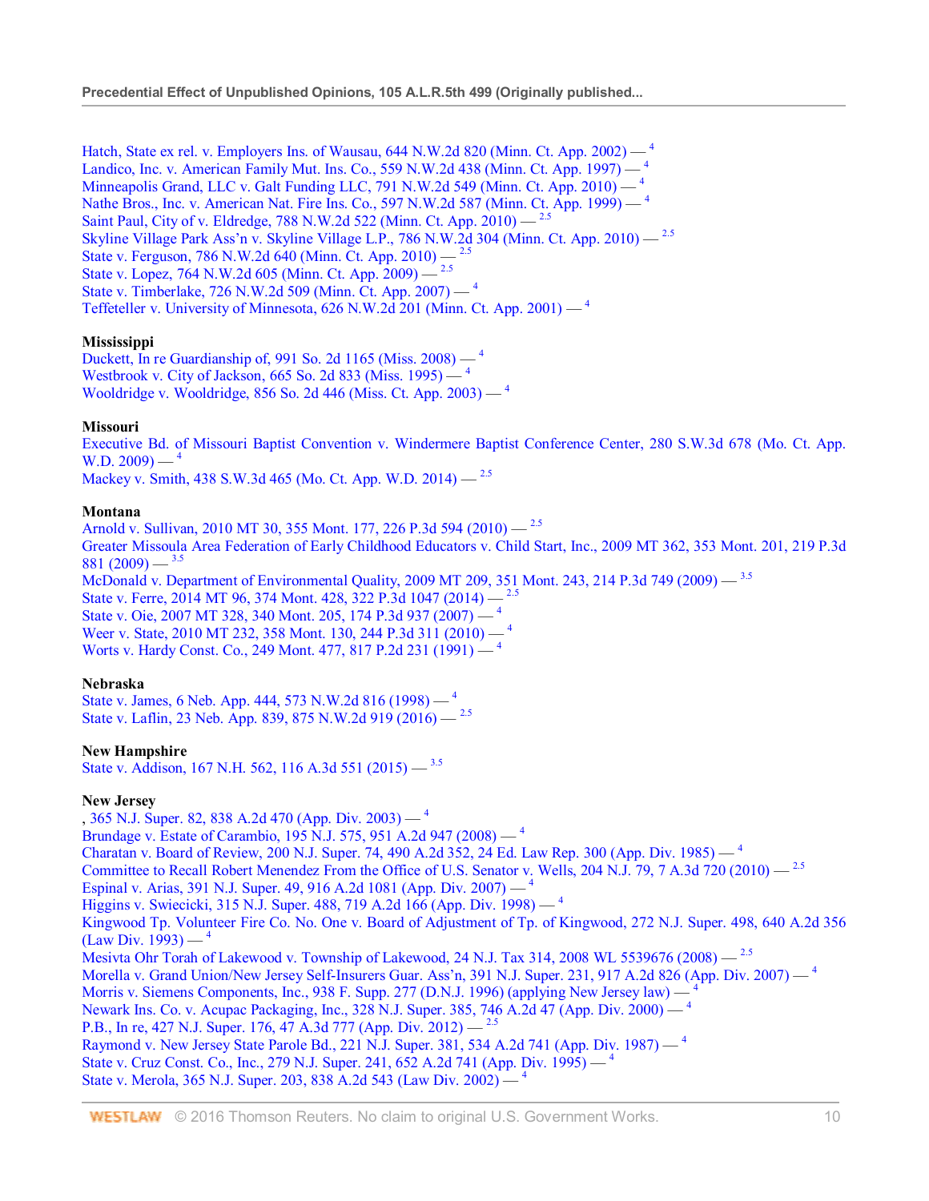Hatch, State ex rel. v. Employers Ins. of Wausau, 644 N.W.2d 820 (Minn. Ct. App. 2002) — [4]
Landico, Inc. v. American Family Mut. Ins. Co., 559 N.W.2d 438 (Minn. Ct. App. 1997) — [4]
Minneapolis Grand, LLC v. Galt Funding LLC, 791 N.W.2d 549 (Minn. Ct. App. 2010) — [4]
Nathe Bros., Inc. v. American Nat. Fire Ins. Co., 597 N.W.2d 587 (Minn. Ct. App. 1999) — [4]
Saint Paul, City of v. Eldredge, 788 N.W.2d 522 (Minn. Ct. App. 2010) — [2.5]
Skyline Village Park Ass'n v. Skyline Village L.P., 786 N.W.2d 304 (Minn. Ct. App. 2010) — [2.5]
State v. Ferguson, 786 N.W.2d 640 (Minn. Ct. App. 2010) — [2.5]
State v. Lopez, 764 N.W.2d 605 (Minn. Ct. App. 2009) — [2.5]
State v. Timberlake, 726 N.W.2d 509 (Minn. Ct. App. 2007) — [4]
Teffeteller v. University of Minnesota, 626 N.W.2d 201 (Minn. Ct. App. 2001) — [4]

**Mississippi**

Duckett, In re Guardianship of, 991 So. 2d 1165 (Miss. 2008) — [4]
Westbrook v. City of Jackson, 665 So. 2d 833 (Miss. 1995) — [4]
Wooldridge v. Wooldridge, 856 So. 2d 446 (Miss. Ct. App. 2003) — [4]

**Missouri**

Executive Bd. of Missouri Baptist Convention v. Windermere Baptist Conference Center, 280 S.W.3d 678 (Mo. Ct. App. W.D. 2009) — [4]
Mackey v. Smith, 438 S.W.3d 465 (Mo. Ct. App. W.D. 2014) — [2.5]

**Montana**

Arnold v. Sullivan, 2010 MT 30, 355 Mont. 177, 226 P.3d 594 (2010) — [2.5]
Greater Missoula Area Federation of Early Childhood Educators v. Child Start, Inc., 2009 MT 362, 353 Mont. 201, 219 P.3d 881 (2009) — [3.5]
McDonald v. Department of Environmental Quality, 2009 MT 209, 351 Mont. 243, 214 P.3d 749 (2009) — [3.5]
State v. Ferre, 2014 MT 96, 374 Mont. 428, 322 P.3d 1047 (2014) — [2.5]
State v. Oie, 2007 MT 328, 340 Mont. 205, 174 P.3d 937 (2007) — [4]
Weer v. State, 2010 MT 232, 358 Mont. 130, 244 P.3d 311 (2010) — [4]
Worts v. Hardy Const. Co., 249 Mont. 477, 817 P.2d 231 (1991) — [4]

**Nebraska**

State v. James, 6 Neb. App. 444, 573 N.W.2d 816 (1998) — [4]
State v. Laflin, 23 Neb. App. 839, 875 N.W.2d 919 (2016) — [2.5]

**New Hampshire**

State v. Addison, 167 N.H. 562, 116 A.3d 551 (2015) — [3.5]

**New Jersey**

, 365 N.J. Super. 82, 838 A.2d 470 (App. Div. 2003) — [4]
Brundage v. Estate of Carambio, 195 N.J. 575, 951 A.2d 947 (2008) — [4]
Charatan v. Board of Review, 200 N.J. Super. 74, 490 A.2d 352, 24 Ed. Law Rep. 300 (App. Div. 1985) — [4]
Committee to Recall Robert Menendez From the Office of U.S. Senator v. Wells, 204 N.J. 79, 7 A.3d 720 (2010) — [2.5]
Espinal v. Arias, 391 N.J. Super. 49, 916 A.2d 1081 (App. Div. 2007) — [4]
Higgins v. Swiecicki, 315 N.J. Super. 488, 719 A.2d 166 (App. Div. 1998) — [4]
Kingwood Tp. Volunteer Fire Co. No. One v. Board of Adjustment of Tp. of Kingwood, 272 N.J. Super. 498, 640 A.2d 356 (Law Div. 1993) — [4]
Mesivta Ohr Torah of Lakewood v. Township of Lakewood, 24 N.J. Tax 314, 2008 WL 5539676 (2008) — [2.5]
Morella v. Grand Union/New Jersey Self-Insurers Guar. Ass'n, 391 N.J. Super. 231, 917 A.2d 826 (App. Div. 2007) — [4]
Morris v. Siemens Components, Inc., 938 F. Supp. 277 (D.N.J. 1996) (applying New Jersey law) — [4]
Newark Ins. Co. v. Acupac Packaging, Inc., 328 N.J. Super. 385, 746 A.2d 47 (App. Div. 2000) — [4]
P.B., In re, 427 N.J. Super. 176, 47 A.3d 777 (App. Div. 2012) — [2.5]
Raymond v. New Jersey State Parole Bd., 221 N.J. Super. 381, 534 A.2d 741 (App. Div. 1987) — [4]
State v. Cruz Const. Co., Inc., 279 N.J. Super. 241, 652 A.2d 741 (App. Div. 1995) — [4]
State v. Merola, 365 N.J. Super. 203, 838 A.2d 543 (Law Div. 2002) — [4]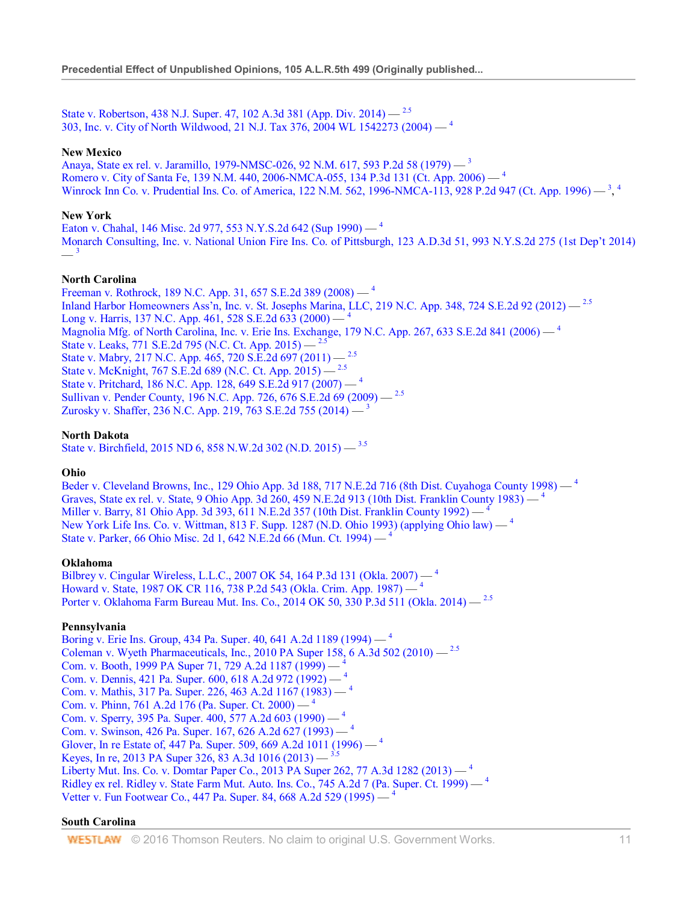State v. Robertson, 438 N.J. Super. 47, 102 A.3d 381 (App. Div. 2014) — [2.5]
303, Inc. v. City of North Wildwood, 21 N.J. Tax 376, 2004 WL 1542273 (2004) — [4]

**New Mexico**
Anaya, State ex rel. v. Jaramillo, 1979-NMSC-026, 92 N.M. 617, 593 P.2d 58 (1979) — [3]
Romero v. City of Santa Fe, 139 N.M. 440, 2006-NMCA-055, 134 P.3d 131 (Ct. App. 2006) — [4]
Winrock Inn Co. v. Prudential Ins. Co. of America, 122 N.M. 562, 1996-NMCA-113, 928 P.2d 947 (Ct. App. 1996) — [3], [4]

**New York**
Eaton v. Chahal, 146 Misc. 2d 977, 553 N.Y.S.2d 642 (Sup 1990) — [4]
Monarch Consulting, Inc. v. National Union Fire Ins. Co. of Pittsburgh, 123 A.D.3d 51, 993 N.Y.S.2d 275 (1st Dep't 2014) — [3]

**North Carolina**
Freeman v. Rothrock, 189 N.C. App. 31, 657 S.E.2d 389 (2008) — [4]
Inland Harbor Homeowners Ass'n, Inc. v. St. Josephs Marina, LLC, 219 N.C. App. 348, 724 S.E.2d 92 (2012) — [2.5]
Long v. Harris, 137 N.C. App. 461, 528 S.E.2d 633 (2000) — [4]
Magnolia Mfg. of North Carolina, Inc. v. Erie Ins. Exchange, 179 N.C. App. 267, 633 S.E.2d 841 (2006) — [4]
State v. Leaks, 771 S.E.2d 795 (N.C. Ct. App. 2015) — [2.5]
State v. Mabry, 217 N.C. App. 465, 720 S.E.2d 697 (2011) — [2.5]
State v. McKnight, 767 S.E.2d 689 (N.C. Ct. App. 2015) — [2.5]
State v. Pritchard, 186 N.C. App. 128, 649 S.E.2d 917 (2007) — [4]
Sullivan v. Pender County, 196 N.C. App. 726, 676 S.E.2d 69 (2009) — [2.5]
Zurosky v. Shaffer, 236 N.C. App. 219, 763 S.E.2d 755 (2014) — [3]

**North Dakota**
State v. Birchfield, 2015 ND 6, 858 N.W.2d 302 (N.D. 2015) — [3.5]

**Ohio**
Beder v. Cleveland Browns, Inc., 129 Ohio App. 3d 188, 717 N.E.2d 716 (8th Dist. Cuyahoga County 1998) — [4]
Graves, State ex rel. v. State, 9 Ohio App. 3d 260, 459 N.E.2d 913 (10th Dist. Franklin County 1983) — [4]
Miller v. Barry, 81 Ohio App. 3d 393, 611 N.E.2d 357 (10th Dist. Franklin County 1992) — [4]
New York Life Ins. Co. v. Wittman, 813 F. Supp. 1287 (N.D. Ohio 1993) (applying Ohio law) — [4]
State v. Parker, 66 Ohio Misc. 2d 1, 642 N.E.2d 66 (Mun. Ct. 1994) — [4]

**Oklahoma**
Bilbrey v. Cingular Wireless, L.L.C., 2007 OK 54, 164 P.3d 131 (Okla. 2007) — [4]
Howard v. State, 1987 OK CR 116, 738 P.2d 543 (Okla. Crim. App. 1987) — [4]
Porter v. Oklahoma Farm Bureau Mut. Ins. Co., 2014 OK 50, 330 P.3d 511 (Okla. 2014) — [2.5]

**Pennsylvania**
Boring v. Erie Ins. Group, 434 Pa. Super. 40, 641 A.2d 1189 (1994) — [4]
Coleman v. Wyeth Pharmaceuticals, Inc., 2010 PA Super 158, 6 A.3d 502 (2010) — [2.5]
Com. v. Booth, 1999 PA Super 71, 729 A.2d 1187 (1999) — [4]
Com. v. Dennis, 421 Pa. Super. 600, 618 A.2d 972 (1992) — [4]
Com. v. Mathis, 317 Pa. Super. 226, 463 A.2d 1167 (1983) — [4]
Com. v. Phinn, 761 A.2d 176 (Pa. Super. Ct. 2000) — [4]
Com. v. Sperry, 395 Pa. Super. 400, 577 A.2d 603 (1990) — [4]
Com. v. Swinson, 426 Pa. Super. 167, 626 A.2d 627 (1993) — [4]
Glover, In re Estate of, 447 Pa. Super. 509, 669 A.2d 1011 (1996) — [4]
Keyes, In re, 2013 PA Super 326, 83 A.3d 1016 (2013) — [3.5]
Liberty Mut. Ins. Co. v. Domtar Paper Co., 2013 PA Super 262, 77 A.3d 1282 (2013) — [4]
Ridley ex rel. Ridley v. State Farm Mut. Auto. Ins. Co., 745 A.2d 7 (Pa. Super. Ct. 1999) — [4]
Vetter v. Fun Footwear Co., 447 Pa. Super. 84, 668 A.2d 529 (1995) — [4]

**South Carolina**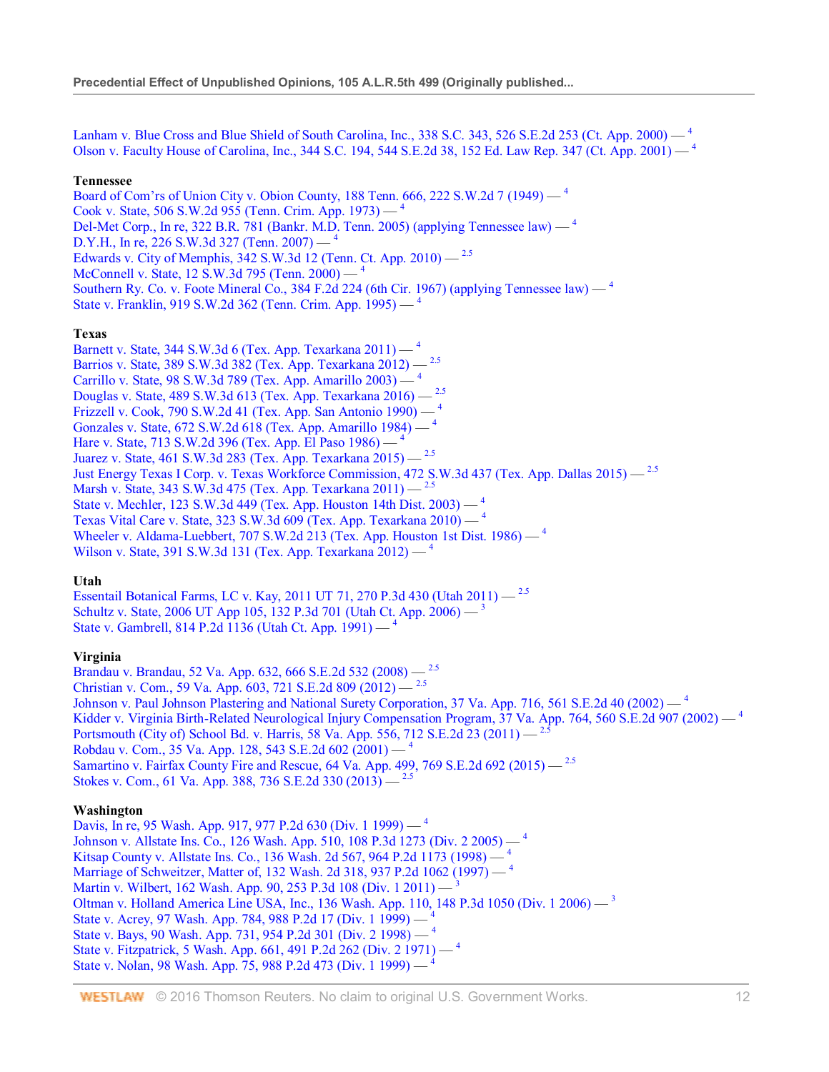Lanham v. Blue Cross and Blue Shield of South Carolina, Inc., 338 S.C. 343, 526 S.E.2d 253 (Ct. App. 2000) — [4]
Olson v. Faculty House of Carolina, Inc., 344 S.C. 194, 544 S.E.2d 38, 152 Ed. Law Rep. 347 (Ct. App. 2001) — [4]

**Tennessee**

Board of Com'rs of Union City v. Obion County, 188 Tenn. 666, 222 S.W.2d 7 (1949) — [4]
Cook v. State, 506 S.W.2d 955 (Tenn. Crim. App. 1973) — [4]
Del-Met Corp., In re, 322 B.R. 781 (Bankr. M.D. Tenn. 2005) (applying Tennessee law) — [4]
D.Y.H., In re, 226 S.W.3d 327 (Tenn. 2007) — [4]
Edwards v. City of Memphis, 342 S.W.3d 12 (Tenn. Ct. App. 2010) — [2.5]
McConnell v. State, 12 S.W.3d 795 (Tenn. 2000) — [4]
Southern Ry. Co. v. Foote Mineral Co., 384 F.2d 224 (6th Cir. 1967) (applying Tennessee law) — [4]
State v. Franklin, 919 S.W.2d 362 (Tenn. Crim. App. 1995) — [4]

**Texas**

Barnett v. State, 344 S.W.3d 6 (Tex. App. Texarkana 2011) — [4]
Barrios v. State, 389 S.W.3d 382 (Tex. App. Texarkana 2012) — [2.5]
Carrillo v. State, 98 S.W.3d 789 (Tex. App. Amarillo 2003) — [4]
Douglas v. State, 489 S.W.3d 613 (Tex. App. Texarkana 2016) — [2.5]
Frizzell v. Cook, 790 S.W.2d 41 (Tex. App. San Antonio 1990) — [4]
Gonzales v. State, 672 S.W.2d 618 (Tex. App. Amarillo 1984) — [4]
Hare v. State, 713 S.W.2d 396 (Tex. App. El Paso 1986) — [4]
Juarez v. State, 461 S.W.3d 283 (Tex. App. Texarkana 2015) — [2.5]
Just Energy Texas I Corp. v. Texas Workforce Commission, 472 S.W.3d 437 (Tex. App. Dallas 2015) — [2.5]
Marsh v. State, 343 S.W.3d 475 (Tex. App. Texarkana 2011) — [2.5]
State v. Mechler, 123 S.W.3d 449 (Tex. App. Houston 14th Dist. 2003) — [4]
Texas Vital Care v. State, 323 S.W.3d 609 (Tex. App. Texarkana 2010) — [4]
Wheeler v. Aldama-Luebbert, 707 S.W.2d 213 (Tex. App. Houston 1st Dist. 1986) — [4]
Wilson v. State, 391 S.W.3d 131 (Tex. App. Texarkana 2012) — [4]

**Utah**

Essentail Botanical Farms, LC v. Kay, 2011 UT 71, 270 P.3d 430 (Utah 2011) — [2.5]
Schultz v. State, 2006 UT App 105, 132 P.3d 701 (Utah Ct. App. 2006) — [3]
State v. Gambrell, 814 P.2d 1136 (Utah Ct. App. 1991) — [4]

**Virginia**

Brandau v. Brandau, 52 Va. App. 632, 666 S.E.2d 532 (2008) — [2.5]
Christian v. Com., 59 Va. App. 603, 721 S.E.2d 809 (2012) — [2.5]
Johnson v. Paul Johnson Plastering and National Surety Corporation, 37 Va. App. 716, 561 S.E.2d 40 (2002) — [4]
Kidder v. Virginia Birth-Related Neurological Injury Compensation Program, 37 Va. App. 764, 560 S.E.2d 907 (2002) — [4]
Portsmouth (City of) School Bd. v. Harris, 58 Va. App. 556, 712 S.E.2d 23 (2011) — [2.5]
Robdau v. Com., 35 Va. App. 128, 543 S.E.2d 602 (2001) — [4]
Samartino v. Fairfax County Fire and Rescue, 64 Va. App. 499, 769 S.E.2d 692 (2015) — [2.5]
Stokes v. Com., 61 Va. App. 388, 736 S.E.2d 330 (2013) — [2.5]

**Washington**

Davis, In re, 95 Wash. App. 917, 977 P.2d 630 (Div. 1 1999) — [4]
Johnson v. Allstate Ins. Co., 126 Wash. App. 510, 108 P.3d 1273 (Div. 2 2005) — [4]
Kitsap County v. Allstate Ins. Co., 136 Wash. 2d 567, 964 P.2d 1173 (1998) — [4]
Marriage of Schweitzer, Matter of, 132 Wash. 2d 318, 937 P.2d 1062 (1997) — [4]
Martin v. Wilbert, 162 Wash. App. 90, 253 P.3d 108 (Div. 1 2011) — [3]
Oltman v. Holland America Line USA, Inc., 136 Wash. App. 110, 148 P.3d 1050 (Div. 1 2006) — [3]
State v. Acrey, 97 Wash. App. 784, 988 P.2d 17 (Div. 1 1999) — [4]
State v. Bays, 90 Wash. App. 731, 954 P.2d 301 (Div. 2 1998) — [4]
State v. Fitzpatrick, 5 Wash. App. 661, 491 P.2d 262 (Div. 2 1971) — [4]
State v. Nolan, 98 Wash. App. 75, 988 P.2d 473 (Div. 1 1999) — [4]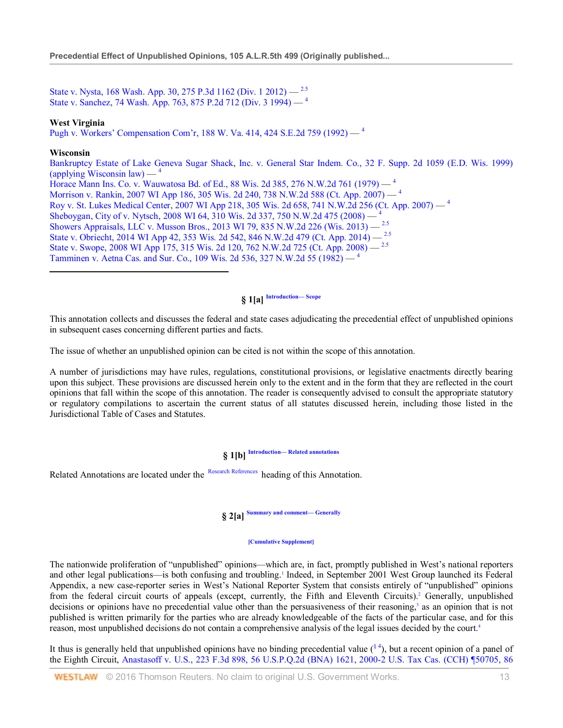State v. Nysta, 168 Wash. App. 30, 275 P.3d 1162 (Div. 1 2012) — [2.5]
State v. Sanchez, 74 Wash. App. 763, 875 P.2d 712 (Div. 3 1994) — [4]

**West Virginia**
Pugh v. Workers' Compensation Com'r, 188 W. Va. 414, 424 S.E.2d 759 (1992) — [4]

**Wisconsin**
Bankruptcy Estate of Lake Geneva Sugar Shack, Inc. v. General Star Indem. Co., 32 F. Supp. 2d 1059 (E.D. Wis. 1999) (applying Wisconsin law) — [4]
Horace Mann Ins. Co. v. Wauwatosa Bd. of Ed., 88 Wis. 2d 385, 276 N.W.2d 761 (1979) — [4]
Morrison v. Rankin, 2007 WI App 186, 305 Wis. 2d 240, 738 N.W.2d 588 (Ct. App. 2007) — [4]
Roy v. St. Lukes Medical Center, 2007 WI App 218, 305 Wis. 2d 658, 741 N.W.2d 256 (Ct. App. 2007) — [4]
Sheboygan, City of v. Nytsch, 2008 WI 64, 310 Wis. 2d 337, 750 N.W.2d 475 (2008) — [4]
Showers Appraisals, LLC v. Musson Bros., 2013 WI 79, 835 N.W.2d 226 (Wis. 2013) — [2.5]
State v. Obriecht, 2014 WI App 42, 353 Wis. 2d 542, 846 N.W.2d 479 (Ct. App. 2014) — [2.5]
State v. Swope, 2008 WI App 175, 315 Wis. 2d 120, 762 N.W.2d 725 (Ct. App. 2008) — [2.5]
Tamminen v. Aetna Cas. and Sur. Co., 109 Wis. 2d 536, 327 N.W.2d 55 (1982) — [4]

---

## § 1[a] Introduction— Scope

This annotation collects and discusses the federal and state cases adjudicating the precedential effect of unpublished opinions in subsequent cases concerning different parties and facts.

The issue of whether an unpublished opinion can be cited is not within the scope of this annotation.

A number of jurisdictions may have rules, regulations, constitutional provisions, or legislative enactments directly bearing upon this subject. These provisions are discussed herein only to the extent and in the form that they are reflected in the court opinions that fall within the scope of this annotation. The reader is consequently advised to consult the appropriate statutory or regulatory compilations to ascertain the current status of all statutes discussed herein, including those listed in the Jurisdictional Table of Cases and Statutes.

## § 1[b] Introduction— Related annotations

Related Annotations are located under the Research References heading of this Annotation.

## § 2[a] Summary and comment— Generally

[Cumulative Supplement]

The nationwide proliferation of "unpublished" opinions—which are, in fact, promptly published in West's national reporters and other legal publications—is both confusing and troubling.[1] Indeed, in September 2001 West Group launched its Federal Appendix, a new case-reporter series in West's National Reporter System that consists entirely of "unpublished" opinions from the federal circuit courts of appeals (except, currently, the Fifth and Eleventh Circuits).[2] Generally, unpublished decisions or opinions have no precedential value other than the persuasiveness of their reasoning,[3] as an opinion that is not published is written primarily for the parties who are already knowledgeable of the facts of the particular case, and for this reason, most unpublished decisions do not contain a comprehensive analysis of the legal issues decided by the court.[4]

It thus is generally held that unpublished opinions have no binding precedential value (§ 4), but a recent opinion of a panel of the Eighth Circuit, Anastasoff v. U.S., 223 F.3d 898, 56 U.S.P.Q.2d (BNA) 1621, 2000-2 U.S. Tax Cas. (CCH) ¶50705, 86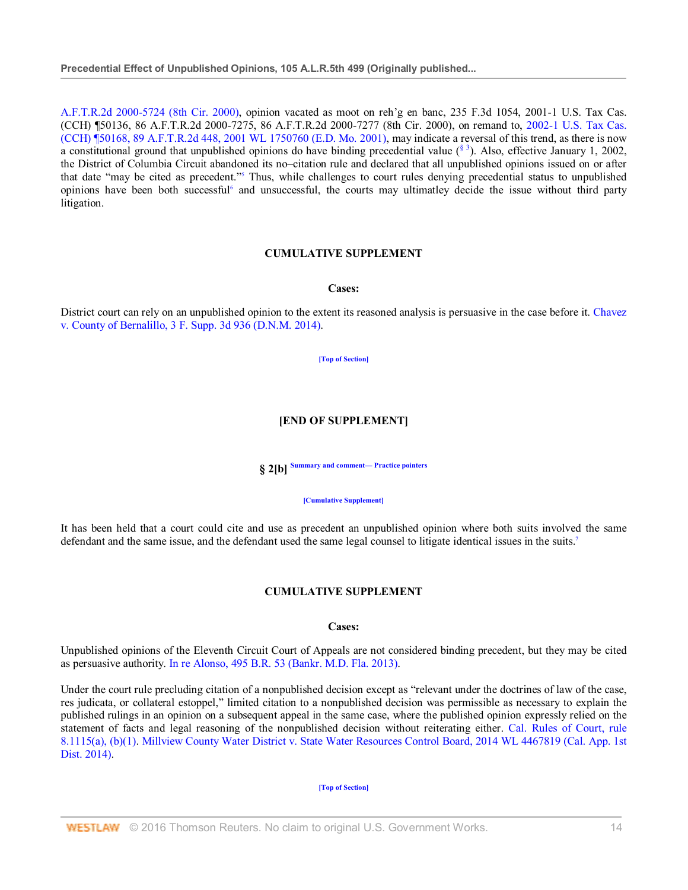A.F.T.R.2d 2000-5724 (8th Cir. 2000), opinion vacated as moot on reh'g en banc, 235 F.3d 1054, 2001-1 U.S. Tax Cas. (CCH) ¶50136, 86 A.F.T.R.2d 2000-7275, 86 A.F.T.R.2d 2000-7277 (8th Cir. 2000), on remand to, 2002-1 U.S. Tax Cas. (CCH) ¶50168, 89 A.F.T.R.2d 448, 2001 WL 1750760 (E.D. Mo. 2001), may indicate a reversal of this trend, as there is now a constitutional ground that unpublished opinions do have binding precedential value (§ 3). Also, effective January 1, 2002, the District of Columbia Circuit abandoned its no–citation rule and declared that all unpublished opinions issued on or after that date "may be cited as precedent."[5] Thus, while challenges to court rules denying precedential status to unpublished opinions have been both successful[6] and unsuccessful, the courts may ultimatley decide the issue without third party litigation.

**CUMULATIVE SUPPLEMENT**

**Cases:**

District court can rely on an unpublished opinion to the extent its reasoned analysis is persuasive in the case before it. Chavez v. County of Bernalillo, 3 F. Supp. 3d 936 (D.N.M. 2014).

[Top of Section]

**[END OF SUPPLEMENT]**

## § 2[b] Summary and comment— Practice pointers

[Cumulative Supplement]

It has been held that a court could cite and use as precedent an unpublished opinion where both suits involved the same defendant and the same issue, and the defendant used the same legal counsel to litigate identical issues in the suits.[7]

**CUMULATIVE SUPPLEMENT**

**Cases:**

Unpublished opinions of the Eleventh Circuit Court of Appeals are not considered binding precedent, but they may be cited as persuasive authority. In re Alonso, 495 B.R. 53 (Bankr. M.D. Fla. 2013).

Under the court rule precluding citation of a nonpublished decision except as "relevant under the doctrines of law of the case, res judicata, or collateral estoppel," limited citation to a nonpublished decision was permissible as necessary to explain the published rulings in an opinion on a subsequent appeal in the same case, where the published opinion expressly relied on the statement of facts and legal reasoning of the nonpublished decision without reiterating either. Cal. Rules of Court, rule 8.1115(a), (b)(1). Millview County Water District v. State Water Resources Control Board, 2014 WL 4467819 (Cal. App. 1st Dist. 2014).

[Top of Section]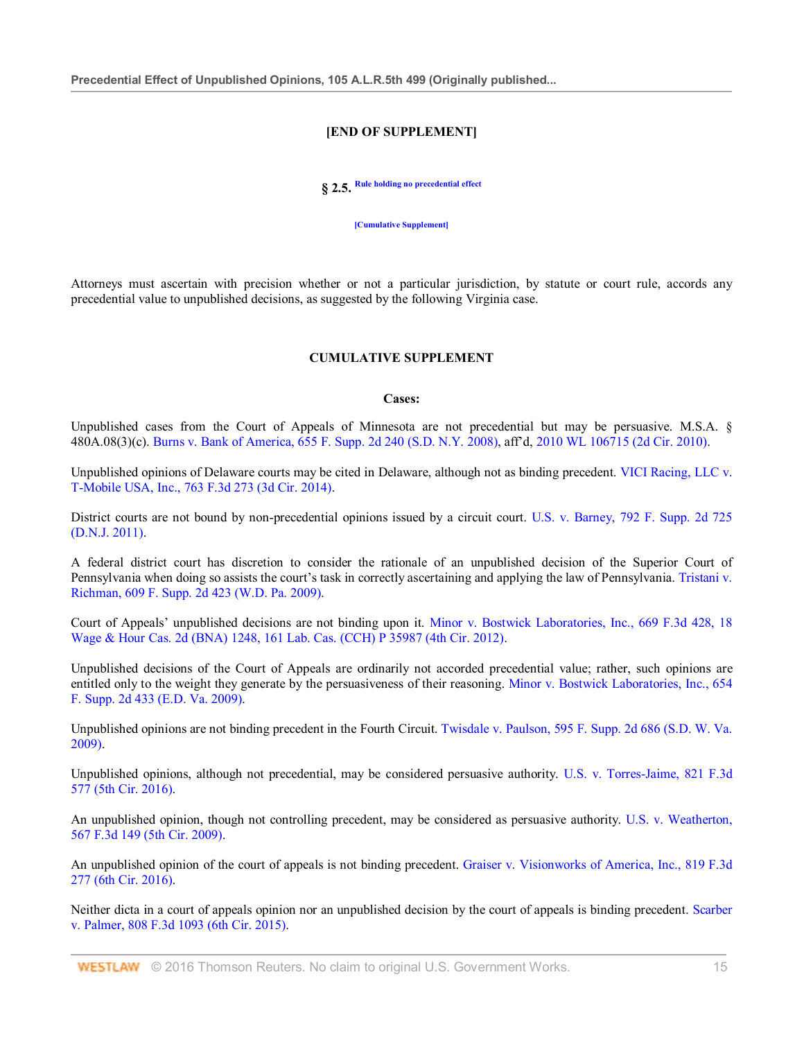**[END OF SUPPLEMENT]**

**§ 2.5.** Rule holding no precedential effect

[Cumulative Supplement]

Attorneys must ascertain with precision whether or not a particular jurisdiction, by statute or court rule, accords any precedential value to unpublished decisions, as suggested by the following Virginia case.

**CUMULATIVE SUPPLEMENT**

**Cases:**

Unpublished cases from the Court of Appeals of Minnesota are not precedential but may be persuasive. M.S.A. § 480A.08(3)(c). Burns v. Bank of America, 655 F. Supp. 2d 240 (S.D. N.Y. 2008), aff'd, 2010 WL 106715 (2d Cir. 2010).

Unpublished opinions of Delaware courts may be cited in Delaware, although not as binding precedent. VICI Racing, LLC v. T-Mobile USA, Inc., 763 F.3d 273 (3d Cir. 2014).

District courts are not bound by non-precedential opinions issued by a circuit court. U.S. v. Barney, 792 F. Supp. 2d 725 (D.N.J. 2011).

A federal district court has discretion to consider the rationale of an unpublished decision of the Superior Court of Pennsylvania when doing so assists the court's task in correctly ascertaining and applying the law of Pennsylvania. Tristani v. Richman, 609 F. Supp. 2d 423 (W.D. Pa. 2009).

Court of Appeals' unpublished decisions are not binding upon it. Minor v. Bostwick Laboratories, Inc., 669 F.3d 428, 18 Wage & Hour Cas. 2d (BNA) 1248, 161 Lab. Cas. (CCH) P 35987 (4th Cir. 2012).

Unpublished decisions of the Court of Appeals are ordinarily not accorded precedential value; rather, such opinions are entitled only to the weight they generate by the persuasiveness of their reasoning. Minor v. Bostwick Laboratories, Inc., 654 F. Supp. 2d 433 (E.D. Va. 2009).

Unpublished opinions are not binding precedent in the Fourth Circuit. Twisdale v. Paulson, 595 F. Supp. 2d 686 (S.D. W. Va. 2009).

Unpublished opinions, although not precedential, may be considered persuasive authority. U.S. v. Torres-Jaime, 821 F.3d 577 (5th Cir. 2016).

An unpublished opinion, though not controlling precedent, may be considered as persuasive authority. U.S. v. Weatherton, 567 F.3d 149 (5th Cir. 2009).

An unpublished opinion of the court of appeals is not binding precedent. Graiser v. Visionworks of America, Inc., 819 F.3d 277 (6th Cir. 2016).

Neither dicta in a court of appeals opinion nor an unpublished decision by the court of appeals is binding precedent. Scarber v. Palmer, 808 F.3d 1093 (6th Cir. 2015).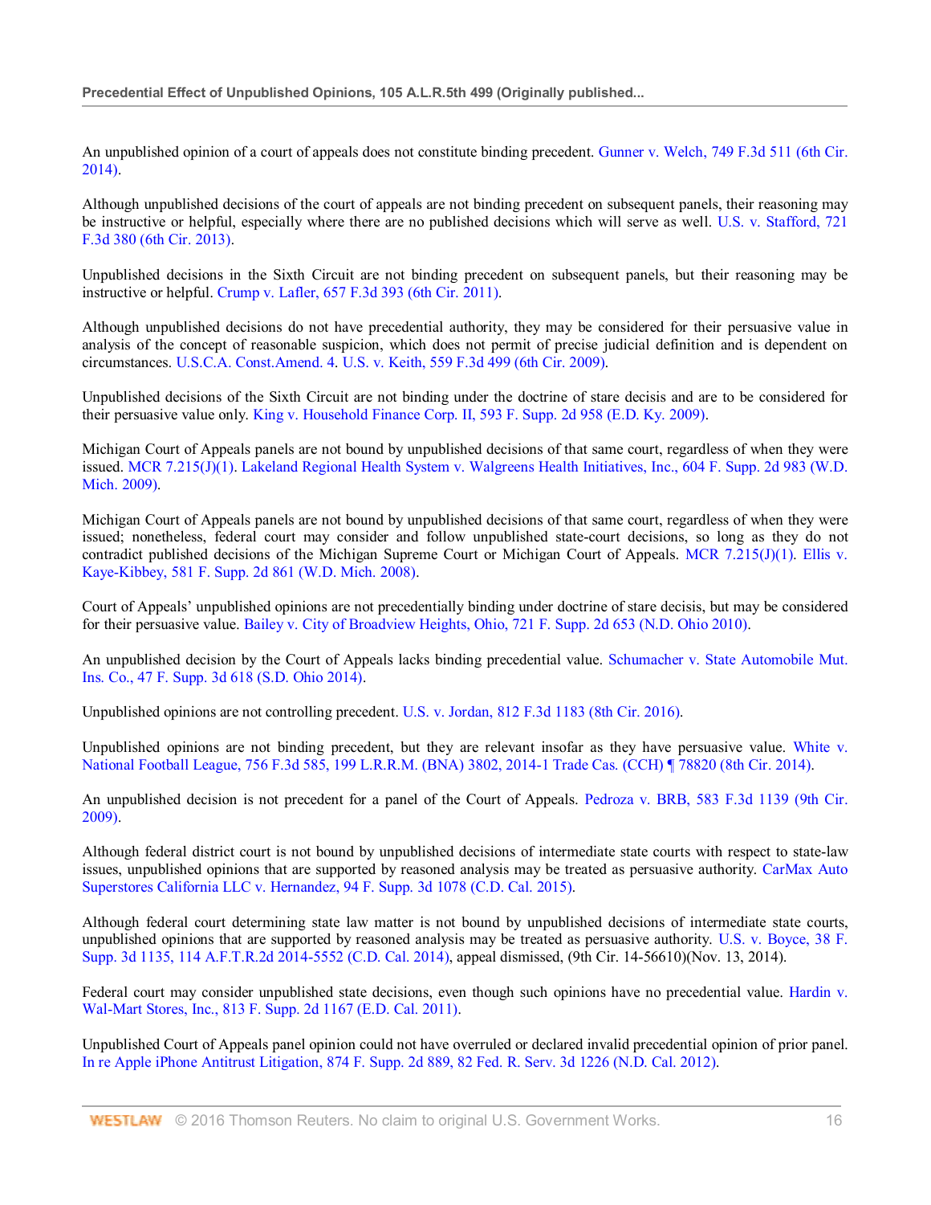An unpublished opinion of a court of appeals does not constitute binding precedent. Gunner v. Welch, 749 F.3d 511 (6th Cir. 2014).

Although unpublished decisions of the court of appeals are not binding precedent on subsequent panels, their reasoning may be instructive or helpful, especially where there are no published decisions which will serve as well. U.S. v. Stafford, 721 F.3d 380 (6th Cir. 2013).

Unpublished decisions in the Sixth Circuit are not binding precedent on subsequent panels, but their reasoning may be instructive or helpful. Crump v. Lafler, 657 F.3d 393 (6th Cir. 2011).

Although unpublished decisions do not have precedential authority, they may be considered for their persuasive value in analysis of the concept of reasonable suspicion, which does not permit of precise judicial definition and is dependent on circumstances. U.S.C.A. Const.Amend. 4. U.S. v. Keith, 559 F.3d 499 (6th Cir. 2009).

Unpublished decisions of the Sixth Circuit are not binding under the doctrine of stare decisis and are to be considered for their persuasive value only. King v. Household Finance Corp. II, 593 F. Supp. 2d 958 (E.D. Ky. 2009).

Michigan Court of Appeals panels are not bound by unpublished decisions of that same court, regardless of when they were issued. MCR 7.215(J)(1). Lakeland Regional Health System v. Walgreens Health Initiatives, Inc., 604 F. Supp. 2d 983 (W.D. Mich. 2009).

Michigan Court of Appeals panels are not bound by unpublished decisions of that same court, regardless of when they were issued; nonetheless, federal court may consider and follow unpublished state-court decisions, so long as they do not contradict published decisions of the Michigan Supreme Court or Michigan Court of Appeals. MCR 7.215(J)(1). Ellis v. Kaye-Kibbey, 581 F. Supp. 2d 861 (W.D. Mich. 2008).

Court of Appeals' unpublished opinions are not precedentially binding under doctrine of stare decisis, but may be considered for their persuasive value. Bailey v. City of Broadview Heights, Ohio, 721 F. Supp. 2d 653 (N.D. Ohio 2010).

An unpublished decision by the Court of Appeals lacks binding precedential value. Schumacher v. State Automobile Mut. Ins. Co., 47 F. Supp. 3d 618 (S.D. Ohio 2014).

Unpublished opinions are not controlling precedent. U.S. v. Jordan, 812 F.3d 1183 (8th Cir. 2016).

Unpublished opinions are not binding precedent, but they are relevant insofar as they have persuasive value. White v. National Football League, 756 F.3d 585, 199 L.R.R.M. (BNA) 3802, 2014-1 Trade Cas. (CCH) ¶ 78820 (8th Cir. 2014).

An unpublished decision is not precedent for a panel of the Court of Appeals. Pedroza v. BRB, 583 F.3d 1139 (9th Cir. 2009).

Although federal district court is not bound by unpublished decisions of intermediate state courts with respect to state-law issues, unpublished opinions that are supported by reasoned analysis may be treated as persuasive authority. CarMax Auto Superstores California LLC v. Hernandez, 94 F. Supp. 3d 1078 (C.D. Cal. 2015).

Although federal court determining state law matter is not bound by unpublished decisions of intermediate state courts, unpublished opinions that are supported by reasoned analysis may be treated as persuasive authority. U.S. v. Boyce, 38 F. Supp. 3d 1135, 114 A.F.T.R.2d 2014-5552 (C.D. Cal. 2014), appeal dismissed, (9th Cir. 14-56610)(Nov. 13, 2014).

Federal court may consider unpublished state decisions, even though such opinions have no precedential value. Hardin v. Wal-Mart Stores, Inc., 813 F. Supp. 2d 1167 (E.D. Cal. 2011).

Unpublished Court of Appeals panel opinion could not have overruled or declared invalid precedential opinion of prior panel. In re Apple iPhone Antitrust Litigation, 874 F. Supp. 2d 889, 82 Fed. R. Serv. 3d 1226 (N.D. Cal. 2012).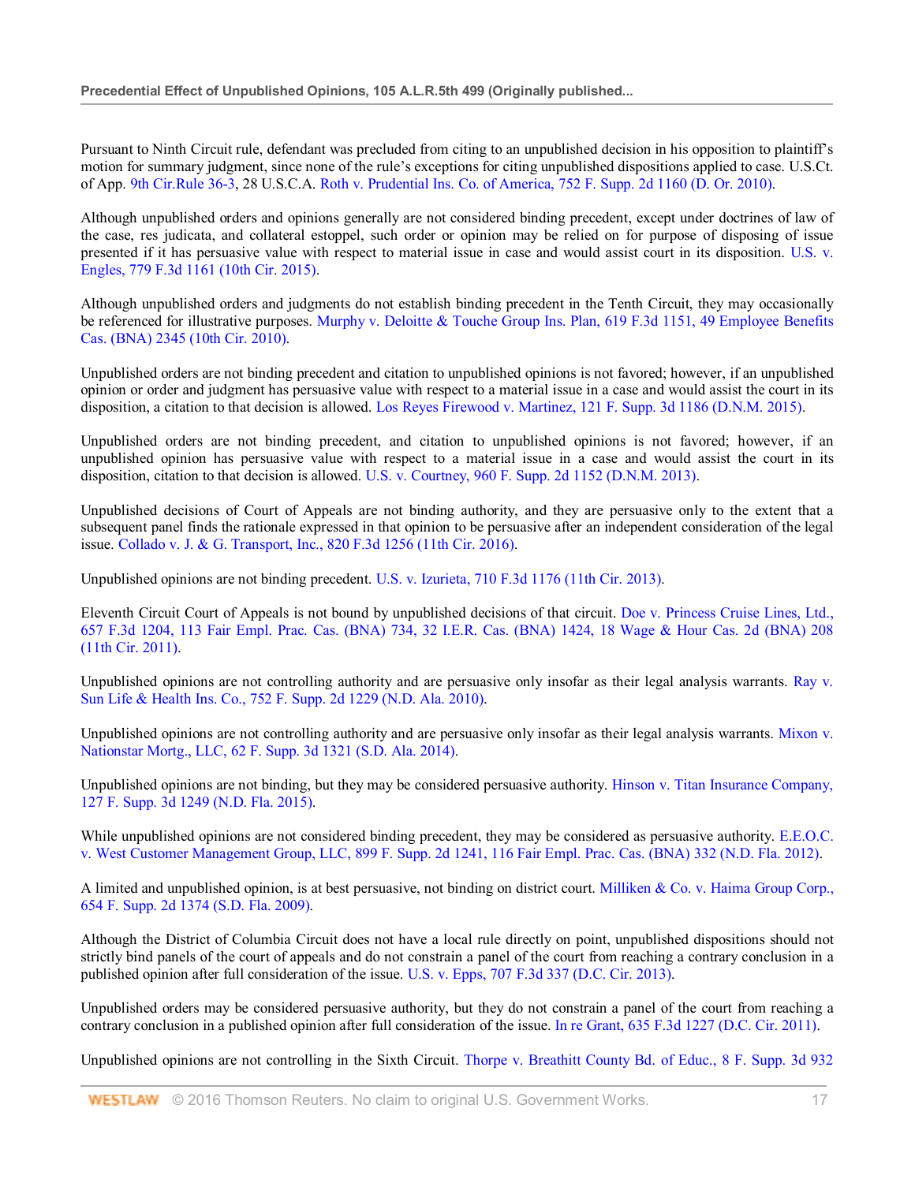Pursuant to Ninth Circuit rule, defendant was precluded from citing to an unpublished decision in his opposition to plaintiff's motion for summary judgment, since none of the rule's exceptions for citing unpublished dispositions applied to case. U.S.Ct. of App. 9th Cir.Rule 36-3, 28 U.S.C.A. Roth v. Prudential Ins. Co. of America, 752 F. Supp. 2d 1160 (D. Or. 2010).

Although unpublished orders and opinions generally are not considered binding precedent, except under doctrines of law of the case, res judicata, and collateral estoppel, such order or opinion may be relied on for purpose of disposing of issue presented if it has persuasive value with respect to material issue in case and would assist court in its disposition. U.S. v. Engles, 779 F.3d 1161 (10th Cir. 2015).

Although unpublished orders and judgments do not establish binding precedent in the Tenth Circuit, they may occasionally be referenced for illustrative purposes. Murphy v. Deloitte & Touche Group Ins. Plan, 619 F.3d 1151, 49 Employee Benefits Cas. (BNA) 2345 (10th Cir. 2010).

Unpublished orders are not binding precedent and citation to unpublished opinions is not favored; however, if an unpublished opinion or order and judgment has persuasive value with respect to a material issue in a case and would assist the court in its disposition, a citation to that decision is allowed. Los Reyes Firewood v. Martinez, 121 F. Supp. 3d 1186 (D.N.M. 2015).

Unpublished orders are not binding precedent, and citation to unpublished opinions is not favored; however, if an unpublished opinion has persuasive value with respect to a material issue in a case and would assist the court in its disposition, citation to that decision is allowed. U.S. v. Courtney, 960 F. Supp. 2d 1152 (D.N.M. 2013).

Unpublished decisions of Court of Appeals are not binding authority, and they are persuasive only to the extent that a subsequent panel finds the rationale expressed in that opinion to be persuasive after an independent consideration of the legal issue. Collado v. J. & G. Transport, Inc., 820 F.3d 1256 (11th Cir. 2016).

Unpublished opinions are not binding precedent. U.S. v. Izurieta, 710 F.3d 1176 (11th Cir. 2013).

Eleventh Circuit Court of Appeals is not bound by unpublished decisions of that circuit. Doe v. Princess Cruise Lines, Ltd., 657 F.3d 1204, 113 Fair Empl. Prac. Cas. (BNA) 734, 32 I.E.R. Cas. (BNA) 1424, 18 Wage & Hour Cas. 2d (BNA) 208 (11th Cir. 2011).

Unpublished opinions are not controlling authority and are persuasive only insofar as their legal analysis warrants. Ray v. Sun Life & Health Ins. Co., 752 F. Supp. 2d 1229 (N.D. Ala. 2010).

Unpublished opinions are not controlling authority and are persuasive only insofar as their legal analysis warrants. Mixon v. Nationstar Mortg., LLC, 62 F. Supp. 3d 1321 (S.D. Ala. 2014).

Unpublished opinions are not binding, but they may be considered persuasive authority. Hinson v. Titan Insurance Company, 127 F. Supp. 3d 1249 (N.D. Fla. 2015).

While unpublished opinions are not considered binding precedent, they may be considered as persuasive authority. E.E.O.C. v. West Customer Management Group, LLC, 899 F. Supp. 2d 1241, 116 Fair Empl. Prac. Cas. (BNA) 332 (N.D. Fla. 2012).

A limited and unpublished opinion, is at best persuasive, not binding on district court. Milliken & Co. v. Haima Group Corp., 654 F. Supp. 2d 1374 (S.D. Fla. 2009).

Although the District of Columbia Circuit does not have a local rule directly on point, unpublished dispositions should not strictly bind panels of the court of appeals and do not constrain a panel of the court from reaching a contrary conclusion in a published opinion after full consideration of the issue. U.S. v. Epps, 707 F.3d 337 (D.C. Cir. 2013).

Unpublished orders may be considered persuasive authority, but they do not constrain a panel of the court from reaching a contrary conclusion in a published opinion after full consideration of the issue. In re Grant, 635 F.3d 1227 (D.C. Cir. 2011).

Unpublished opinions are not controlling in the Sixth Circuit. Thorpe v. Breathitt County Bd. of Educ., 8 F. Supp. 3d 932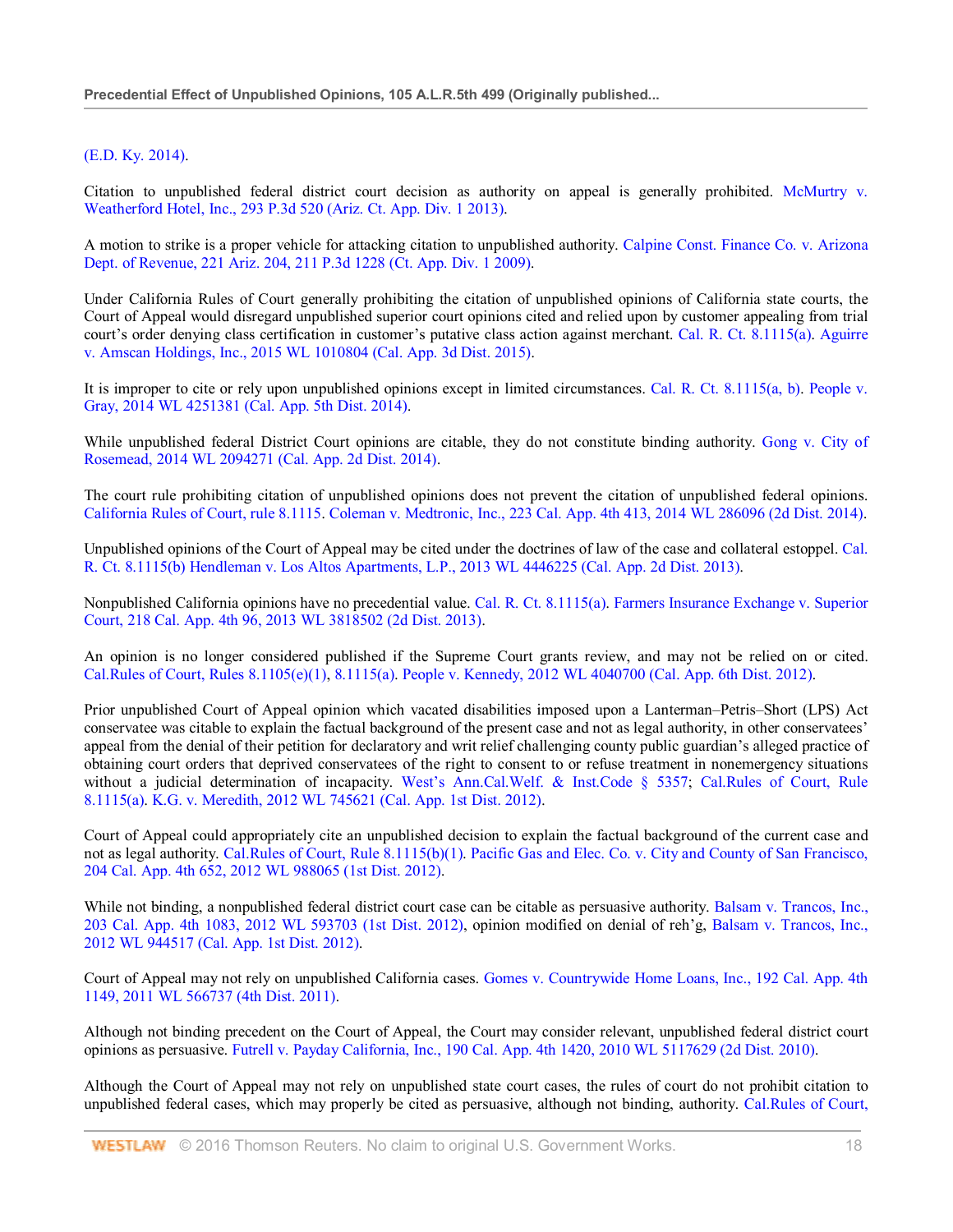(E.D. Ky. 2014).

Citation to unpublished federal district court decision as authority on appeal is generally prohibited. McMurtry v. Weatherford Hotel, Inc., 293 P.3d 520 (Ariz. Ct. App. Div. 1 2013).

A motion to strike is a proper vehicle for attacking citation to unpublished authority. Calpine Const. Finance Co. v. Arizona Dept. of Revenue, 221 Ariz. 204, 211 P.3d 1228 (Ct. App. Div. 1 2009).

Under California Rules of Court generally prohibiting the citation of unpublished opinions of California state courts, the Court of Appeal would disregard unpublished superior court opinions cited and relied upon by customer appealing from trial court's order denying class certification in customer's putative class action against merchant. Cal. R. Ct. 8.1115(a). Aguirre v. Amscan Holdings, Inc., 2015 WL 1010804 (Cal. App. 3d Dist. 2015).

It is improper to cite or rely upon unpublished opinions except in limited circumstances. Cal. R. Ct. 8.1115(a, b). People v. Gray, 2014 WL 4251381 (Cal. App. 5th Dist. 2014).

While unpublished federal District Court opinions are citable, they do not constitute binding authority. Gong v. City of Rosemead, 2014 WL 2094271 (Cal. App. 2d Dist. 2014).

The court rule prohibiting citation of unpublished opinions does not prevent the citation of unpublished federal opinions. California Rules of Court, rule 8.1115. Coleman v. Medtronic, Inc., 223 Cal. App. 4th 413, 2014 WL 286096 (2d Dist. 2014).

Unpublished opinions of the Court of Appeal may be cited under the doctrines of law of the case and collateral estoppel. Cal. R. Ct. 8.1115(b) Hendleman v. Los Altos Apartments, L.P., 2013 WL 4446225 (Cal. App. 2d Dist. 2013).

Nonpublished California opinions have no precedential value. Cal. R. Ct. 8.1115(a). Farmers Insurance Exchange v. Superior Court, 218 Cal. App. 4th 96, 2013 WL 3818502 (2d Dist. 2013).

An opinion is no longer considered published if the Supreme Court grants review, and may not be relied on or cited. Cal.Rules of Court, Rules 8.1105(e)(1), 8.1115(a). People v. Kennedy, 2012 WL 4040700 (Cal. App. 6th Dist. 2012).

Prior unpublished Court of Appeal opinion which vacated disabilities imposed upon a Lanterman–Petris–Short (LPS) Act conservatee was citable to explain the factual background of the present case and not as legal authority, in other conservatees' appeal from the denial of their petition for declaratory and writ relief challenging county public guardian's alleged practice of obtaining court orders that deprived conservatees of the right to consent to or refuse treatment in nonemergency situations without a judicial determination of incapacity. West's Ann.Cal.Welf. & Inst.Code § 5357; Cal.Rules of Court, Rule 8.1115(a). K.G. v. Meredith, 2012 WL 745621 (Cal. App. 1st Dist. 2012).

Court of Appeal could appropriately cite an unpublished decision to explain the factual background of the current case and not as legal authority. Cal.Rules of Court, Rule 8.1115(b)(1). Pacific Gas and Elec. Co. v. City and County of San Francisco, 204 Cal. App. 4th 652, 2012 WL 988065 (1st Dist. 2012).

While not binding, a nonpublished federal district court case can be citable as persuasive authority. Balsam v. Trancos, Inc., 203 Cal. App. 4th 1083, 2012 WL 593703 (1st Dist. 2012), opinion modified on denial of reh'g, Balsam v. Trancos, Inc., 2012 WL 944517 (Cal. App. 1st Dist. 2012).

Court of Appeal may not rely on unpublished California cases. Gomes v. Countrywide Home Loans, Inc., 192 Cal. App. 4th 1149, 2011 WL 566737 (4th Dist. 2011).

Although not binding precedent on the Court of Appeal, the Court may consider relevant, unpublished federal district court opinions as persuasive. Futrell v. Payday California, Inc., 190 Cal. App. 4th 1420, 2010 WL 5117629 (2d Dist. 2010).

Although the Court of Appeal may not rely on unpublished state court cases, the rules of court do not prohibit citation to unpublished federal cases, which may properly be cited as persuasive, although not binding, authority. Cal.Rules of Court,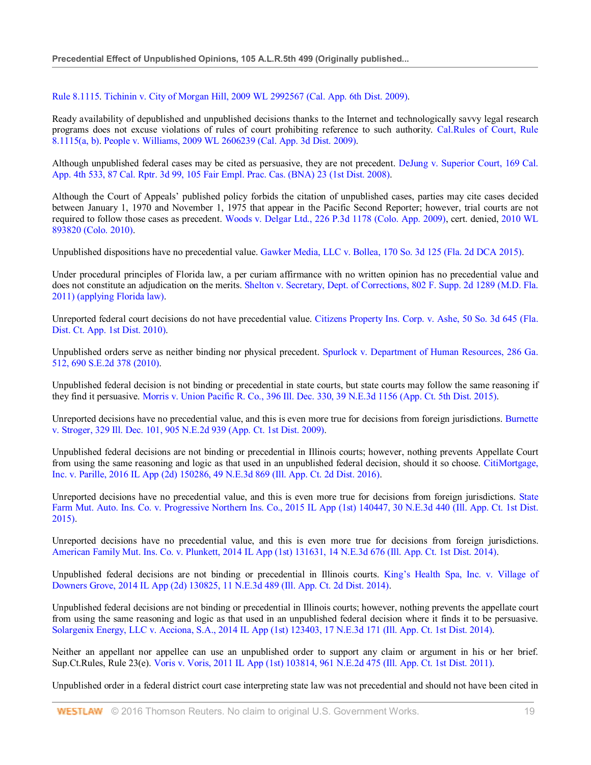Rule 8.1115. Tichinin v. City of Morgan Hill, 2009 WL 2992567 (Cal. App. 6th Dist. 2009).

Ready availability of depublished and unpublished decisions thanks to the Internet and technologically savvy legal research programs does not excuse violations of rules of court prohibiting reference to such authority. Cal.Rules of Court, Rule 8.1115(a, b). People v. Williams, 2009 WL 2606239 (Cal. App. 3d Dist. 2009).

Although unpublished federal cases may be cited as persuasive, they are not precedent. DeJung v. Superior Court, 169 Cal. App. 4th 533, 87 Cal. Rptr. 3d 99, 105 Fair Empl. Prac. Cas. (BNA) 23 (1st Dist. 2008).

Although the Court of Appeals' published policy forbids the citation of unpublished cases, parties may cite cases decided between January 1, 1970 and November 1, 1975 that appear in the Pacific Second Reporter; however, trial courts are not required to follow those cases as precedent. Woods v. Delgar Ltd., 226 P.3d 1178 (Colo. App. 2009), cert. denied, 2010 WL 893820 (Colo. 2010).

Unpublished dispositions have no precedential value. Gawker Media, LLC v. Bollea, 170 So. 3d 125 (Fla. 2d DCA 2015).

Under procedural principles of Florida law, a per curiam affirmance with no written opinion has no precedential value and does not constitute an adjudication on the merits. Shelton v. Secretary, Dept. of Corrections, 802 F. Supp. 2d 1289 (M.D. Fla. 2011) (applying Florida law).

Unreported federal court decisions do not have precedential value. Citizens Property Ins. Corp. v. Ashe, 50 So. 3d 645 (Fla. Dist. Ct. App. 1st Dist. 2010).

Unpublished orders serve as neither binding nor physical precedent. Spurlock v. Department of Human Resources, 286 Ga. 512, 690 S.E.2d 378 (2010).

Unpublished federal decision is not binding or precedential in state courts, but state courts may follow the same reasoning if they find it persuasive. Morris v. Union Pacific R. Co., 396 Ill. Dec. 330, 39 N.E.3d 1156 (App. Ct. 5th Dist. 2015).

Unreported decisions have no precedential value, and this is even more true for decisions from foreign jurisdictions. Burnette v. Stroger, 329 Ill. Dec. 101, 905 N.E.2d 939 (App. Ct. 1st Dist. 2009).

Unpublished federal decisions are not binding or precedential in Illinois courts; however, nothing prevents Appellate Court from using the same reasoning and logic as that used in an unpublished federal decision, should it so choose. CitiMortgage, Inc. v. Parille, 2016 IL App (2d) 150286, 49 N.E.3d 869 (Ill. App. Ct. 2d Dist. 2016).

Unreported decisions have no precedential value, and this is even more true for decisions from foreign jurisdictions. State Farm Mut. Auto. Ins. Co. v. Progressive Northern Ins. Co., 2015 IL App (1st) 140447, 30 N.E.3d 440 (Ill. App. Ct. 1st Dist. 2015).

Unreported decisions have no precedential value, and this is even more true for decisions from foreign jurisdictions. American Family Mut. Ins. Co. v. Plunkett, 2014 IL App (1st) 131631, 14 N.E.3d 676 (Ill. App. Ct. 1st Dist. 2014).

Unpublished federal decisions are not binding or precedential in Illinois courts. King's Health Spa, Inc. v. Village of Downers Grove, 2014 IL App (2d) 130825, 11 N.E.3d 489 (Ill. App. Ct. 2d Dist. 2014).

Unpublished federal decisions are not binding or precedential in Illinois courts; however, nothing prevents the appellate court from using the same reasoning and logic as that used in an unpublished federal decision where it finds it to be persuasive. Solargenix Energy, LLC v. Acciona, S.A., 2014 IL App (1st) 123403, 17 N.E.3d 171 (Ill. App. Ct. 1st Dist. 2014).

Neither an appellant nor appellee can use an unpublished order to support any claim or argument in his or her brief. Sup.Ct.Rules, Rule 23(e). Voris v. Voris, 2011 IL App (1st) 103814, 961 N.E.2d 475 (Ill. App. Ct. 1st Dist. 2011).

Unpublished order in a federal district court case interpreting state law was not precedential and should not have been cited in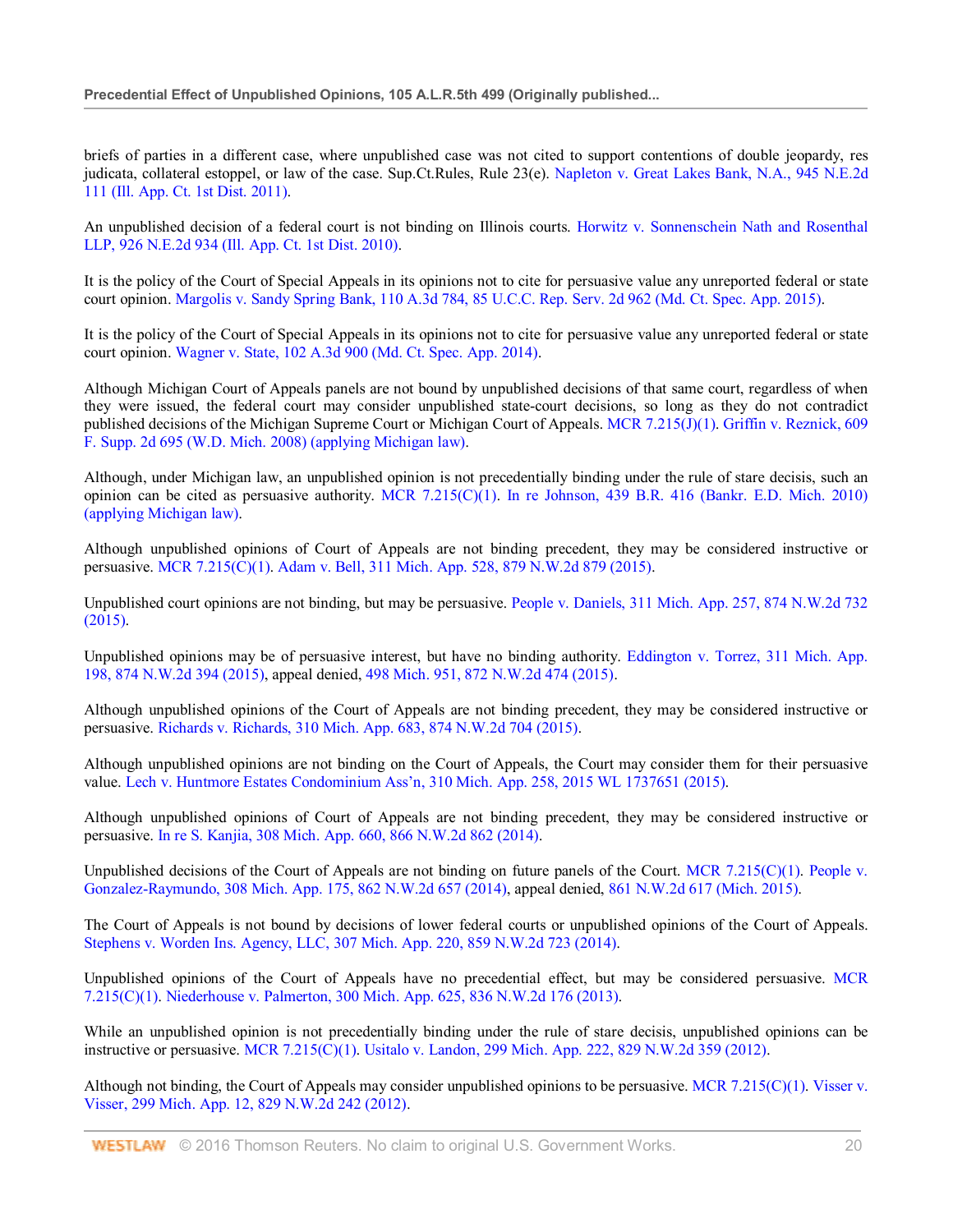briefs of parties in a different case, where unpublished case was not cited to support contentions of double jeopardy, res judicata, collateral estoppel, or law of the case. Sup.Ct.Rules, Rule 23(e). Napleton v. Great Lakes Bank, N.A., 945 N.E.2d 111 (Ill. App. Ct. 1st Dist. 2011).

An unpublished decision of a federal court is not binding on Illinois courts. Horwitz v. Sonnenschein Nath and Rosenthal LLP, 926 N.E.2d 934 (Ill. App. Ct. 1st Dist. 2010).

It is the policy of the Court of Special Appeals in its opinions not to cite for persuasive value any unreported federal or state court opinion. Margolis v. Sandy Spring Bank, 110 A.3d 784, 85 U.C.C. Rep. Serv. 2d 962 (Md. Ct. Spec. App. 2015).

It is the policy of the Court of Special Appeals in its opinions not to cite for persuasive value any unreported federal or state court opinion. Wagner v. State, 102 A.3d 900 (Md. Ct. Spec. App. 2014).

Although Michigan Court of Appeals panels are not bound by unpublished decisions of that same court, regardless of when they were issued, the federal court may consider unpublished state-court decisions, so long as they do not contradict published decisions of the Michigan Supreme Court or Michigan Court of Appeals. MCR 7.215(J)(1). Griffin v. Reznick, 609 F. Supp. 2d 695 (W.D. Mich. 2008) (applying Michigan law).

Although, under Michigan law, an unpublished opinion is not precedentially binding under the rule of stare decisis, such an opinion can be cited as persuasive authority. MCR 7.215(C)(1). In re Johnson, 439 B.R. 416 (Bankr. E.D. Mich. 2010) (applying Michigan law).

Although unpublished opinions of Court of Appeals are not binding precedent, they may be considered instructive or persuasive. MCR 7.215(C)(1). Adam v. Bell, 311 Mich. App. 528, 879 N.W.2d 879 (2015).

Unpublished court opinions are not binding, but may be persuasive. People v. Daniels, 311 Mich. App. 257, 874 N.W.2d 732 (2015).

Unpublished opinions may be of persuasive interest, but have no binding authority. Eddington v. Torrez, 311 Mich. App. 198, 874 N.W.2d 394 (2015), appeal denied, 498 Mich. 951, 872 N.W.2d 474 (2015).

Although unpublished opinions of the Court of Appeals are not binding precedent, they may be considered instructive or persuasive. Richards v. Richards, 310 Mich. App. 683, 874 N.W.2d 704 (2015).

Although unpublished opinions are not binding on the Court of Appeals, the Court may consider them for their persuasive value. Lech v. Huntmore Estates Condominium Ass'n, 310 Mich. App. 258, 2015 WL 1737651 (2015).

Although unpublished opinions of Court of Appeals are not binding precedent, they may be considered instructive or persuasive. In re S. Kanjia, 308 Mich. App. 660, 866 N.W.2d 862 (2014).

Unpublished decisions of the Court of Appeals are not binding on future panels of the Court. MCR 7.215(C)(1). People v. Gonzalez-Raymundo, 308 Mich. App. 175, 862 N.W.2d 657 (2014), appeal denied, 861 N.W.2d 617 (Mich. 2015).

The Court of Appeals is not bound by decisions of lower federal courts or unpublished opinions of the Court of Appeals. Stephens v. Worden Ins. Agency, LLC, 307 Mich. App. 220, 859 N.W.2d 723 (2014).

Unpublished opinions of the Court of Appeals have no precedential effect, but may be considered persuasive. MCR 7.215(C)(1). Niederhouse v. Palmerton, 300 Mich. App. 625, 836 N.W.2d 176 (2013).

While an unpublished opinion is not precedentially binding under the rule of stare decisis, unpublished opinions can be instructive or persuasive. MCR 7.215(C)(1). Usitalo v. Landon, 299 Mich. App. 222, 829 N.W.2d 359 (2012).

Although not binding, the Court of Appeals may consider unpublished opinions to be persuasive. MCR 7.215(C)(1). Visser v. Visser, 299 Mich. App. 12, 829 N.W.2d 242 (2012).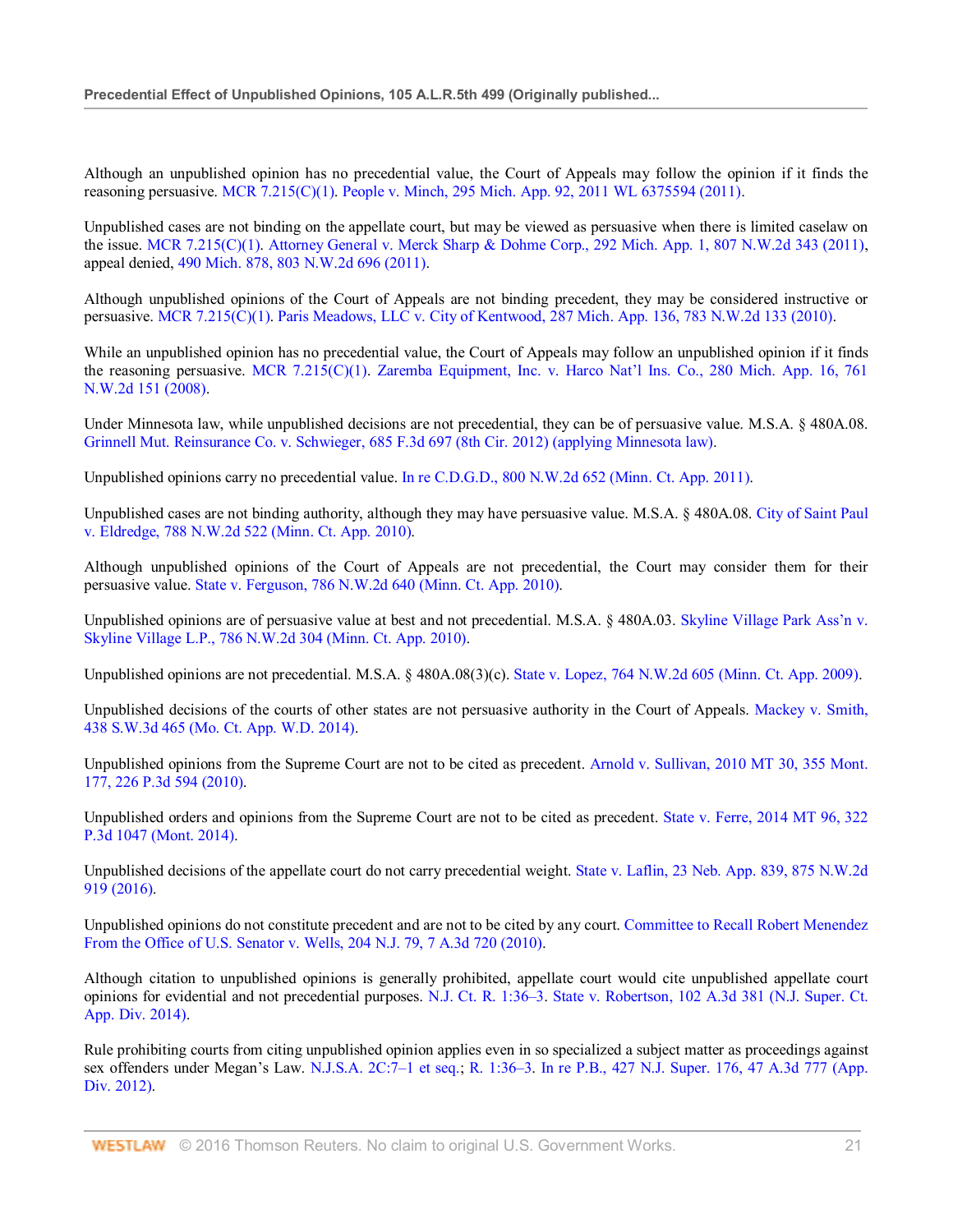Although an unpublished opinion has no precedential value, the Court of Appeals may follow the opinion if it finds the reasoning persuasive. MCR 7.215(C)(1). People v. Minch, 295 Mich. App. 92, 2011 WL 6375594 (2011).

Unpublished cases are not binding on the appellate court, but may be viewed as persuasive when there is limited caselaw on the issue. MCR 7.215(C)(1). Attorney General v. Merck Sharp & Dohme Corp., 292 Mich. App. 1, 807 N.W.2d 343 (2011), appeal denied, 490 Mich. 878, 803 N.W.2d 696 (2011).

Although unpublished opinions of the Court of Appeals are not binding precedent, they may be considered instructive or persuasive. MCR 7.215(C)(1). Paris Meadows, LLC v. City of Kentwood, 287 Mich. App. 136, 783 N.W.2d 133 (2010).

While an unpublished opinion has no precedential value, the Court of Appeals may follow an unpublished opinion if it finds the reasoning persuasive. MCR 7.215(C)(1). Zaremba Equipment, Inc. v. Harco Nat'l Ins. Co., 280 Mich. App. 16, 761 N.W.2d 151 (2008).

Under Minnesota law, while unpublished decisions are not precedential, they can be of persuasive value. M.S.A. § 480A.08. Grinnell Mut. Reinsurance Co. v. Schwieger, 685 F.3d 697 (8th Cir. 2012) (applying Minnesota law).

Unpublished opinions carry no precedential value. In re C.D.G.D., 800 N.W.2d 652 (Minn. Ct. App. 2011).

Unpublished cases are not binding authority, although they may have persuasive value. M.S.A. § 480A.08. City of Saint Paul v. Eldredge, 788 N.W.2d 522 (Minn. Ct. App. 2010).

Although unpublished opinions of the Court of Appeals are not precedential, the Court may consider them for their persuasive value. State v. Ferguson, 786 N.W.2d 640 (Minn. Ct. App. 2010).

Unpublished opinions are of persuasive value at best and not precedential. M.S.A. § 480A.03. Skyline Village Park Ass'n v. Skyline Village L.P., 786 N.W.2d 304 (Minn. Ct. App. 2010).

Unpublished opinions are not precedential. M.S.A. § 480A.08(3)(c). State v. Lopez, 764 N.W.2d 605 (Minn. Ct. App. 2009).

Unpublished decisions of the courts of other states are not persuasive authority in the Court of Appeals. Mackey v. Smith, 438 S.W.3d 465 (Mo. Ct. App. W.D. 2014).

Unpublished opinions from the Supreme Court are not to be cited as precedent. Arnold v. Sullivan, 2010 MT 30, 355 Mont. 177, 226 P.3d 594 (2010).

Unpublished orders and opinions from the Supreme Court are not to be cited as precedent. State v. Ferre, 2014 MT 96, 322 P.3d 1047 (Mont. 2014).

Unpublished decisions of the appellate court do not carry precedential weight. State v. Laflin, 23 Neb. App. 839, 875 N.W.2d 919 (2016).

Unpublished opinions do not constitute precedent and are not to be cited by any court. Committee to Recall Robert Menendez From the Office of U.S. Senator v. Wells, 204 N.J. 79, 7 A.3d 720 (2010).

Although citation to unpublished opinions is generally prohibited, appellate court would cite unpublished appellate court opinions for evidential and not precedential purposes. N.J. Ct. R. 1:36–3. State v. Robertson, 102 A.3d 381 (N.J. Super. Ct. App. Div. 2014).

Rule prohibiting courts from citing unpublished opinion applies even in so specialized a subject matter as proceedings against sex offenders under Megan's Law. N.J.S.A. 2C:7–1 et seq.; R. 1:36–3. In re P.B., 427 N.J. Super. 176, 47 A.3d 777 (App. Div. 2012).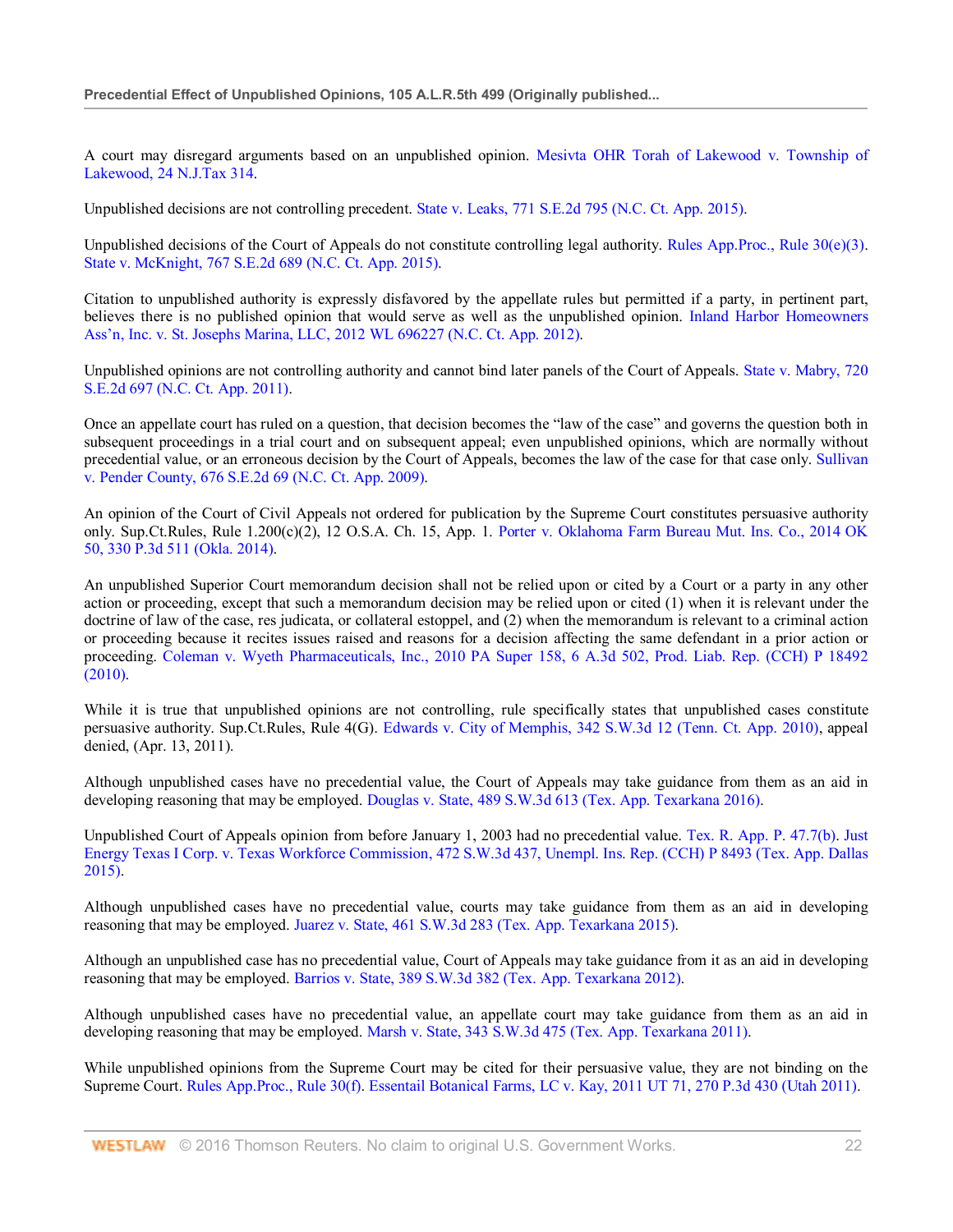A court may disregard arguments based on an unpublished opinion. Mesivta OHR Torah of Lakewood v. Township of Lakewood, 24 N.J.Tax 314.

Unpublished decisions are not controlling precedent. State v. Leaks, 771 S.E.2d 795 (N.C. Ct. App. 2015).

Unpublished decisions of the Court of Appeals do not constitute controlling legal authority. Rules App.Proc., Rule 30(e)(3). State v. McKnight, 767 S.E.2d 689 (N.C. Ct. App. 2015).

Citation to unpublished authority is expressly disfavored by the appellate rules but permitted if a party, in pertinent part, believes there is no published opinion that would serve as well as the unpublished opinion. Inland Harbor Homeowners Ass'n, Inc. v. St. Josephs Marina, LLC, 2012 WL 696227 (N.C. Ct. App. 2012).

Unpublished opinions are not controlling authority and cannot bind later panels of the Court of Appeals. State v. Mabry, 720 S.E.2d 697 (N.C. Ct. App. 2011).

Once an appellate court has ruled on a question, that decision becomes the "law of the case" and governs the question both in subsequent proceedings in a trial court and on subsequent appeal; even unpublished opinions, which are normally without precedential value, or an erroneous decision by the Court of Appeals, becomes the law of the case for that case only. Sullivan v. Pender County, 676 S.E.2d 69 (N.C. Ct. App. 2009).

An opinion of the Court of Civil Appeals not ordered for publication by the Supreme Court constitutes persuasive authority only. Sup.Ct.Rules, Rule 1.200(c)(2), 12 O.S.A. Ch. 15, App. 1. Porter v. Oklahoma Farm Bureau Mut. Ins. Co., 2014 OK 50, 330 P.3d 511 (Okla. 2014).

An unpublished Superior Court memorandum decision shall not be relied upon or cited by a Court or a party in any other action or proceeding, except that such a memorandum decision may be relied upon or cited (1) when it is relevant under the doctrine of law of the case, res judicata, or collateral estoppel, and (2) when the memorandum is relevant to a criminal action or proceeding because it recites issues raised and reasons for a decision affecting the same defendant in a prior action or proceeding. Coleman v. Wyeth Pharmaceuticals, Inc., 2010 PA Super 158, 6 A.3d 502, Prod. Liab. Rep. (CCH) P 18492 (2010).

While it is true that unpublished opinions are not controlling, rule specifically states that unpublished cases constitute persuasive authority. Sup.Ct.Rules, Rule 4(G). Edwards v. City of Memphis, 342 S.W.3d 12 (Tenn. Ct. App. 2010), appeal denied, (Apr. 13, 2011).

Although unpublished cases have no precedential value, the Court of Appeals may take guidance from them as an aid in developing reasoning that may be employed. Douglas v. State, 489 S.W.3d 613 (Tex. App. Texarkana 2016).

Unpublished Court of Appeals opinion from before January 1, 2003 had no precedential value. Tex. R. App. P. 47.7(b). Just Energy Texas I Corp. v. Texas Workforce Commission, 472 S.W.3d 437, Unempl. Ins. Rep. (CCH) P 8493 (Tex. App. Dallas 2015).

Although unpublished cases have no precedential value, courts may take guidance from them as an aid in developing reasoning that may be employed. Juarez v. State, 461 S.W.3d 283 (Tex. App. Texarkana 2015).

Although an unpublished case has no precedential value, Court of Appeals may take guidance from it as an aid in developing reasoning that may be employed. Barrios v. State, 389 S.W.3d 382 (Tex. App. Texarkana 2012).

Although unpublished cases have no precedential value, an appellate court may take guidance from them as an aid in developing reasoning that may be employed. Marsh v. State, 343 S.W.3d 475 (Tex. App. Texarkana 2011).

While unpublished opinions from the Supreme Court may be cited for their persuasive value, they are not binding on the Supreme Court. Rules App.Proc., Rule 30(f). Essentail Botanical Farms, LC v. Kay, 2011 UT 71, 270 P.3d 430 (Utah 2011).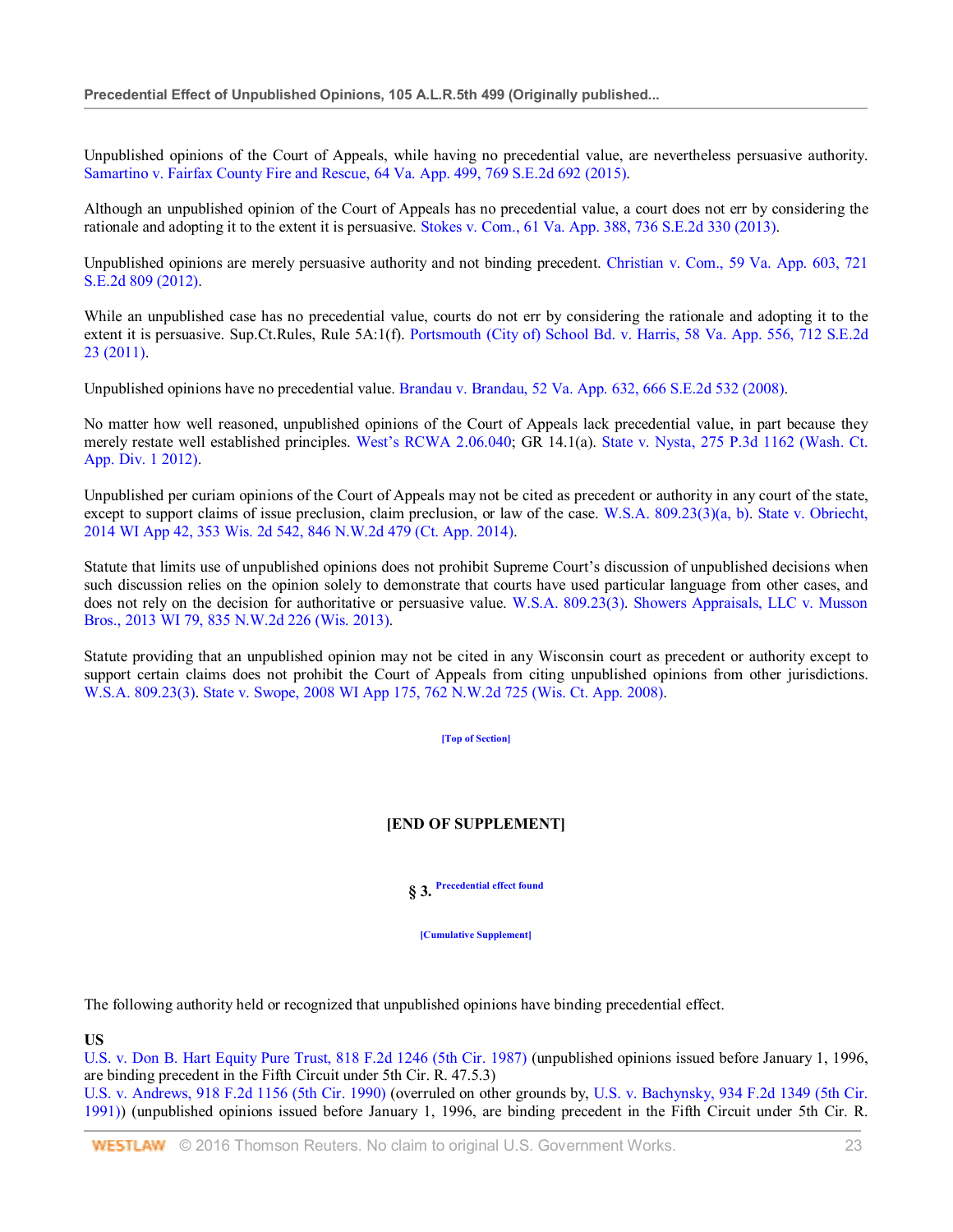Unpublished opinions of the Court of Appeals, while having no precedential value, are nevertheless persuasive authority. Samartino v. Fairfax County Fire and Rescue, 64 Va. App. 499, 769 S.E.2d 692 (2015).

Although an unpublished opinion of the Court of Appeals has no precedential value, a court does not err by considering the rationale and adopting it to the extent it is persuasive. Stokes v. Com., 61 Va. App. 388, 736 S.E.2d 330 (2013).

Unpublished opinions are merely persuasive authority and not binding precedent. Christian v. Com., 59 Va. App. 603, 721 S.E.2d 809 (2012).

While an unpublished case has no precedential value, courts do not err by considering the rationale and adopting it to the extent it is persuasive. Sup.Ct.Rules, Rule 5A:1(f). Portsmouth (City of) School Bd. v. Harris, 58 Va. App. 556, 712 S.E.2d 23 (2011).

Unpublished opinions have no precedential value. Brandau v. Brandau, 52 Va. App. 632, 666 S.E.2d 532 (2008).

No matter how well reasoned, unpublished opinions of the Court of Appeals lack precedential value, in part because they merely restate well established principles. West's RCWA 2.06.040; GR 14.1(a). State v. Nysta, 275 P.3d 1162 (Wash. Ct. App. Div. 1 2012).

Unpublished per curiam opinions of the Court of Appeals may not be cited as precedent or authority in any court of the state, except to support claims of issue preclusion, claim preclusion, or law of the case. W.S.A. 809.23(3)(a, b). State v. Obriecht, 2014 WI App 42, 353 Wis. 2d 542, 846 N.W.2d 479 (Ct. App. 2014).

Statute that limits use of unpublished opinions does not prohibit Supreme Court's discussion of unpublished decisions when such discussion relies on the opinion solely to demonstrate that courts have used particular language from other cases, and does not rely on the decision for authoritative or persuasive value. W.S.A. 809.23(3). Showers Appraisals, LLC v. Musson Bros., 2013 WI 79, 835 N.W.2d 226 (Wis. 2013).

Statute providing that an unpublished opinion may not be cited in any Wisconsin court as precedent or authority except to support certain claims does not prohibit the Court of Appeals from citing unpublished opinions from other jurisdictions. W.S.A. 809.23(3). State v. Swope, 2008 WI App 175, 762 N.W.2d 725 (Wis. Ct. App. 2008).

[Top of Section]

**[END OF SUPPLEMENT]**

## § 3. Precedential effect found

[Cumulative Supplement]

The following authority held or recognized that unpublished opinions have binding precedential effect.

**US**

U.S. v. Don B. Hart Equity Pure Trust, 818 F.2d 1246 (5th Cir. 1987) (unpublished opinions issued before January 1, 1996, are binding precedent in the Fifth Circuit under 5th Cir. R. 47.5.3)

U.S. v. Andrews, 918 F.2d 1156 (5th Cir. 1990) (overruled on other grounds by, U.S. v. Bachynsky, 934 F.2d 1349 (5th Cir. 1991)) (unpublished opinions issued before January 1, 1996, are binding precedent in the Fifth Circuit under 5th Cir. R.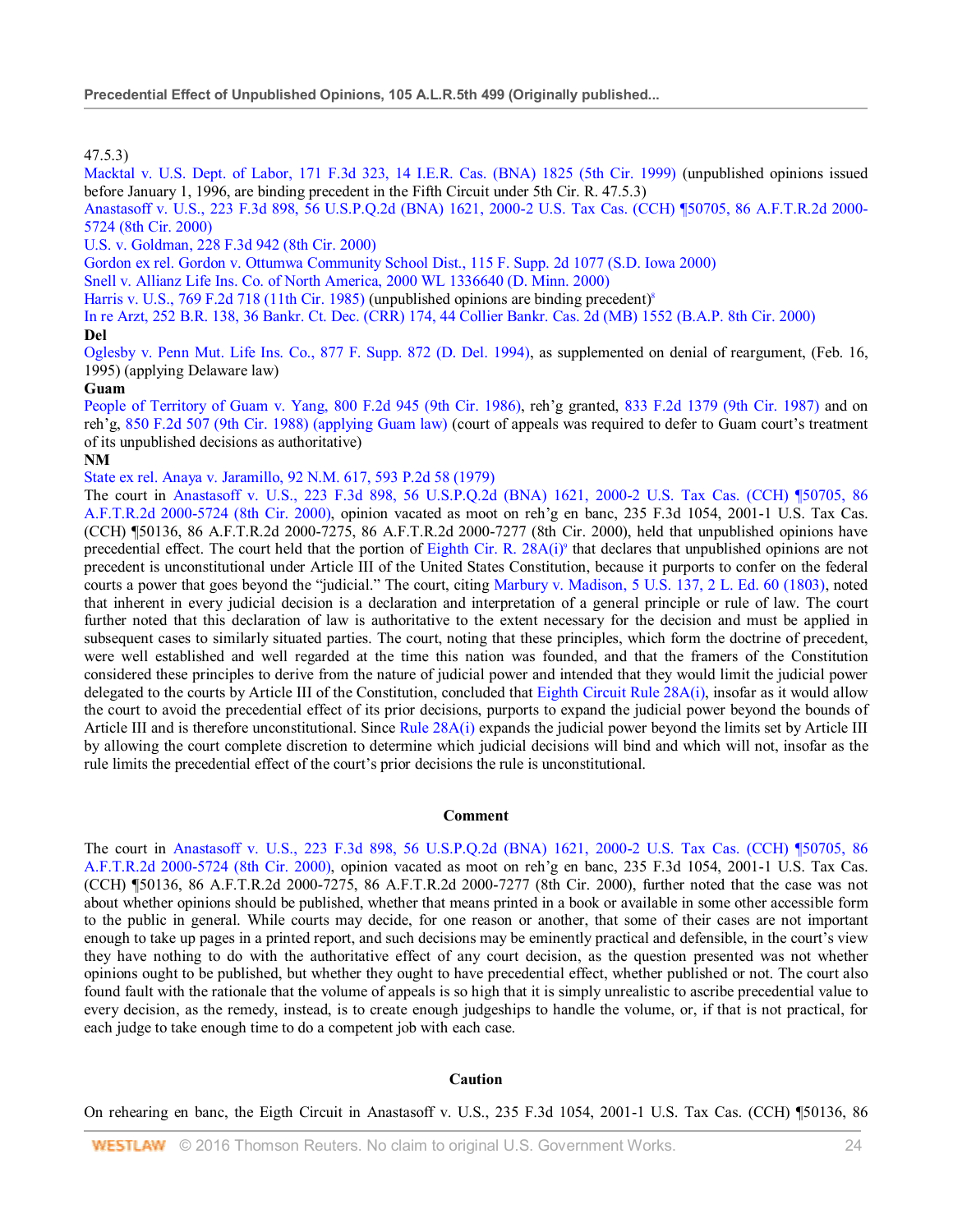47.5.3)

Macktal v. U.S. Dept. of Labor, 171 F.3d 323, 14 I.E.R. Cas. (BNA) 1825 (5th Cir. 1999) (unpublished opinions issued before January 1, 1996, are binding precedent in the Fifth Circuit under 5th Cir. R. 47.5.3)

Anastasoff v. U.S., 223 F.3d 898, 56 U.S.P.Q.2d (BNA) 1621, 2000-2 U.S. Tax Cas. (CCH) ¶50705, 86 A.F.T.R.2d 2000-5724 (8th Cir. 2000)

U.S. v. Goldman, 228 F.3d 942 (8th Cir. 2000)

Gordon ex rel. Gordon v. Ottumwa Community School Dist., 115 F. Supp. 2d 1077 (S.D. Iowa 2000)

Snell v. Allianz Life Ins. Co. of North America, 2000 WL 1336640 (D. Minn. 2000)

Harris v. U.S., 769 F.2d 718 (11th Cir. 1985) (unpublished opinions are binding precedent)[8]

In re Artz, 252 B.R. 138, 36 Bankr. Ct. Dec. (CRR) 174, 44 Collier Bankr. Cas. 2d (MB) 1552 (B.A.P. 8th Cir. 2000)

**Del**

Oglesby v. Penn Mut. Life Ins. Co., 877 F. Supp. 872 (D. Del. 1994), as supplemented on denial of reargument, (Feb. 16, 1995) (applying Delaware law)

**Guam**

People of Territory of Guam v. Yang, 800 F.2d 945 (9th Cir. 1986), reh'g granted, 833 F.2d 1379 (9th Cir. 1987) and on reh'g, 850 F.2d 507 (9th Cir. 1988) (applying Guam law) (court of appeals was required to defer to Guam court's treatment of its unpublished decisions as authoritative)

**NM**

State ex rel. Anaya v. Jaramillo, 92 N.M. 617, 593 P.2d 58 (1979)

The court in Anastasoff v. U.S., 223 F.3d 898, 56 U.S.P.Q.2d (BNA) 1621, 2000-2 U.S. Tax Cas. (CCH) ¶50705, 86 A.F.T.R.2d 2000-5724 (8th Cir. 2000), opinion vacated as moot on reh'g en banc, 235 F.3d 1054, 2001-1 U.S. Tax Cas. (CCH) ¶50136, 86 A.F.T.R.2d 2000-7275, 86 A.F.T.R.2d 2000-7277 (8th Cir. 2000), held that unpublished opinions have precedential effect. The court held that the portion of Eighth Cir. R. 28A(i)[9] that declares that unpublished opinions are not precedent is unconstitutional under Article III of the United States Constitution, because it purports to confer on the federal courts a power that goes beyond the "judicial." The court, citing Marbury v. Madison, 5 U.S. 137, 2 L. Ed. 60 (1803), noted that inherent in every judicial decision is a declaration and interpretation of a general principle or rule of law. The court further noted that this declaration of law is authoritative to the extent necessary for the decision and must be applied in subsequent cases to similarly situated parties. The court, noting that these principles, which form the doctrine of precedent, were well established and well regarded at the time this nation was founded, and that the framers of the Constitution considered these principles to derive from the nature of judicial power and intended that they would limit the judicial power delegated to the courts by Article III of the Constitution, concluded that Eighth Circuit Rule 28A(i), insofar as it would allow the court to avoid the precedential effect of its prior decisions, purports to expand the judicial power beyond the bounds of Article III and is therefore unconstitutional. Since Rule 28A(i) expands the judicial power beyond the limits set by Article III by allowing the court complete discretion to determine which judicial decisions will bind and which will not, insofar as the rule limits the precedential effect of the court's prior decisions the rule is unconstitutional.

**Comment**

The court in Anastasoff v. U.S., 223 F.3d 898, 56 U.S.P.Q.2d (BNA) 1621, 2000-2 U.S. Tax Cas. (CCH) ¶50705, 86 A.F.T.R.2d 2000-5724 (8th Cir. 2000), opinion vacated as moot on reh'g en banc, 235 F.3d 1054, 2001-1 U.S. Tax Cas. (CCH) ¶50136, 86 A.F.T.R.2d 2000-7275, 86 A.F.T.R.2d 2000-7277 (8th Cir. 2000), further noted that the case was not about whether opinions should be published, whether that means printed in a book or available in some other accessible form to the public in general. While courts may decide, for one reason or another, that some of their cases are not important enough to take up pages in a printed report, and such decisions may be eminently practical and defensible, in the court's view they have nothing to do with the authoritative effect of any court decision, as the question presented was not whether opinions ought to be published, but whether they ought to have precedential effect, whether published or not. The court also found fault with the rationale that the volume of appeals is so high that it is simply unrealistic to ascribe precedential value to every decision, as the remedy, instead, is to create enough judgeships to handle the volume, or, if that is not practical, for each judge to take enough time to do a competent job with each case.

**Caution**

On rehearing en banc, the Eigth Circuit in Anastasoff v. U.S., 235 F.3d 1054, 2001-1 U.S. Tax Cas. (CCH) ¶50136, 86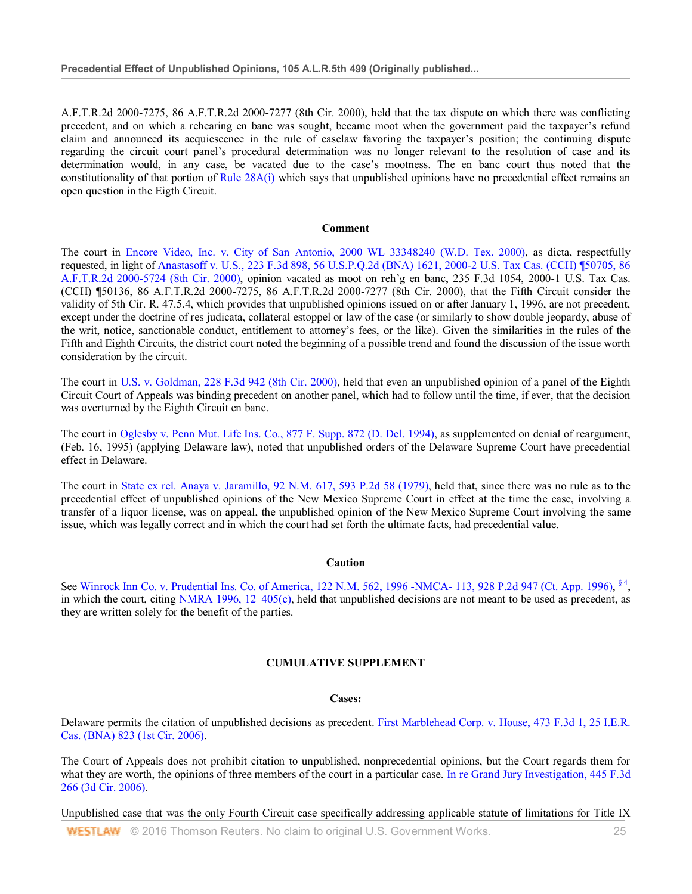A.F.T.R.2d 2000-7275, 86 A.F.T.R.2d 2000-7277 (8th Cir. 2000), held that the tax dispute on which there was conflicting precedent, and on which a rehearing en banc was sought, became moot when the government paid the taxpayer's refund claim and announced its acquiescence in the rule of caselaw favoring the taxpayer's position; the continuing dispute regarding the circuit court panel's procedural determination was no longer relevant to the resolution of case and its determination would, in any case, be vacated due to the case's mootness. The en banc court thus noted that the constitutionality of that portion of Rule 28A(i) which says that unpublished opinions have no precedential effect remains an open question in the Eigth Circuit.

#### Comment

The court in Encore Video, Inc. v. City of San Antonio, 2000 WL 33348240 (W.D. Tex. 2000), as dicta, respectfully requested, in light of Anastasoff v. U.S., 223 F.3d 898, 56 U.S.P.Q.2d (BNA) 1621, 2000-2 U.S. Tax Cas. (CCH) ¶50705, 86 A.F.T.R.2d 2000-5724 (8th Cir. 2000), opinion vacated as moot on reh'g en banc, 235 F.3d 1054, 2000-1 U.S. Tax Cas. (CCH) ¶50136, 86 A.F.T.R.2d 2000-7275, 86 A.F.T.R.2d 2000-7277 (8th Cir. 2000), that the Fifth Circuit consider the validity of 5th Cir. R. 47.5.4, which provides that unpublished opinions issued on or after January 1, 1996, are not precedent, except under the doctrine of res judicata, collateral estoppel or law of the case (or similarly to show double jeopardy, abuse of the writ, notice, sanctionable conduct, entitlement to attorney's fees, or the like). Given the similarities in the rules of the Fifth and Eighth Circuits, the district court noted the beginning of a possible trend and found the discussion of the issue worth consideration by the circuit.

The court in U.S. v. Goldman, 228 F.3d 942 (8th Cir. 2000), held that even an unpublished opinion of a panel of the Eighth Circuit Court of Appeals was binding precedent on another panel, which had to follow until the time, if ever, that the decision was overturned by the Eighth Circuit en banc.

The court in Oglesby v. Penn Mut. Life Ins. Co., 877 F. Supp. 872 (D. Del. 1994), as supplemented on denial of reargument, (Feb. 16, 1995) (applying Delaware law), noted that unpublished orders of the Delaware Supreme Court have precedential effect in Delaware.

The court in State ex rel. Anaya v. Jaramillo, 92 N.M. 617, 593 P.2d 58 (1979), held that, since there was no rule as to the precedential effect of unpublished opinions of the New Mexico Supreme Court in effect at the time the case, involving a transfer of a liquor license, was on appeal, the unpublished opinion of the New Mexico Supreme Court involving the same issue, which was legally correct and in which the court had set forth the ultimate facts, had precedential value.

#### Caution

See Winrock Inn Co. v. Prudential Ins. Co. of America, 122 N.M. 562, 1996 -NMCA- 113, 928 P.2d 947 (Ct. App. 1996), § 4, in which the court, citing NMRA 1996, 12–405(c), held that unpublished decisions are not meant to be used as precedent, as they are written solely for the benefit of the parties.

### CUMULATIVE SUPPLEMENT

#### Cases:

Delaware permits the citation of unpublished decisions as precedent. First Marblehead Corp. v. House, 473 F.3d 1, 25 I.E.R. Cas. (BNA) 823 (1st Cir. 2006).

The Court of Appeals does not prohibit citation to unpublished, nonprecedential opinions, but the Court regards them for what they are worth, the opinions of three members of the court in a particular case. In re Grand Jury Investigation, 445 F.3d 266 (3d Cir. 2006).

Unpublished case that was the only Fourth Circuit case specifically addressing applicable statute of limitations for Title IX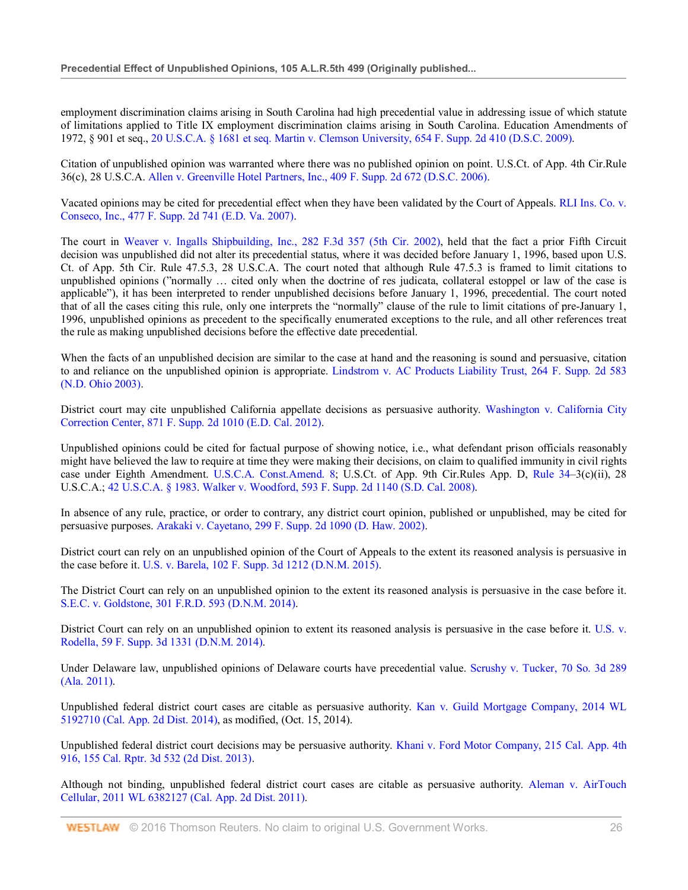employment discrimination claims arising in South Carolina had high precedential value in addressing issue of which statute of limitations applied to Title IX employment discrimination claims arising in South Carolina. Education Amendments of 1972, § 901 et seq., 20 U.S.C.A. § 1681 et seq. Martin v. Clemson University, 654 F. Supp. 2d 410 (D.S.C. 2009).

Citation of unpublished opinion was warranted where there was no published opinion on point. U.S.Ct. of App. 4th Cir.Rule 36(c), 28 U.S.C.A. Allen v. Greenville Hotel Partners, Inc., 409 F. Supp. 2d 672 (D.S.C. 2006).

Vacated opinions may be cited for precedential effect when they have been validated by the Court of Appeals. RLI Ins. Co. v. Conseco, Inc., 477 F. Supp. 2d 741 (E.D. Va. 2007).

The court in Weaver v. Ingalls Shipbuilding, Inc., 282 F.3d 357 (5th Cir. 2002), held that the fact a prior Fifth Circuit decision was unpublished did not alter its precedential status, where it was decided before January 1, 1996, based upon U.S. Ct. of App. 5th Cir. Rule 47.5.3, 28 U.S.C.A. The court noted that although Rule 47.5.3 is framed to limit citations to unpublished opinions ("normally … cited only when the doctrine of res judicata, collateral estoppel or law of the case is applicable"), it has been interpreted to render unpublished decisions before January 1, 1996, precedential. The court noted that of all the cases citing this rule, only one interprets the "normally" clause of the rule to limit citations of pre-January 1, 1996, unpublished opinions as precedent to the specifically enumerated exceptions to the rule, and all other references treat the rule as making unpublished decisions before the effective date precedential.

When the facts of an unpublished decision are similar to the case at hand and the reasoning is sound and persuasive, citation to and reliance on the unpublished opinion is appropriate. Lindstrom v. AC Products Liability Trust, 264 F. Supp. 2d 583 (N.D. Ohio 2003).

District court may cite unpublished California appellate decisions as persuasive authority. Washington v. California City Correction Center, 871 F. Supp. 2d 1010 (E.D. Cal. 2012).

Unpublished opinions could be cited for factual purpose of showing notice, i.e., what defendant prison officials reasonably might have believed the law to require at time they were making their decisions, on claim to qualified immunity in civil rights case under Eighth Amendment. U.S.C.A. Const.Amend. 8; U.S.Ct. of App. 9th Cir.Rules App. D, Rule 34–3(c)(ii), 28 U.S.C.A.; 42 U.S.C.A. § 1983. Walker v. Woodford, 593 F. Supp. 2d 1140 (S.D. Cal. 2008).

In absence of any rule, practice, or order to contrary, any district court opinion, published or unpublished, may be cited for persuasive purposes. Arakaki v. Cayetano, 299 F. Supp. 2d 1090 (D. Haw. 2002).

District court can rely on an unpublished opinion of the Court of Appeals to the extent its reasoned analysis is persuasive in the case before it. U.S. v. Barela, 102 F. Supp. 3d 1212 (D.N.M. 2015).

The District Court can rely on an unpublished opinion to the extent its reasoned analysis is persuasive in the case before it. S.E.C. v. Goldstone, 301 F.R.D. 593 (D.N.M. 2014).

District Court can rely on an unpublished opinion to extent its reasoned analysis is persuasive in the case before it. U.S. v. Rodella, 59 F. Supp. 3d 1331 (D.N.M. 2014).

Under Delaware law, unpublished opinions of Delaware courts have precedential value. Scrushy v. Tucker, 70 So. 3d 289 (Ala. 2011).

Unpublished federal district court cases are citable as persuasive authority. Kan v. Guild Mortgage Company, 2014 WL 5192710 (Cal. App. 2d Dist. 2014), as modified, (Oct. 15, 2014).

Unpublished federal district court decisions may be persuasive authority. Khani v. Ford Motor Company, 215 Cal. App. 4th 916, 155 Cal. Rptr. 3d 532 (2d Dist. 2013).

Although not binding, unpublished federal district court cases are citable as persuasive authority. Aleman v. AirTouch Cellular, 2011 WL 6382127 (Cal. App. 2d Dist. 2011).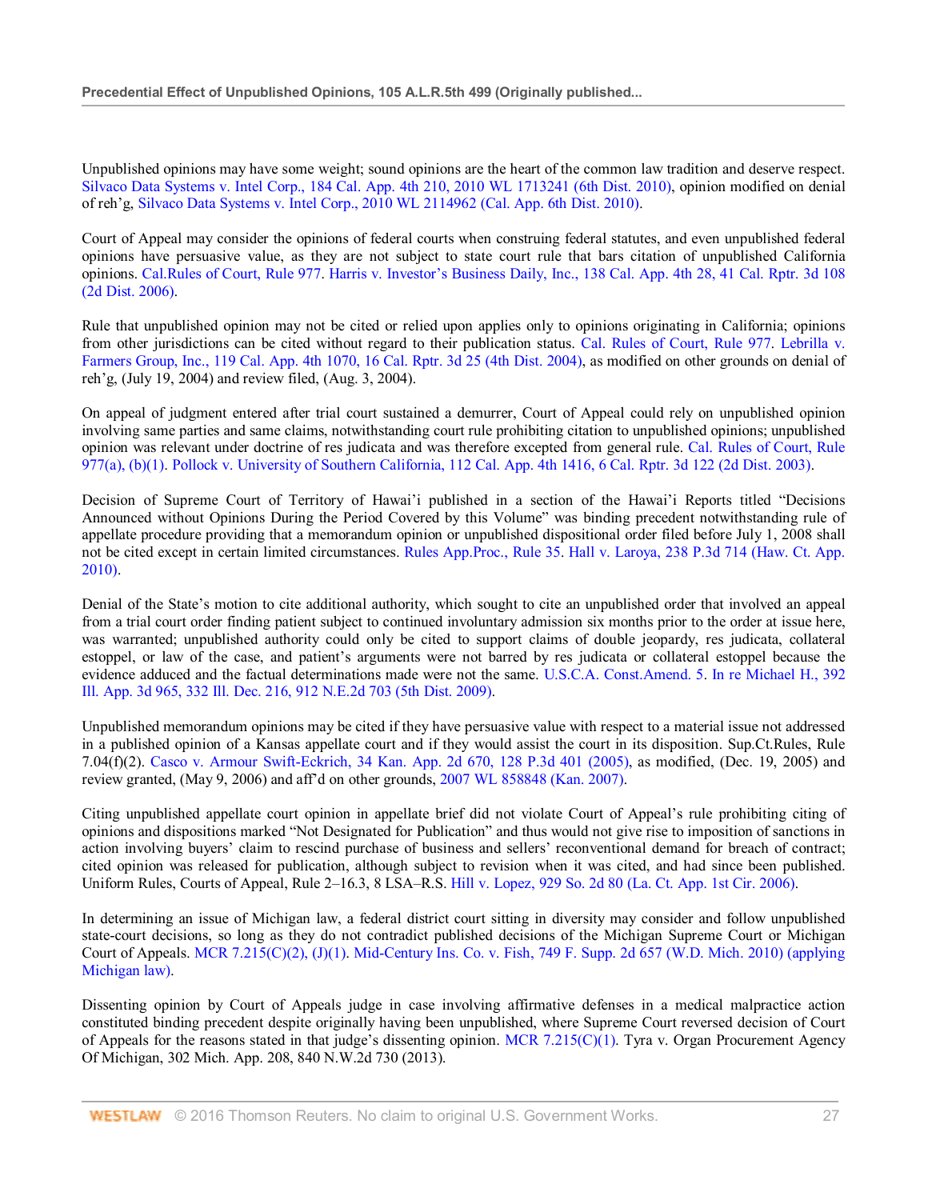Unpublished opinions may have some weight; sound opinions are the heart of the common law tradition and deserve respect. Silvaco Data Systems v. Intel Corp., 184 Cal. App. 4th 210, 2010 WL 1713241 (6th Dist. 2010), opinion modified on denial of reh'g, Silvaco Data Systems v. Intel Corp., 2010 WL 2114962 (Cal. App. 6th Dist. 2010).

Court of Appeal may consider the opinions of federal courts when construing federal statutes, and even unpublished federal opinions have persuasive value, as they are not subject to state court rule that bars citation of unpublished California opinions. Cal.Rules of Court, Rule 977. Harris v. Investor's Business Daily, Inc., 138 Cal. App. 4th 28, 41 Cal. Rptr. 3d 108 (2d Dist. 2006).

Rule that unpublished opinion may not be cited or relied upon applies only to opinions originating in California; opinions from other jurisdictions can be cited without regard to their publication status. Cal. Rules of Court, Rule 977. Lebrilla v. Farmers Group, Inc., 119 Cal. App. 4th 1070, 16 Cal. Rptr. 3d 25 (4th Dist. 2004), as modified on other grounds on denial of reh'g, (July 19, 2004) and review filed, (Aug. 3, 2004).

On appeal of judgment entered after trial court sustained a demurrer, Court of Appeal could rely on unpublished opinion involving same parties and same claims, notwithstanding court rule prohibiting citation to unpublished opinions; unpublished opinion was relevant under doctrine of res judicata and was therefore excepted from general rule. Cal. Rules of Court, Rule 977(a), (b)(1). Pollock v. University of Southern California, 112 Cal. App. 4th 1416, 6 Cal. Rptr. 3d 122 (2d Dist. 2003).

Decision of Supreme Court of Territory of Hawai'i published in a section of the Hawai'i Reports titled "Decisions Announced without Opinions During the Period Covered by this Volume" was binding precedent notwithstanding rule of appellate procedure providing that a memorandum opinion or unpublished dispositional order filed before July 1, 2008 shall not be cited except in certain limited circumstances. Rules App.Proc., Rule 35. Hall v. Laroya, 238 P.3d 714 (Haw. Ct. App. 2010).

Denial of the State's motion to cite additional authority, which sought to cite an unpublished order that involved an appeal from a trial court order finding patient subject to continued involuntary admission six months prior to the order at issue here, was warranted; unpublished authority could only be cited to support claims of double jeopardy, res judicata, collateral estoppel, or law of the case, and patient's arguments were not barred by res judicata or collateral estoppel because the evidence adduced and the factual determinations made were not the same. U.S.C.A. Const.Amend. 5. In re Michael H., 392 Ill. App. 3d 965, 332 Ill. Dec. 216, 912 N.E.2d 703 (5th Dist. 2009).

Unpublished memorandum opinions may be cited if they have persuasive value with respect to a material issue not addressed in a published opinion of a Kansas appellate court and if they would assist the court in its disposition. Sup.Ct.Rules, Rule 7.04(f)(2). Casco v. Armour Swift-Eckrich, 34 Kan. App. 2d 670, 128 P.3d 401 (2005), as modified, (Dec. 19, 2005) and review granted, (May 9, 2006) and aff'd on other grounds, 2007 WL 858848 (Kan. 2007).

Citing unpublished appellate court opinion in appellate brief did not violate Court of Appeal's rule prohibiting citing of opinions and dispositions marked "Not Designated for Publication" and thus would not give rise to imposition of sanctions in action involving buyers' claim to rescind purchase of business and sellers' reconventional demand for breach of contract; cited opinion was released for publication, although subject to revision when it was cited, and had since been published. Uniform Rules, Courts of Appeal, Rule 2–16.3, 8 LSA–R.S. Hill v. Lopez, 929 So. 2d 80 (La. Ct. App. 1st Cir. 2006).

In determining an issue of Michigan law, a federal district court sitting in diversity may consider and follow unpublished state-court decisions, so long as they do not contradict published decisions of the Michigan Supreme Court or Michigan Court of Appeals. MCR 7.215(C)(2), (J)(1). Mid-Century Ins. Co. v. Fish, 749 F. Supp. 2d 657 (W.D. Mich. 2010) (applying Michigan law).

Dissenting opinion by Court of Appeals judge in case involving affirmative defenses in a medical malpractice action constituted binding precedent despite originally having been unpublished, where Supreme Court reversed decision of Court of Appeals for the reasons stated in that judge's dissenting opinion. MCR 7.215(C)(1). Tyra v. Organ Procurement Agency Of Michigan, 302 Mich. App. 208, 840 N.W.2d 730 (2013).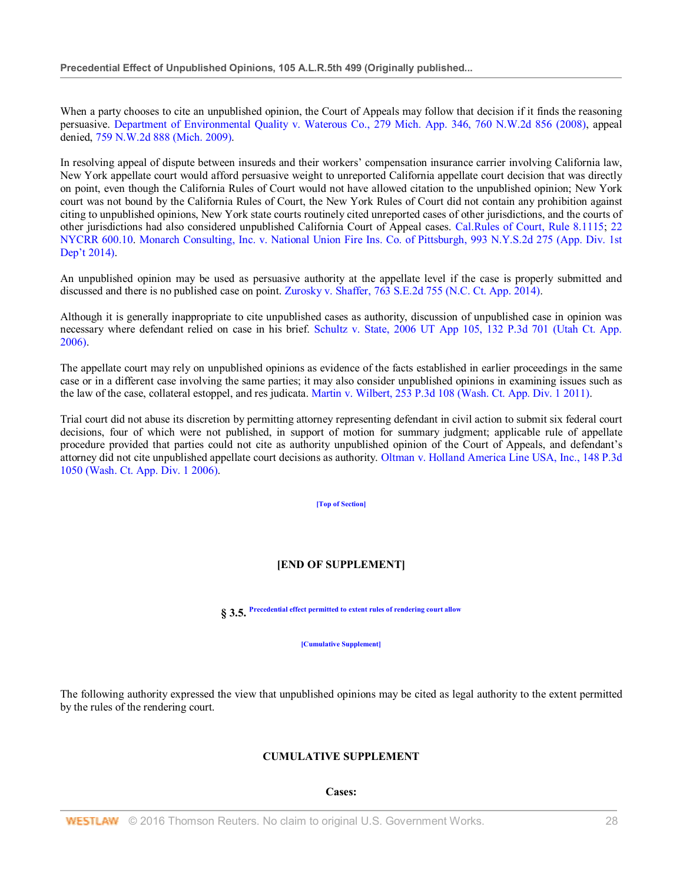When a party chooses to cite an unpublished opinion, the Court of Appeals may follow that decision if it finds the reasoning persuasive. Department of Environmental Quality v. Waterous Co., 279 Mich. App. 346, 760 N.W.2d 856 (2008), appeal denied, 759 N.W.2d 888 (Mich. 2009).

In resolving appeal of dispute between insureds and their workers' compensation insurance carrier involving California law, New York appellate court would afford persuasive weight to unreported California appellate court decision that was directly on point, even though the California Rules of Court would not have allowed citation to the unpublished opinion; New York court was not bound by the California Rules of Court, the New York Rules of Court did not contain any prohibition against citing to unpublished opinions, New York state courts routinely cited unreported cases of other jurisdictions, and the courts of other jurisdictions had also considered unpublished California Court of Appeal cases. Cal.Rules of Court, Rule 8.1115; 22 NYCRR 600.10. Monarch Consulting, Inc. v. National Union Fire Ins. Co. of Pittsburgh, 993 N.Y.S.2d 275 (App. Div. 1st Dep't 2014).

An unpublished opinion may be used as persuasive authority at the appellate level if the case is properly submitted and discussed and there is no published case on point. Zurosky v. Shaffer, 763 S.E.2d 755 (N.C. Ct. App. 2014).

Although it is generally inappropriate to cite unpublished cases as authority, discussion of unpublished case in opinion was necessary where defendant relied on case in his brief. Schultz v. State, 2006 UT App 105, 132 P.3d 701 (Utah Ct. App. 2006).

The appellate court may rely on unpublished opinions as evidence of the facts established in earlier proceedings in the same case or in a different case involving the same parties; it may also consider unpublished opinions in examining issues such as the law of the case, collateral estoppel, and res judicata. Martin v. Wilbert, 253 P.3d 108 (Wash. Ct. App. Div. 1 2011).

Trial court did not abuse its discretion by permitting attorney representing defendant in civil action to submit six federal court decisions, four of which were not published, in support of motion for summary judgment; applicable rule of appellate procedure provided that parties could not cite as authority unpublished opinion of the Court of Appeals, and defendant's attorney did not cite unpublished appellate court decisions as authority. Oltman v. Holland America Line USA, Inc., 148 P.3d 1050 (Wash. Ct. App. Div. 1 2006).

[Top of Section]

**[END OF SUPPLEMENT]**

## § 3.5. Precedential effect permitted to extent rules of rendering court allow

[Cumulative Supplement]

The following authority expressed the view that unpublished opinions may be cited as legal authority to the extent permitted by the rules of the rendering court.

**CUMULATIVE SUPPLEMENT**

**Cases:**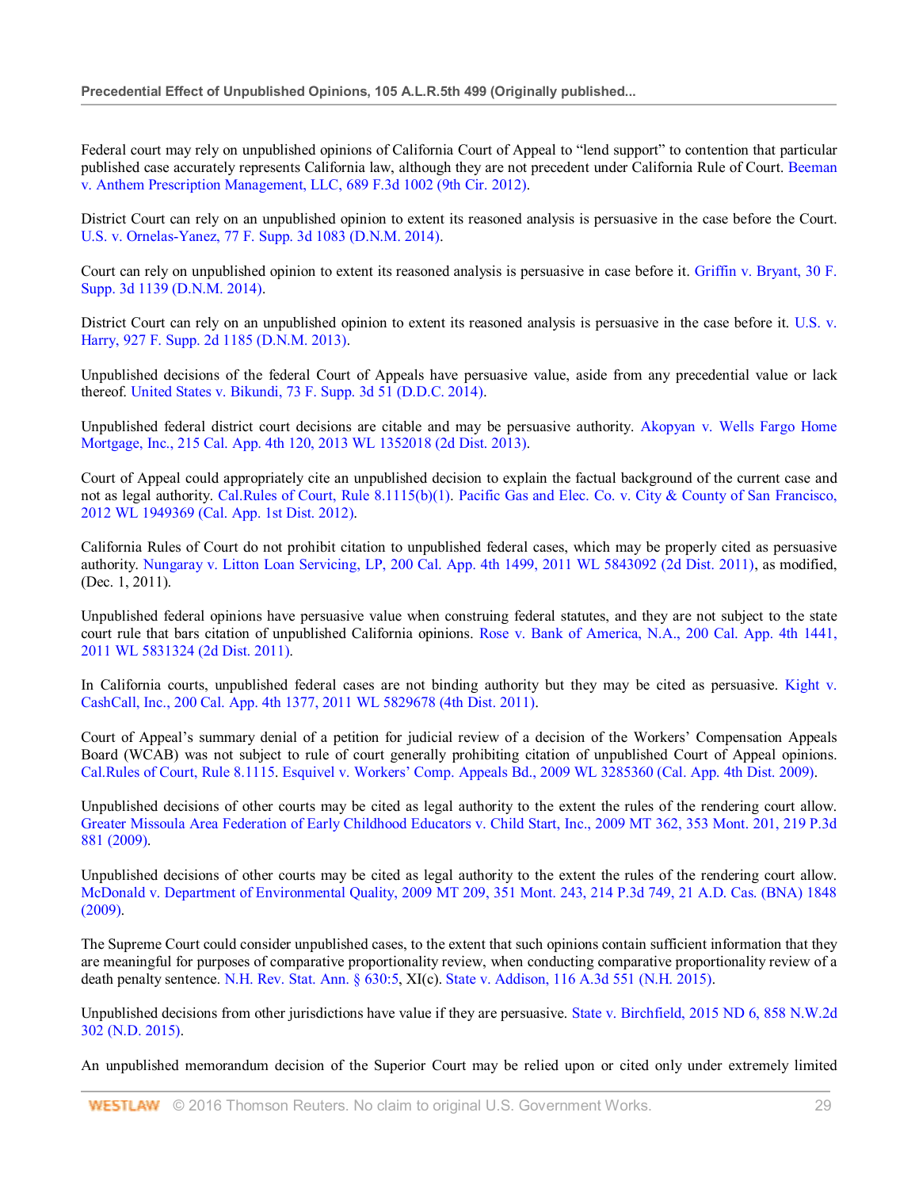Federal court may rely on unpublished opinions of California Court of Appeal to "lend support" to contention that particular published case accurately represents California law, although they are not precedent under California Rule of Court. Beeman v. Anthem Prescription Management, LLC, 689 F.3d 1002 (9th Cir. 2012).

District Court can rely on an unpublished opinion to extent its reasoned analysis is persuasive in the case before the Court. U.S. v. Ornelas-Yanez, 77 F. Supp. 3d 1083 (D.N.M. 2014).

Court can rely on unpublished opinion to extent its reasoned analysis is persuasive in case before it. Griffin v. Bryant, 30 F. Supp. 3d 1139 (D.N.M. 2014).

District Court can rely on an unpublished opinion to extent its reasoned analysis is persuasive in the case before it. U.S. v. Harry, 927 F. Supp. 2d 1185 (D.N.M. 2013).

Unpublished decisions of the federal Court of Appeals have persuasive value, aside from any precedential value or lack thereof. United States v. Bikundi, 73 F. Supp. 3d 51 (D.D.C. 2014).

Unpublished federal district court decisions are citable and may be persuasive authority. Akopyan v. Wells Fargo Home Mortgage, Inc., 215 Cal. App. 4th 120, 2013 WL 1352018 (2d Dist. 2013).

Court of Appeal could appropriately cite an unpublished decision to explain the factual background of the current case and not as legal authority. Cal.Rules of Court, Rule 8.1115(b)(1). Pacific Gas and Elec. Co. v. City & County of San Francisco, 2012 WL 1949369 (Cal. App. 1st Dist. 2012).

California Rules of Court do not prohibit citation to unpublished federal cases, which may be properly cited as persuasive authority. Nungaray v. Litton Loan Servicing, LP, 200 Cal. App. 4th 1499, 2011 WL 5843092 (2d Dist. 2011), as modified, (Dec. 1, 2011).

Unpublished federal opinions have persuasive value when construing federal statutes, and they are not subject to the state court rule that bars citation of unpublished California opinions. Rose v. Bank of America, N.A., 200 Cal. App. 4th 1441, 2011 WL 5831324 (2d Dist. 2011).

In California courts, unpublished federal cases are not binding authority but they may be cited as persuasive. Kight v. CashCall, Inc., 200 Cal. App. 4th 1377, 2011 WL 5829678 (4th Dist. 2011).

Court of Appeal's summary denial of a petition for judicial review of a decision of the Workers' Compensation Appeals Board (WCAB) was not subject to rule of court generally prohibiting citation of unpublished Court of Appeal opinions. Cal.Rules of Court, Rule 8.1115. Esquivel v. Workers' Comp. Appeals Bd., 2009 WL 3285360 (Cal. App. 4th Dist. 2009).

Unpublished decisions of other courts may be cited as legal authority to the extent the rules of the rendering court allow. Greater Missoula Area Federation of Early Childhood Educators v. Child Start, Inc., 2009 MT 362, 353 Mont. 201, 219 P.3d 881 (2009).

Unpublished decisions of other courts may be cited as legal authority to the extent the rules of the rendering court allow. McDonald v. Department of Environmental Quality, 2009 MT 209, 351 Mont. 243, 214 P.3d 749, 21 A.D. Cas. (BNA) 1848 (2009).

The Supreme Court could consider unpublished cases, to the extent that such opinions contain sufficient information that they are meaningful for purposes of comparative proportionality review, when conducting comparative proportionality review of a death penalty sentence. N.H. Rev. Stat. Ann. § 630:5, XI(c). State v. Addison, 116 A.3d 551 (N.H. 2015).

Unpublished decisions from other jurisdictions have value if they are persuasive. State v. Birchfield, 2015 ND 6, 858 N.W.2d 302 (N.D. 2015).

An unpublished memorandum decision of the Superior Court may be relied upon or cited only under extremely limited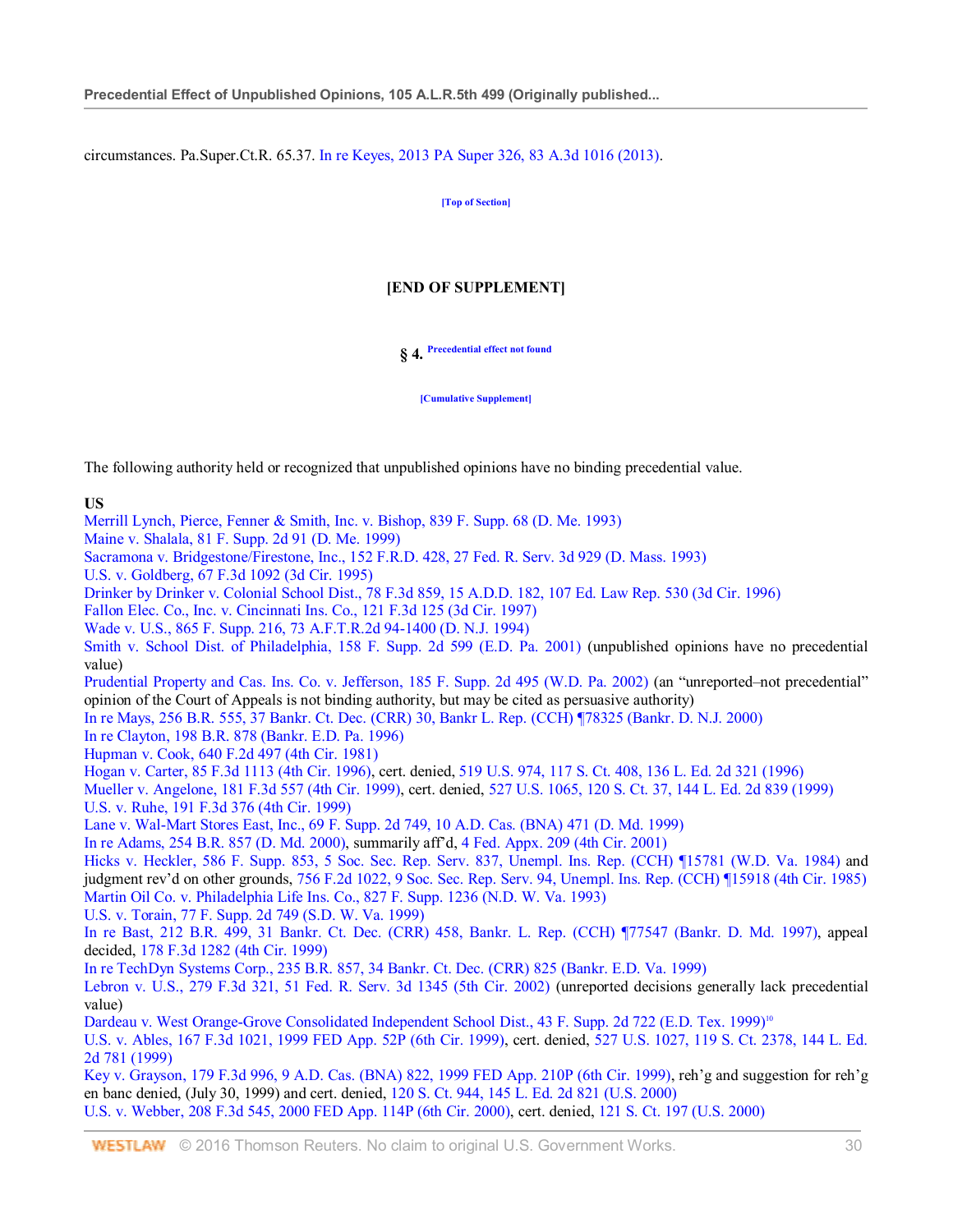circumstances. Pa.Super.Ct.R. 65.37. In re Keyes, 2013 PA Super 326, 83 A.3d 1016 (2013).

[Top of Section]

**[END OF SUPPLEMENT]**

## § 4. Precedential effect not found

[Cumulative Supplement]

The following authority held or recognized that unpublished opinions have no binding precedential value.

**US**

Merrill Lynch, Pierce, Fenner & Smith, Inc. v. Bishop, 839 F. Supp. 68 (D. Me. 1993)
Maine v. Shalala, 81 F. Supp. 2d 91 (D. Me. 1999)
Sacramona v. Bridgestone/Firestone, Inc., 152 F.R.D. 428, 27 Fed. R. Serv. 3d 929 (D. Mass. 1993)
U.S. v. Goldberg, 67 F.3d 1092 (3d Cir. 1995)
Drinker by Drinker v. Colonial School Dist., 78 F.3d 859, 15 A.D.D. 182, 107 Ed. Law Rep. 530 (3d Cir. 1996)
Fallon Elec. Co., Inc. v. Cincinnati Ins. Co., 121 F.3d 125 (3d Cir. 1997)
Wade v. U.S., 865 F. Supp. 216, 73 A.F.T.R.2d 94-1400 (D. N.J. 1994)
Smith v. School Dist. of Philadelphia, 158 F. Supp. 2d 599 (E.D. Pa. 2001) (unpublished opinions have no precedential value)
Prudential Property and Cas. Ins. Co. v. Jefferson, 185 F. Supp. 2d 495 (W.D. Pa. 2002) (an "unreported–not precedential" opinion of the Court of Appeals is not binding authority, but may be cited as persuasive authority)
In re Mays, 256 B.R. 555, 37 Bankr. Ct. Dec. (CRR) 30, Bankr L. Rep. (CCH) ¶78325 (Bankr. D. N.J. 2000)
In re Clayton, 198 B.R. 878 (Bankr. E.D. Pa. 1996)
Hupman v. Cook, 640 F.2d 497 (4th Cir. 1981)
Hogan v. Carter, 85 F.3d 1113 (4th Cir. 1996), cert. denied, 519 U.S. 974, 117 S. Ct. 408, 136 L. Ed. 2d 321 (1996)
Mueller v. Angelone, 181 F.3d 557 (4th Cir. 1999), cert. denied, 527 U.S. 1065, 120 S. Ct. 37, 144 L. Ed. 2d 839 (1999)
U.S. v. Ruhe, 191 F.3d 376 (4th Cir. 1999)
Lane v. Wal-Mart Stores East, Inc., 69 F. Supp. 2d 749, 10 A.D. Cas. (BNA) 471 (D. Md. 1999)
In re Adams, 254 B.R. 857 (D. Md. 2000), summarily aff'd, 4 Fed. Appx. 209 (4th Cir. 2001)
Hicks v. Heckler, 586 F. Supp. 853, 5 Soc. Sec. Rep. Serv. 837, Unempl. Ins. Rep. (CCH) ¶15781 (W.D. Va. 1984) and judgment rev'd on other grounds, 756 F.2d 1022, 9 Soc. Sec. Rep. Serv. 94, Unempl. Ins. Rep. (CCH) ¶15918 (4th Cir. 1985)
Martin Oil Co. v. Philadelphia Life Ins. Co., 827 F. Supp. 1236 (N.D. W. Va. 1993)
U.S. v. Torain, 77 F. Supp. 2d 749 (S.D. W. Va. 1999)
In re Bast, 212 B.R. 499, 31 Bankr. Ct. Dec. (CRR) 458, Bankr. L. Rep. (CCH) ¶77547 (Bankr. D. Md. 1997), appeal decided, 178 F.3d 1282 (4th Cir. 1999)
In re TechDyn Systems Corp., 235 B.R. 857, 34 Bankr. Ct. Dec. (CRR) 825 (Bankr. E.D. Va. 1999)
Lebron v. U.S., 279 F.3d 321, 51 Fed. R. Serv. 3d 1345 (5th Cir. 2002) (unreported decisions generally lack precedential value)
Dardeau v. West Orange-Grove Consolidated Independent School Dist., 43 F. Supp. 2d 722 (E.D. Tex. 1999)[10]
U.S. v. Ables, 167 F.3d 1021, 1999 FED App. 52P (6th Cir. 1999), cert. denied, 527 U.S. 1027, 119 S. Ct. 2378, 144 L. Ed. 2d 781 (1999)
Key v. Grayson, 179 F.3d 996, 9 A.D. Cas. (BNA) 822, 1999 FED App. 210P (6th Cir. 1999), reh'g and suggestion for reh'g en banc denied, (July 30, 1999) and cert. denied, 120 S. Ct. 944, 145 L. Ed. 2d 821 (U.S. 2000)
U.S. v. Webber, 208 F.3d 545, 2000 FED App. 114P (6th Cir. 2000), cert. denied, 121 S. Ct. 197 (U.S. 2000)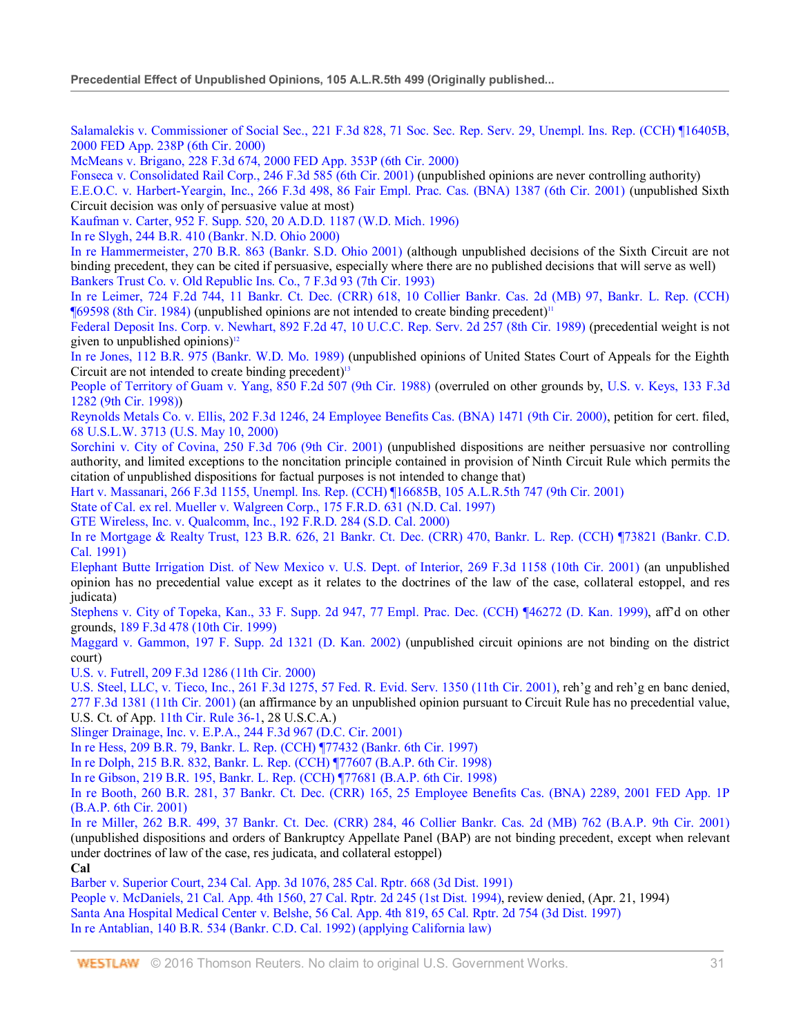Salamalekis v. Commissioner of Social Sec., 221 F.3d 828, 71 Soc. Sec. Rep. Serv. 29, Unempl. Ins. Rep. (CCH) ¶16405B, 2000 FED App. 238P (6th Cir. 2000)

McMeans v. Brigano, 228 F.3d 674, 2000 FED App. 353P (6th Cir. 2000)

Fonseca v. Consolidated Rail Corp., 246 F.3d 585 (6th Cir. 2001) (unpublished opinions are never controlling authority)

E.E.O.C. v. Harbert-Yeargin, Inc., 266 F.3d 498, 86 Fair Empl. Prac. Cas. (BNA) 1387 (6th Cir. 2001) (unpublished Sixth Circuit decision was only of persuasive value at most)

Kaufman v. Carter, 952 F. Supp. 520, 20 A.D.D. 1187 (W.D. Mich. 1996)

In re Slygh, 244 B.R. 410 (Bankr. N.D. Ohio 2000)

In re Hammermeister, 270 B.R. 863 (Bankr. S.D. Ohio 2001) (although unpublished decisions of the Sixth Circuit are not binding precedent, they can be cited if persuasive, especially where there are no published decisions that will serve as well)

Bankers Trust Co. v. Old Republic Ins. Co., 7 F.3d 93 (7th Cir. 1993)

In re Leimer, 724 F.2d 744, 11 Bankr. Ct. Dec. (CRR) 618, 10 Collier Bankr. Cas. 2d (MB) 97, Bankr. L. Rep. (CCH) ¶69598 (8th Cir. 1984) (unpublished opinions are not intended to create binding precedent)[11]

Federal Deposit Ins. Corp. v. Newhart, 892 F.2d 47, 10 U.C.C. Rep. Serv. 2d 257 (8th Cir. 1989) (precedential weight is not given to unpublished opinions)[12]

In re Jones, 112 B.R. 975 (Bankr. W.D. Mo. 1989) (unpublished opinions of United States Court of Appeals for the Eighth Circuit are not intended to create binding precedent)[13]

People of Territory of Guam v. Yang, 850 F.2d 507 (9th Cir. 1988) (overruled on other grounds by, U.S. v. Keys, 133 F.3d 1282 (9th Cir. 1998))

Reynolds Metals Co. v. Ellis, 202 F.3d 1246, 24 Employee Benefits Cas. (BNA) 1471 (9th Cir. 2000), petition for cert. filed, 68 U.S.L.W. 3713 (U.S. May 10, 2000)

Sorchini v. City of Covina, 250 F.3d 706 (9th Cir. 2001) (unpublished dispositions are neither persuasive nor controlling authority, and limited exceptions to the noncitation principle contained in provision of Ninth Circuit Rule which permits the citation of unpublished dispositions for factual purposes is not intended to change that)

Hart v. Massanari, 266 F.3d 1155, Unempl. Ins. Rep. (CCH) ¶16685B, 105 A.L.R.5th 747 (9th Cir. 2001)

State of Cal. ex rel. Mueller v. Walgreen Corp., 175 F.R.D. 631 (N.D. Cal. 1997)

GTE Wireless, Inc. v. Qualcomm, Inc., 192 F.R.D. 284 (S.D. Cal. 2000)

In re Mortgage & Realty Trust, 123 B.R. 626, 21 Bankr. Ct. Dec. (CRR) 470, Bankr. L. Rep. (CCH) ¶73821 (Bankr. C.D. Cal. 1991)

Elephant Butte Irrigation Dist. of New Mexico v. U.S. Dept. of Interior, 269 F.3d 1158 (10th Cir. 2001) (an unpublished opinion has no precedential value except as it relates to the doctrines of the law of the case, collateral estoppel, and res judicata)

Stephens v. City of Topeka, Kan., 33 F. Supp. 2d 947, 77 Empl. Prac. Dec. (CCH) ¶46272 (D. Kan. 1999), aff'd on other grounds, 189 F.3d 478 (10th Cir. 1999)

Maggard v. Gammon, 197 F. Supp. 2d 1321 (D. Kan. 2002) (unpublished circuit opinions are not binding on the district court)

U.S. v. Futrell, 209 F.3d 1286 (11th Cir. 2000)

U.S. Steel, LLC, v. Tieco, Inc., 261 F.3d 1275, 57 Fed. R. Evid. Serv. 1350 (11th Cir. 2001), reh'g and reh'g en banc denied, 277 F.3d 1381 (11th Cir. 2001) (an affirmance by an unpublished opinion pursuant to Circuit Rule has no precedential value, U.S. Ct. of App. 11th Cir. Rule 36-1, 28 U.S.C.A.)

Slinger Drainage, Inc. v. E.P.A., 244 F.3d 967 (D.C. Cir. 2001)

In re Hess, 209 B.R. 79, Bankr. L. Rep. (CCH) ¶77432 (Bankr. 6th Cir. 1997)

In re Dolph, 215 B.R. 832, Bankr. L. Rep. (CCH) ¶77607 (B.A.P. 6th Cir. 1998)

In re Gibson, 219 B.R. 195, Bankr. L. Rep. (CCH) ¶77681 (B.A.P. 6th Cir. 1998)

In re Booth, 260 B.R. 281, 37 Bankr. Ct. Dec. (CRR) 165, 25 Employee Benefits Cas. (BNA) 2289, 2001 FED App. 1P (B.A.P. 6th Cir. 2001)

In re Miller, 262 B.R. 499, 37 Bankr. Ct. Dec. (CRR) 284, 46 Collier Bankr. Cas. 2d (MB) 762 (B.A.P. 9th Cir. 2001) (unpublished dispositions and orders of Bankruptcy Appellate Panel (BAP) are not binding precedent, except when relevant under doctrines of law of the case, res judicata, and collateral estoppel)

**Cal**

Barber v. Superior Court, 234 Cal. App. 3d 1076, 285 Cal. Rptr. 668 (3d Dist. 1991)

People v. McDaniels, 21 Cal. App. 4th 1560, 27 Cal. Rptr. 2d 245 (1st Dist. 1994), review denied, (Apr. 21, 1994)

Santa Ana Hospital Medical Center v. Belshe, 56 Cal. App. 4th 819, 65 Cal. Rptr. 2d 754 (3d Dist. 1997)

In re Antablian, 140 B.R. 534 (Bankr. C.D. Cal. 1992) (applying California law)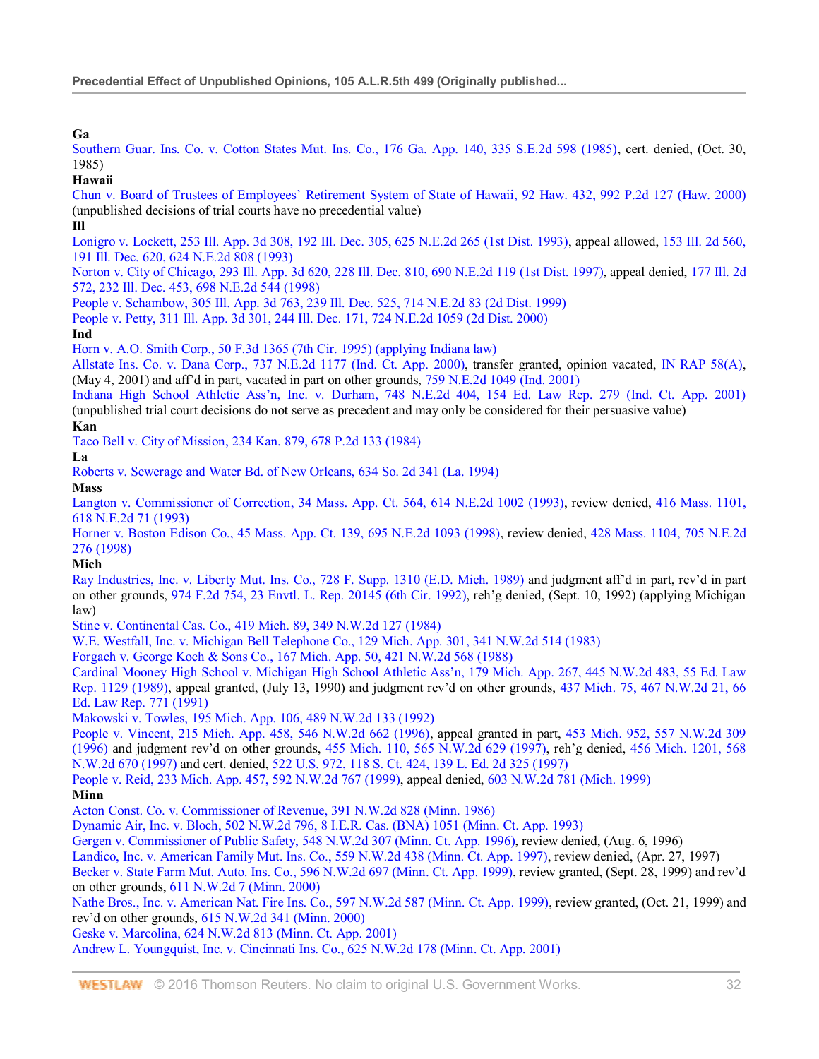**Ga**

Southern Guar. Ins. Co. v. Cotton States Mut. Ins. Co., 176 Ga. App. 140, 335 S.E.2d 598 (1985), cert. denied, (Oct. 30, 1985)

**Hawaii**

Chun v. Board of Trustees of Employees' Retirement System of State of Hawaii, 92 Haw. 432, 992 P.2d 127 (Haw. 2000) (unpublished decisions of trial courts have no precedential value)

**Ill**

Lonigro v. Lockett, 253 Ill. App. 3d 308, 192 Ill. Dec. 305, 625 N.E.2d 265 (1st Dist. 1993), appeal allowed, 153 Ill. 2d 560, 191 Ill. Dec. 620, 624 N.E.2d 808 (1993)

Norton v. City of Chicago, 293 Ill. App. 3d 620, 228 Ill. Dec. 810, 690 N.E.2d 119 (1st Dist. 1997), appeal denied, 177 Ill. 2d 572, 232 Ill. Dec. 453, 698 N.E.2d 544 (1998)

People v. Schambow, 305 Ill. App. 3d 763, 239 Ill. Dec. 525, 714 N.E.2d 83 (2d Dist. 1999)

People v. Petty, 311 Ill. App. 3d 301, 244 Ill. Dec. 171, 724 N.E.2d 1059 (2d Dist. 2000)

**Ind**

Horn v. A.O. Smith Corp., 50 F.3d 1365 (7th Cir. 1995) (applying Indiana law)

Allstate Ins. Co. v. Dana Corp., 737 N.E.2d 1177 (Ind. Ct. App. 2000), transfer granted, opinion vacated, IN RAP 58(A), (May 4, 2001) and aff'd in part, vacated in part on other grounds, 759 N.E.2d 1049 (Ind. 2001)

Indiana High School Athletic Ass'n, Inc. v. Durham, 748 N.E.2d 404, 154 Ed. Law Rep. 279 (Ind. Ct. App. 2001) (unpublished trial court decisions do not serve as precedent and may only be considered for their persuasive value)

**Kan**

Taco Bell v. City of Mission, 234 Kan. 879, 678 P.2d 133 (1984)

**La**

Roberts v. Sewerage and Water Bd. of New Orleans, 634 So. 2d 341 (La. 1994)

**Mass**

Langton v. Commissioner of Correction, 34 Mass. App. Ct. 564, 614 N.E.2d 1002 (1993), review denied, 416 Mass. 1101, 618 N.E.2d 71 (1993)

Horner v. Boston Edison Co., 45 Mass. App. Ct. 139, 695 N.E.2d 1093 (1998), review denied, 428 Mass. 1104, 705 N.E.2d 276 (1998)

**Mich**

Ray Industries, Inc. v. Liberty Mut. Ins. Co., 728 F. Supp. 1310 (E.D. Mich. 1989) and judgment aff'd in part, rev'd in part on other grounds, 974 F.2d 754, 23 Envtl. L. Rep. 20145 (6th Cir. 1992), reh'g denied, (Sept. 10, 1992) (applying Michigan law)

Stine v. Continental Cas. Co., 419 Mich. 89, 349 N.W.2d 127 (1984)

W.E. Westfall, Inc. v. Michigan Bell Telephone Co., 129 Mich. App. 301, 341 N.W.2d 514 (1983)

Forgach v. George Koch & Sons Co., 167 Mich. App. 50, 421 N.W.2d 568 (1988)

Cardinal Mooney High School v. Michigan High School Athletic Ass'n, 179 Mich. App. 267, 445 N.W.2d 483, 55 Ed. Law Rep. 1129 (1989), appeal granted, (July 13, 1990) and judgment rev'd on other grounds, 437 Mich. 75, 467 N.W.2d 21, 66 Ed. Law Rep. 771 (1991)

Makowski v. Towles, 195 Mich. App. 106, 489 N.W.2d 133 (1992)

People v. Vincent, 215 Mich. App. 458, 546 N.W.2d 662 (1996), appeal granted in part, 453 Mich. 952, 557 N.W.2d 309 (1996) and judgment rev'd on other grounds, 455 Mich. 110, 565 N.W.2d 629 (1997), reh'g denied, 456 Mich. 1201, 568 N.W.2d 670 (1997) and cert. denied, 522 U.S. 972, 118 S. Ct. 424, 139 L. Ed. 2d 325 (1997)

People v. Reid, 233 Mich. App. 457, 592 N.W.2d 767 (1999), appeal denied, 603 N.W.2d 781 (Mich. 1999)

**Minn**

Acton Const. Co. v. Commissioner of Revenue, 391 N.W.2d 828 (Minn. 1986)

Dynamic Air, Inc. v. Bloch, 502 N.W.2d 796, 8 I.E.R. Cas. (BNA) 1051 (Minn. Ct. App. 1993)

Gergen v. Commissioner of Public Safety, 548 N.W.2d 307 (Minn. Ct. App. 1996), review denied, (Aug. 6, 1996)

Landico, Inc. v. American Family Mut. Ins. Co., 559 N.W.2d 438 (Minn. Ct. App. 1997), review denied, (Apr. 27, 1997)

Becker v. State Farm Mut. Auto. Ins. Co., 596 N.W.2d 697 (Minn. Ct. App. 1999), review granted, (Sept. 28, 1999) and rev'd on other grounds, 611 N.W.2d 7 (Minn. 2000)

Nathe Bros., Inc. v. American Nat. Fire Ins. Co., 597 N.W.2d 587 (Minn. Ct. App. 1999), review granted, (Oct. 21, 1999) and rev'd on other grounds, 615 N.W.2d 341 (Minn. 2000)

Geske v. Marcolina, 624 N.W.2d 813 (Minn. Ct. App. 2001)

Andrew L. Youngquist, Inc. v. Cincinnati Ins. Co., 625 N.W.2d 178 (Minn. Ct. App. 2001)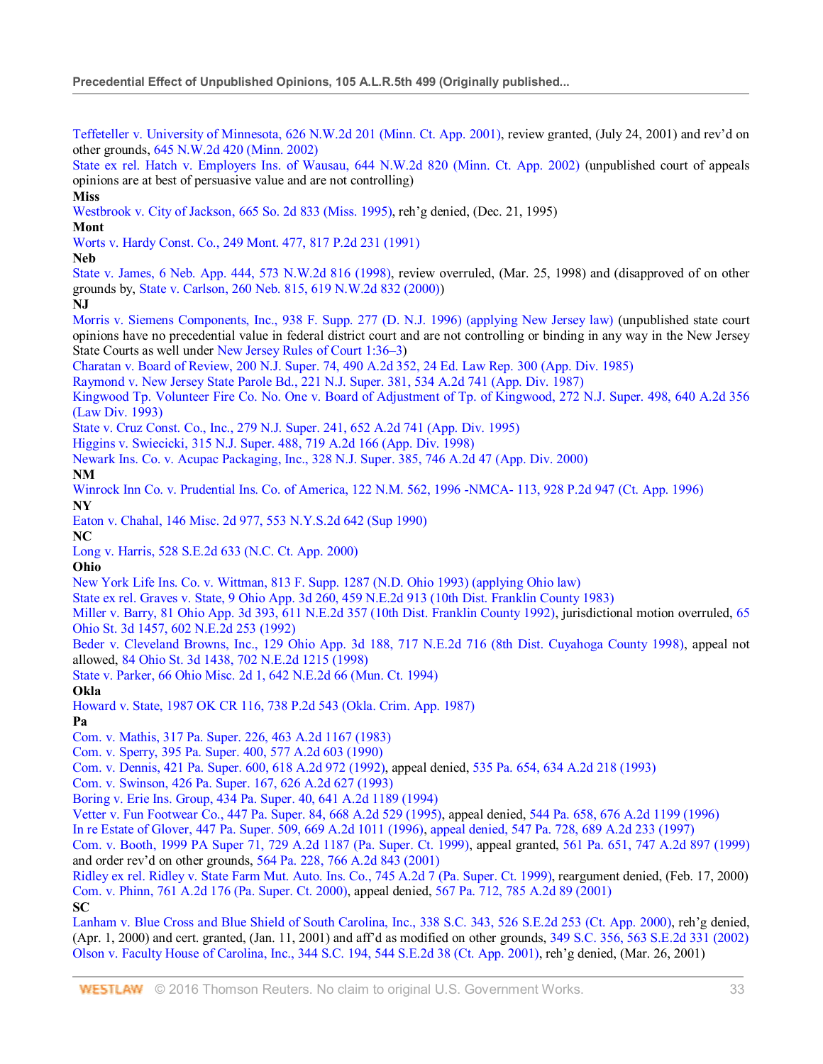Teffeteller v. University of Minnesota, 626 N.W.2d 201 (Minn. Ct. App. 2001), review granted, (July 24, 2001) and rev'd on other grounds, 645 N.W.2d 420 (Minn. 2002)

State ex rel. Hatch v. Employers Ins. of Wausau, 644 N.W.2d 820 (Minn. Ct. App. 2002) (unpublished court of appeals opinions are at best of persuasive value and are not controlling)

**Miss**

Westbrook v. City of Jackson, 665 So. 2d 833 (Miss. 1995), reh'g denied, (Dec. 21, 1995)

**Mont**

Worts v. Hardy Const. Co., 249 Mont. 477, 817 P.2d 231 (1991)

**Neb**

State v. James, 6 Neb. App. 444, 573 N.W.2d 816 (1998), review overruled, (Mar. 25, 1998) and (disapproved of on other grounds by, State v. Carlson, 260 Neb. 815, 619 N.W.2d 832 (2000))

**NJ**

Morris v. Siemens Components, Inc., 938 F. Supp. 277 (D. N.J. 1996) (applying New Jersey law) (unpublished state court opinions have no precedential value in federal district court and are not controlling or binding in any way in the New Jersey State Courts as well under New Jersey Rules of Court 1:36–3)

Charatan v. Board of Review, 200 N.J. Super. 74, 490 A.2d 352, 24 Ed. Law Rep. 300 (App. Div. 1985)

Raymond v. New Jersey State Parole Bd., 221 N.J. Super. 381, 534 A.2d 741 (App. Div. 1987)

Kingwood Tp. Volunteer Fire Co. No. One v. Board of Adjustment of Tp. of Kingwood, 272 N.J. Super. 498, 640 A.2d 356 (Law Div. 1993)

State v. Cruz Const. Co., Inc., 279 N.J. Super. 241, 652 A.2d 741 (App. Div. 1995)

Higgins v. Swiecicki, 315 N.J. Super. 488, 719 A.2d 166 (App. Div. 1998)

Newark Ins. Co. v. Acupac Packaging, Inc., 328 N.J. Super. 385, 746 A.2d 47 (App. Div. 2000)

**NM**

Winrock Inn Co. v. Prudential Ins. Co. of America, 122 N.M. 562, 1996 -NMCA- 113, 928 P.2d 947 (Ct. App. 1996)

**NY**

Eaton v. Chahal, 146 Misc. 2d 977, 553 N.Y.S.2d 642 (Sup 1990)

**NC**

Long v. Harris, 528 S.E.2d 633 (N.C. Ct. App. 2000)

**Ohio**

New York Life Ins. Co. v. Wittman, 813 F. Supp. 1287 (N.D. Ohio 1993) (applying Ohio law)

State ex rel. Graves v. State, 9 Ohio App. 3d 260, 459 N.E.2d 913 (10th Dist. Franklin County 1983)

Miller v. Barry, 81 Ohio App. 3d 393, 611 N.E.2d 357 (10th Dist. Franklin County 1992), jurisdictional motion overruled, 65 Ohio St. 3d 1457, 602 N.E.2d 253 (1992)

Beder v. Cleveland Browns, Inc., 129 Ohio App. 3d 188, 717 N.E.2d 716 (8th Dist. Cuyahoga County 1998), appeal not allowed, 84 Ohio St. 3d 1438, 702 N.E.2d 1215 (1998)

State v. Parker, 66 Ohio Misc. 2d 1, 642 N.E.2d 66 (Mun. Ct. 1994)

**Okla**

Howard v. State, 1987 OK CR 116, 738 P.2d 543 (Okla. Crim. App. 1987)

**Pa**

Com. v. Mathis, 317 Pa. Super. 226, 463 A.2d 1167 (1983)

Com. v. Sperry, 395 Pa. Super. 400, 577 A.2d 603 (1990)

Com. v. Dennis, 421 Pa. Super. 600, 618 A.2d 972 (1992), appeal denied, 535 Pa. 654, 634 A.2d 218 (1993)

Com. v. Swinson, 426 Pa. Super. 167, 626 A.2d 627 (1993)

Boring v. Erie Ins. Group, 434 Pa. Super. 40, 641 A.2d 1189 (1994)

Vetter v. Fun Footwear Co., 447 Pa. Super. 84, 668 A.2d 529 (1995), appeal denied, 544 Pa. 658, 676 A.2d 1199 (1996)

In re Estate of Glover, 447 Pa. Super. 509, 669 A.2d 1011 (1996), appeal denied, 547 Pa. 728, 689 A.2d 233 (1997)

Com. v. Booth, 1999 PA Super 71, 729 A.2d 1187 (Pa. Super. Ct. 1999), appeal granted, 561 Pa. 651, 747 A.2d 897 (1999) and order rev'd on other grounds, 564 Pa. 228, 766 A.2d 843 (2001)

Ridley ex rel. Ridley v. State Farm Mut. Auto. Ins. Co., 745 A.2d 7 (Pa. Super. Ct. 1999), reargument denied, (Feb. 17, 2000)

Com. v. Phinn, 761 A.2d 176 (Pa. Super. Ct. 2000), appeal denied, 567 Pa. 712, 785 A.2d 89 (2001)

**SC**

Lanham v. Blue Cross and Blue Shield of South Carolina, Inc., 338 S.C. 343, 526 S.E.2d 253 (Ct. App. 2000), reh'g denied, (Apr. 1, 2000) and cert. granted, (Jan. 11, 2001) and aff'd as modified on other grounds, 349 S.C. 356, 563 S.E.2d 331 (2002)

Olson v. Faculty House of Carolina, Inc., 344 S.C. 194, 544 S.E.2d 38 (Ct. App. 2001), reh'g denied, (Mar. 26, 2001)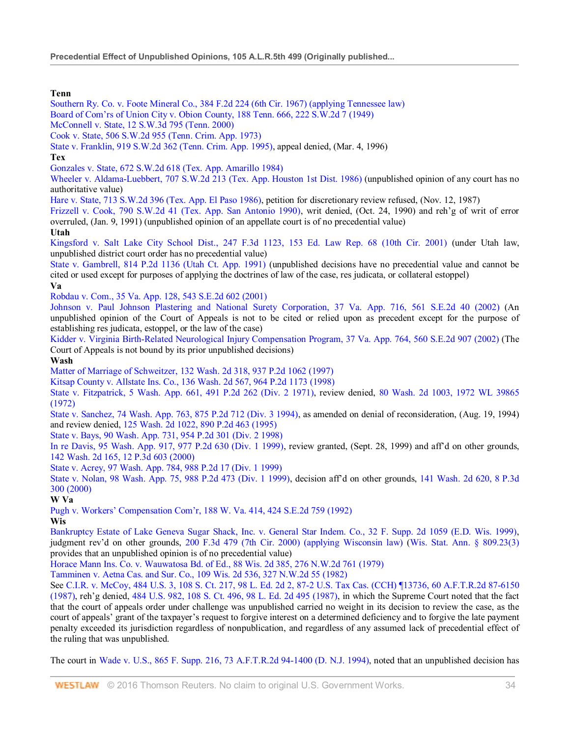**Tenn**

Southern Ry. Co. v. Foote Mineral Co., 384 F.2d 224 (6th Cir. 1967) (applying Tennessee law)

Board of Com'rs of Union City v. Obion County, 188 Tenn. 666, 222 S.W.2d 7 (1949)

McConnell v. State, 12 S.W.3d 795 (Tenn. 2000)

Cook v. State, 506 S.W.2d 955 (Tenn. Crim. App. 1973)

State v. Franklin, 919 S.W.2d 362 (Tenn. Crim. App. 1995), appeal denied, (Mar. 4, 1996)

**Tex**

Gonzales v. State, 672 S.W.2d 618 (Tex. App. Amarillo 1984)

Wheeler v. Aldama-Luebbert, 707 S.W.2d 213 (Tex. App. Houston 1st Dist. 1986) (unpublished opinion of any court has no authoritative value)

Hare v. State, 713 S.W.2d 396 (Tex. App. El Paso 1986), petition for discretionary review refused, (Nov. 12, 1987)

Frizzell v. Cook, 790 S.W.2d 41 (Tex. App. San Antonio 1990), writ denied, (Oct. 24, 1990) and reh'g of writ of error overruled, (Jan. 9, 1991) (unpublished opinion of an appellate court is of no precedential value)

**Utah**

Kingsford v. Salt Lake City School Dist., 247 F.3d 1123, 153 Ed. Law Rep. 68 (10th Cir. 2001) (under Utah law, unpublished district court order has no precedential value)

State v. Gambrell, 814 P.2d 1136 (Utah Ct. App. 1991) (unpublished decisions have no precedential value and cannot be cited or used except for purposes of applying the doctrines of law of the case, res judicata, or collateral estoppel)

**Va**

Robdau v. Com., 35 Va. App. 128, 543 S.E.2d 602 (2001)

Johnson v. Paul Johnson Plastering and National Surety Corporation, 37 Va. App. 716, 561 S.E.2d 40 (2002) (An unpublished opinion of the Court of Appeals is not to be cited or relied upon as precedent except for the purpose of establishing res judicata, estoppel, or the law of the case)

Kidder v. Virginia Birth-Related Neurological Injury Compensation Program, 37 Va. App. 764, 560 S.E.2d 907 (2002) (The Court of Appeals is not bound by its prior unpublished decisions)

**Wash**

Matter of Marriage of Schweitzer, 132 Wash. 2d 318, 937 P.2d 1062 (1997)

Kitsap County v. Allstate Ins. Co., 136 Wash. 2d 567, 964 P.2d 1173 (1998)

State v. Fitzpatrick, 5 Wash. App. 661, 491 P.2d 262 (Div. 2 1971), review denied, 80 Wash. 2d 1003, 1972 WL 39865 (1972)

State v. Sanchez, 74 Wash. App. 763, 875 P.2d 712 (Div. 3 1994), as amended on denial of reconsideration, (Aug. 19, 1994) and review denied, 125 Wash. 2d 1022, 890 P.2d 463 (1995)

State v. Bays, 90 Wash. App. 731, 954 P.2d 301 (Div. 2 1998)

In re Davis, 95 Wash. App. 917, 977 P.2d 630 (Div. 1 1999), review granted, (Sept. 28, 1999) and aff'd on other grounds, 142 Wash. 2d 165, 12 P.3d 603 (2000)

State v. Acrey, 97 Wash. App. 784, 988 P.2d 17 (Div. 1 1999)

State v. Nolan, 98 Wash. App. 75, 988 P.2d 473 (Div. 1 1999), decision aff'd on other grounds, 141 Wash. 2d 620, 8 P.3d 300 (2000)

**W Va**

Pugh v. Workers' Compensation Com'r, 188 W. Va. 414, 424 S.E.2d 759 (1992)

**Wis**

Bankruptcy Estate of Lake Geneva Sugar Shack, Inc. v. General Star Indem. Co., 32 F. Supp. 2d 1059 (E.D. Wis. 1999), judgment rev'd on other grounds, 200 F.3d 479 (7th Cir. 2000) (applying Wisconsin law) (Wis. Stat. Ann. § 809.23(3) provides that an unpublished opinion is of no precedential value)

Horace Mann Ins. Co. v. Wauwatosa Bd. of Ed., 88 Wis. 2d 385, 276 N.W.2d 761 (1979)

Tamminen v. Aetna Cas. and Sur. Co., 109 Wis. 2d 536, 327 N.W.2d 55 (1982)

See C.I.R. v. McCoy, 484 U.S. 3, 108 S. Ct. 217, 98 L. Ed. 2d 2, 87-2 U.S. Tax Cas. (CCH) ¶13736, 60 A.F.T.R.2d 87-6150 (1987), reh'g denied, 484 U.S. 982, 108 S. Ct. 496, 98 L. Ed. 2d 495 (1987), in which the Supreme Court noted that the fact that the court of appeals order under challenge was unpublished carried no weight in its decision to review the case, as the court of appeals' grant of the taxpayer's request to forgive interest on a determined deficiency and to forgive the late payment penalty exceeded its jurisdiction regardless of nonpublication, and regardless of any assumed lack of precedential effect of the ruling that was unpublished.

The court in Wade v. U.S., 865 F. Supp. 216, 73 A.F.T.R.2d 94-1400 (D. N.J. 1994), noted that an unpublished decision has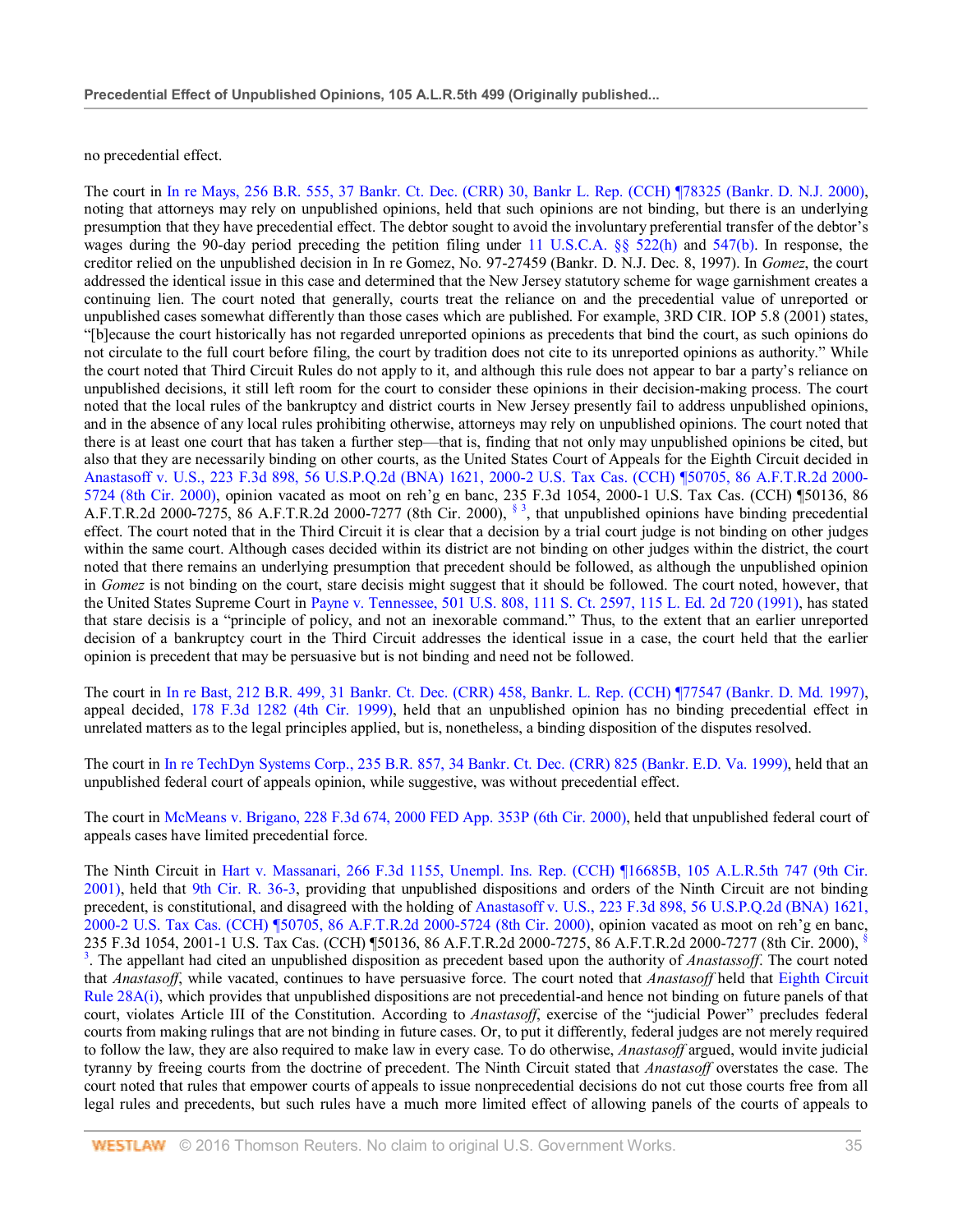no precedential effect.

The court in In re Mays, 256 B.R. 555, 37 Bankr. Ct. Dec. (CRR) 30, Bankr. L. Rep. (CCH) ¶78325 (Bankr. D. N.J. 2000), noting that attorneys may rely on unpublished opinions, held that such opinions are not binding, but there is an underlying presumption that they have precedential effect. The debtor sought to avoid the involuntary preferential transfer of the debtor's wages during the 90-day period preceding the petition filing under 11 U.S.C.A. §§ 522(h) and 547(b). In response, the creditor relied on the unpublished decision in In re Gomez, No. 97-27459 (Bankr. D. N.J. Dec. 8, 1997). In *Gomez*, the court addressed the identical issue in this case and determined that the New Jersey statutory scheme for wage garnishment creates a continuing lien. The court noted that generally, courts treat the reliance on and the precedential value of unreported or unpublished cases somewhat differently than those cases which are published. For example, 3RD CIR. IOP 5.8 (2001) states, "[b]ecause the court historically has not regarded unreported opinions as precedents that bind the court, as such opinions do not circulate to the full court before filing, the court by tradition does not cite to its unreported opinions as authority." While the court noted that Third Circuit Rules do not apply to it, and although this rule does not appear to bar a party's reliance on unpublished decisions, it still left room for the court to consider these opinions in their decision-making process. The court noted that the local rules of the bankruptcy and district courts in New Jersey presently fail to address unpublished opinions, and in the absence of any local rules prohibiting otherwise, attorneys may rely on unpublished opinions. The court noted that there is at least one court that has taken a further step—that is, finding that not only may unpublished opinions be cited, but also that they are necessarily binding on other courts, as the United States Court of Appeals for the Eighth Circuit decided in Anastasoff v. U.S., 223 F.3d 898, 56 U.S.P.Q.2d (BNA) 1621, 2000-2 U.S. Tax Cas. (CCH) ¶50705, 86 A.F.T.R.2d 2000-5724 (8th Cir. 2000), opinion vacated as moot on reh'g en banc, 235 F.3d 1054, 2000-1 U.S. Tax Cas. (CCH) ¶50136, 86 A.F.T.R.2d 2000-7275, 86 A.F.T.R.2d 2000-7277 (8th Cir. 2000), § 3, that unpublished opinions have binding precedential effect. The court noted that in the Third Circuit it is clear that a decision by a trial court judge is not binding on other judges within the same court. Although cases decided within its district are not binding on other judges within the district, the court noted that there remains an underlying presumption that precedent should be followed, as although the unpublished opinion in *Gomez* is not binding on the court, stare decisis might suggest that it should be followed. The court noted, however, that the United States Supreme Court in Payne v. Tennessee, 501 U.S. 808, 111 S. Ct. 2597, 115 L. Ed. 2d 720 (1991), has stated that stare decisis is a "principle of policy, and not an inexorable command." Thus, to the extent that an earlier unreported decision of a bankruptcy court in the Third Circuit addresses the identical issue in a case, the court held that the earlier opinion is precedent that may be persuasive but is not binding and need not be followed.

The court in In re Bast, 212 B.R. 499, 31 Bankr. Ct. Dec. (CRR) 458, Bankr. L. Rep. (CCH) ¶77547 (Bankr. D. Md. 1997), appeal decided, 178 F.3d 1282 (4th Cir. 1999), held that an unpublished opinion has no binding precedential effect in unrelated matters as to the legal principles applied, but is, nonetheless, a binding disposition of the disputes resolved.

The court in In re TechDyn Systems Corp., 235 B.R. 857, 34 Bankr. Ct. Dec. (CRR) 825 (Bankr. E.D. Va. 1999), held that an unpublished federal court of appeals opinion, while suggestive, was without precedential effect.

The court in McMeans v. Brigano, 228 F.3d 674, 2000 FED App. 353P (6th Cir. 2000), held that unpublished federal court of appeals cases have limited precedential force.

The Ninth Circuit in Hart v. Massanari, 266 F.3d 1155, Unempl. Ins. Rep. (CCH) ¶16685B, 105 A.L.R.5th 747 (9th Cir. 2001), held that 9th Cir. R. 36-3, providing that unpublished dispositions and orders of the Ninth Circuit are not binding precedent, is constitutional, and disagreed with the holding of Anastasoff v. U.S., 223 F.3d 898, 56 U.S.P.Q.2d (BNA) 1621, 2000-2 U.S. Tax Cas. (CCH) ¶50705, 86 A.F.T.R.2d 2000-5724 (8th Cir. 2000), opinion vacated as moot on reh'g en banc, 235 F.3d 1054, 2001-1 U.S. Tax Cas. (CCH) ¶50136, 86 A.F.T.R.2d 2000-7275, 86 A.F.T.R.2d 2000-7277 (8th Cir. 2000), § 3. The appellant had cited an unpublished disposition as precedent based upon the authority of *Anastassoff*. The court noted that *Anastasoff*, while vacated, continues to have persuasive force. The court noted that *Anastasoff* held that Eighth Circuit Rule 28A(i), which provides that unpublished dispositions are not precedential-and hence not binding on future panels of that court, violates Article III of the Constitution. According to *Anastasoff*, exercise of the "judicial Power" precludes federal courts from making rulings that are not binding in future cases. Or, to put it differently, federal judges are not merely required to follow the law, they are also required to make law in every case. To do otherwise, *Anastasoff* argued, would invite judicial tyranny by freeing courts from the doctrine of precedent. The Ninth Circuit stated that *Anastasoff* overstates the case. The court noted that rules that empower courts of appeals to issue nonprecedential decisions do not cut those courts free from all legal rules and precedents, but such rules have a much more limited effect of allowing panels of the courts of appeals to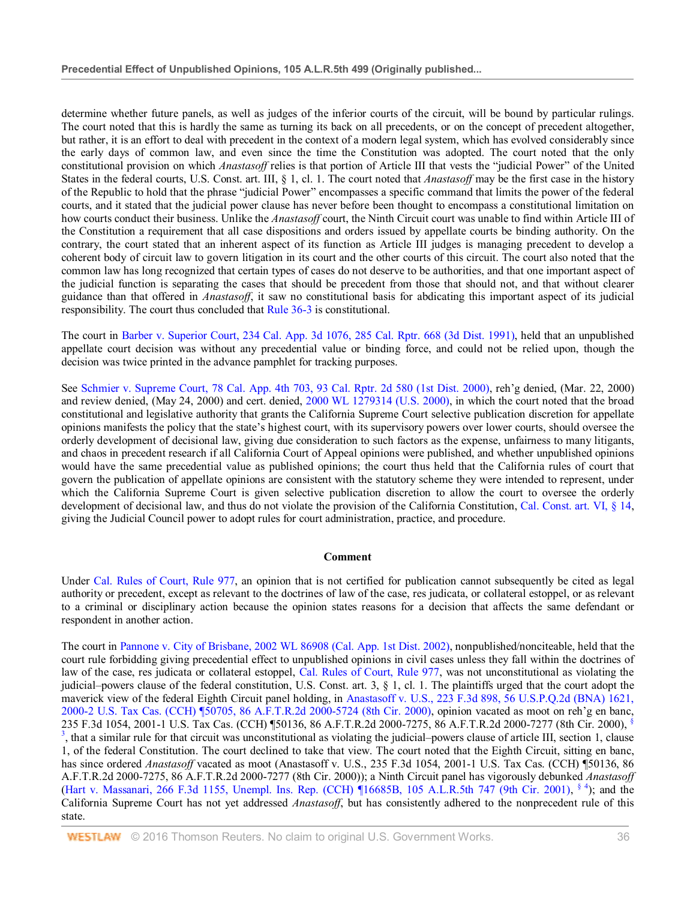determine whether future panels, as well as judges of the inferior courts of the circuit, will be bound by particular rulings. The court noted that this is hardly the same as turning its back on all precedents, or on the concept of precedent altogether, but rather, it is an effort to deal with precedent in the context of a modern legal system, which has evolved considerably since the early days of common law, and even since the time the Constitution was adopted. The court noted that the only constitutional provision on which *Anastasoff* relies is that portion of Article III that vests the "judicial Power" of the United States in the federal courts, U.S. Const. art. III, § 1, cl. 1. The court noted that *Anastasoff* may be the first case in the history of the Republic to hold that the phrase "judicial Power" encompasses a specific command that limits the power of the federal courts, and it stated that the judicial power clause has never before been thought to encompass a constitutional limitation on how courts conduct their business. Unlike the *Anastasoff* court, the Ninth Circuit court was unable to find within Article III of the Constitution a requirement that all case dispositions and orders issued by appellate courts be binding authority. On the contrary, the court stated that an inherent aspect of its function as Article III judges is managing precedent to develop a coherent body of circuit law to govern litigation in its court and the other courts of this circuit. The court also noted that the common law has long recognized that certain types of cases do not deserve to be authorities, and that one important aspect of the judicial function is separating the cases that should be precedent from those that should not, and that without clearer guidance than that offered in *Anastasoff*, it saw no constitutional basis for abdicating this important aspect of its judicial responsibility. The court thus concluded that Rule 36-3 is constitutional.

The court in Barber v. Superior Court, 234 Cal. App. 3d 1076, 285 Cal. Rptr. 668 (3d Dist. 1991), held that an unpublished appellate court decision was without any precedential value or binding force, and could not be relied upon, though the decision was twice printed in the advance pamphlet for tracking purposes.

See Schmier v. Supreme Court, 78 Cal. App. 4th 703, 93 Cal. Rptr. 2d 580 (1st Dist. 2000), reh'g denied, (Mar. 22, 2000) and review denied, (May 24, 2000) and cert. denied, 2000 WL 1279314 (U.S. 2000), in which the court noted that the broad constitutional and legislative authority that grants the California Supreme Court selective publication discretion for appellate opinions manifests the policy that the state's highest court, with its supervisory powers over lower courts, should oversee the orderly development of decisional law, giving due consideration to such factors as the expense, unfairness to many litigants, and chaos in precedent research if all California Court of Appeal opinions were published, and whether unpublished opinions would have the same precedential value as published opinions; the court thus held that the California rules of court that govern the publication of appellate opinions are consistent with the statutory scheme they were intended to represent, under which the California Supreme Court is given selective publication discretion to allow the court to oversee the orderly development of decisional law, and thus do not violate the provision of the California Constitution, Cal. Const. art. VI, § 14, giving the Judicial Council power to adopt rules for court administration, practice, and procedure.

**Comment**

Under Cal. Rules of Court, Rule 977, an opinion that is not certified for publication cannot subsequently be cited as legal authority or precedent, except as relevant to the doctrines of law of the case, res judicata, or collateral estoppel, or as relevant to a criminal or disciplinary action because the opinion states reasons for a decision that affects the same defendant or respondent in another action.

The court in Pannone v. City of Brisbane, 2002 WL 86908 (Cal. App. 1st Dist. 2002), nonpublished/nonciteable, held that the court rule forbidding giving precedential effect to unpublished opinions in civil cases unless they fall within the doctrines of law of the case, res judicata or collateral estoppel, Cal. Rules of Court, Rule 977, was not unconstitutional as violating the judicial–powers clause of the federal constitution, U.S. Const. art. 3, § 1, cl. 1. The plaintiffs urged that the court adopt the maverick view of the federal Eighth Circuit panel holding, in Anastasoff v. U.S., 223 F.3d 898, 56 U.S.P.Q.2d (BNA) 1621, 2000-2 U.S. Tax Cas. (CCH) ¶50705, 86 A.F.T.R.2d 2000-5724 (8th Cir. 2000), opinion vacated as moot on reh'g en banc, 235 F.3d 1054, 2001-1 U.S. Tax Cas. (CCH) ¶50136, 86 A.F.T.R.2d 2000-7275, 86 A.F.T.R.2d 2000-7277 (8th Cir. 2000), § [3], that a similar rule for that circuit was unconstitutional as violating the judicial–powers clause of article III, section 1, clause 1, of the federal Constitution. The court declined to take that view. The court noted that the Eighth Circuit, sitting en banc, has since ordered *Anastasoff* vacated as moot (Anastasoff v. U.S., 235 F.3d 1054, 2001-1 U.S. Tax Cas. (CCH) ¶50136, 86 A.F.T.R.2d 2000-7275, 86 A.F.T.R.2d 2000-7277 (8th Cir. 2000)); a Ninth Circuit panel has vigorously debunked *Anastasoff* (Hart v. Massanari, 266 F.3d 1155, Unempl. Ins. Rep. (CCH) ¶16685B, 105 A.L.R.5th 747 (9th Cir. 2001), § [4]); and the California Supreme Court has not yet addressed *Anastasoff*, but has consistently adhered to the nonprecedent rule of this state.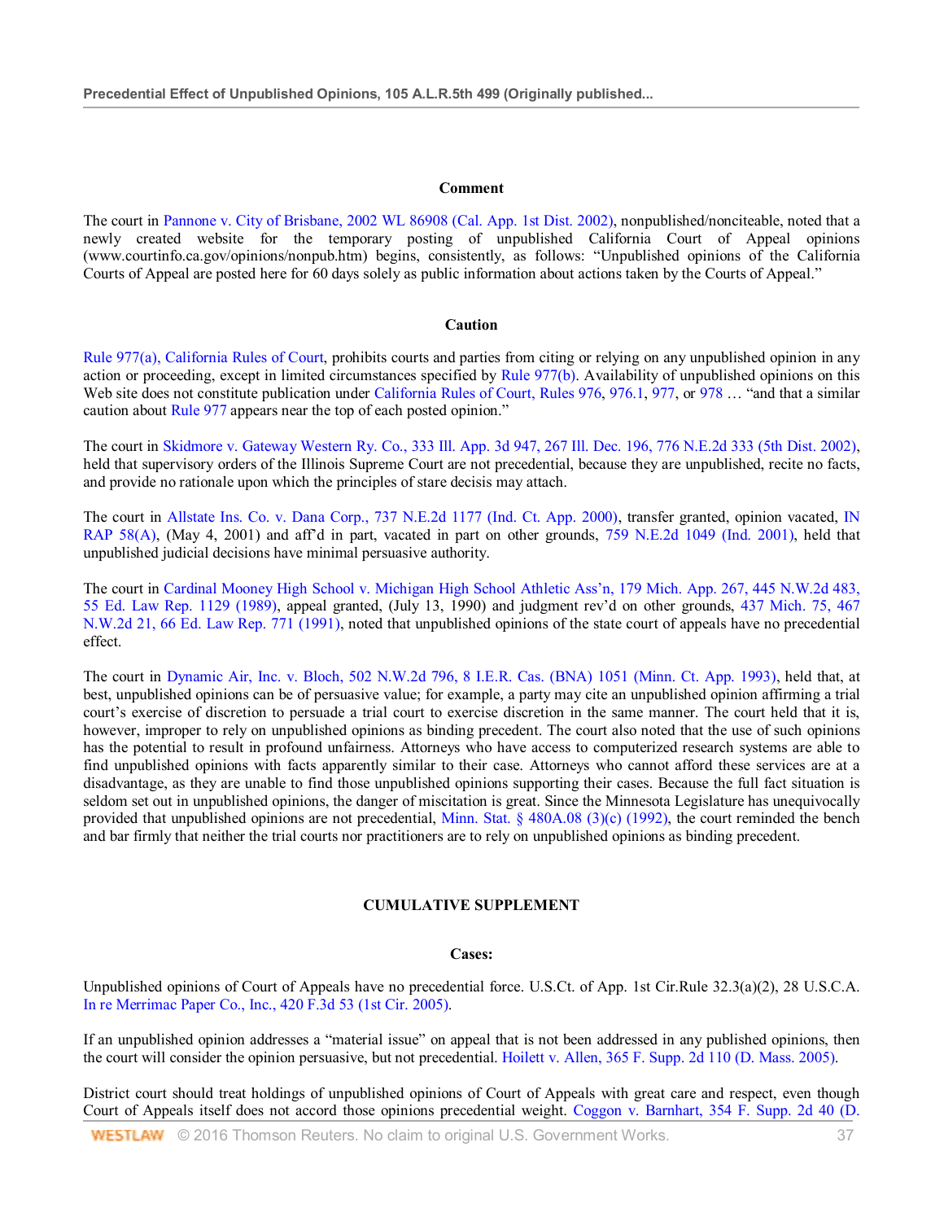### Comment

The court in Pannone v. City of Brisbane, 2002 WL 86908 (Cal. App. 1st Dist. 2002), nonpublished/nonciteable, noted that a newly created website for the temporary posting of unpublished California Court of Appeal opinions (www.courtinfo.ca.gov/opinions/nonpub.htm) begins, consistently, as follows: "Unpublished opinions of the California Courts of Appeal are posted here for 60 days solely as public information about actions taken by the Courts of Appeal."

### Caution

Rule 977(a), California Rules of Court, prohibits courts and parties from citing or relying on any unpublished opinion in any action or proceeding, except in limited circumstances specified by Rule 977(b). Availability of unpublished opinions on this Web site does not constitute publication under California Rules of Court, Rules 976, 976.1, 977, or 978 … "and that a similar caution about Rule 977 appears near the top of each posted opinion."

The court in Skidmore v. Gateway Western Ry. Co., 333 Ill. App. 3d 947, 267 Ill. Dec. 196, 776 N.E.2d 333 (5th Dist. 2002), held that supervisory orders of the Illinois Supreme Court are not precedential, because they are unpublished, recite no facts, and provide no rationale upon which the principles of stare decisis may attach.

The court in Allstate Ins. Co. v. Dana Corp., 737 N.E.2d 1177 (Ind. Ct. App. 2000), transfer granted, opinion vacated, IN RAP 58(A), (May 4, 2001) and aff'd in part, vacated in part on other grounds, 759 N.E.2d 1049 (Ind. 2001), held that unpublished judicial decisions have minimal persuasive authority.

The court in Cardinal Mooney High School v. Michigan High School Athletic Ass'n, 179 Mich. App. 267, 445 N.W.2d 483, 55 Ed. Law Rep. 1129 (1989), appeal granted, (July 13, 1990) and judgment rev'd on other grounds, 437 Mich. 75, 467 N.W.2d 21, 66 Ed. Law Rep. 771 (1991), noted that unpublished opinions of the state court of appeals have no precedential effect.

The court in Dynamic Air, Inc. v. Bloch, 502 N.W.2d 796, 8 I.E.R. Cas. (BNA) 1051 (Minn. Ct. App. 1993), held that, at best, unpublished opinions can be of persuasive value; for example, a party may cite an unpublished opinion affirming a trial court's exercise of discretion to persuade a trial court to exercise discretion in the same manner. The court held that it is, however, improper to rely on unpublished opinions as binding precedent. The court also noted that the use of such opinions has the potential to result in profound unfairness. Attorneys who have access to computerized research systems are able to find unpublished opinions with facts apparently similar to their case. Attorneys who cannot afford these services are at a disadvantage, as they are unable to find those unpublished opinions supporting their cases. Because the full fact situation is seldom set out in unpublished opinions, the danger of miscitation is great. Since the Minnesota Legislature has unequivocally provided that unpublished opinions are not precedential, Minn. Stat. § 480A.08 (3)(c) (1992), the court reminded the bench and bar firmly that neither the trial courts nor practitioners are to rely on unpublished opinions as binding precedent.

## CUMULATIVE SUPPLEMENT

### Cases:

Unpublished opinions of Court of Appeals have no precedential force. U.S.Ct. of App. 1st Cir.Rule 32.3(a)(2), 28 U.S.C.A. In re Merrimac Paper Co., Inc., 420 F.3d 53 (1st Cir. 2005).

If an unpublished opinion addresses a "material issue" on appeal that is not been addressed in any published opinions, then the court will consider the opinion persuasive, but not precedential. Hoilett v. Allen, 365 F. Supp. 2d 110 (D. Mass. 2005).

District court should treat holdings of unpublished opinions of Court of Appeals with great care and respect, even though Court of Appeals itself does not accord those opinions precedential weight. Coggon v. Barnhart, 354 F. Supp. 2d 40 (D.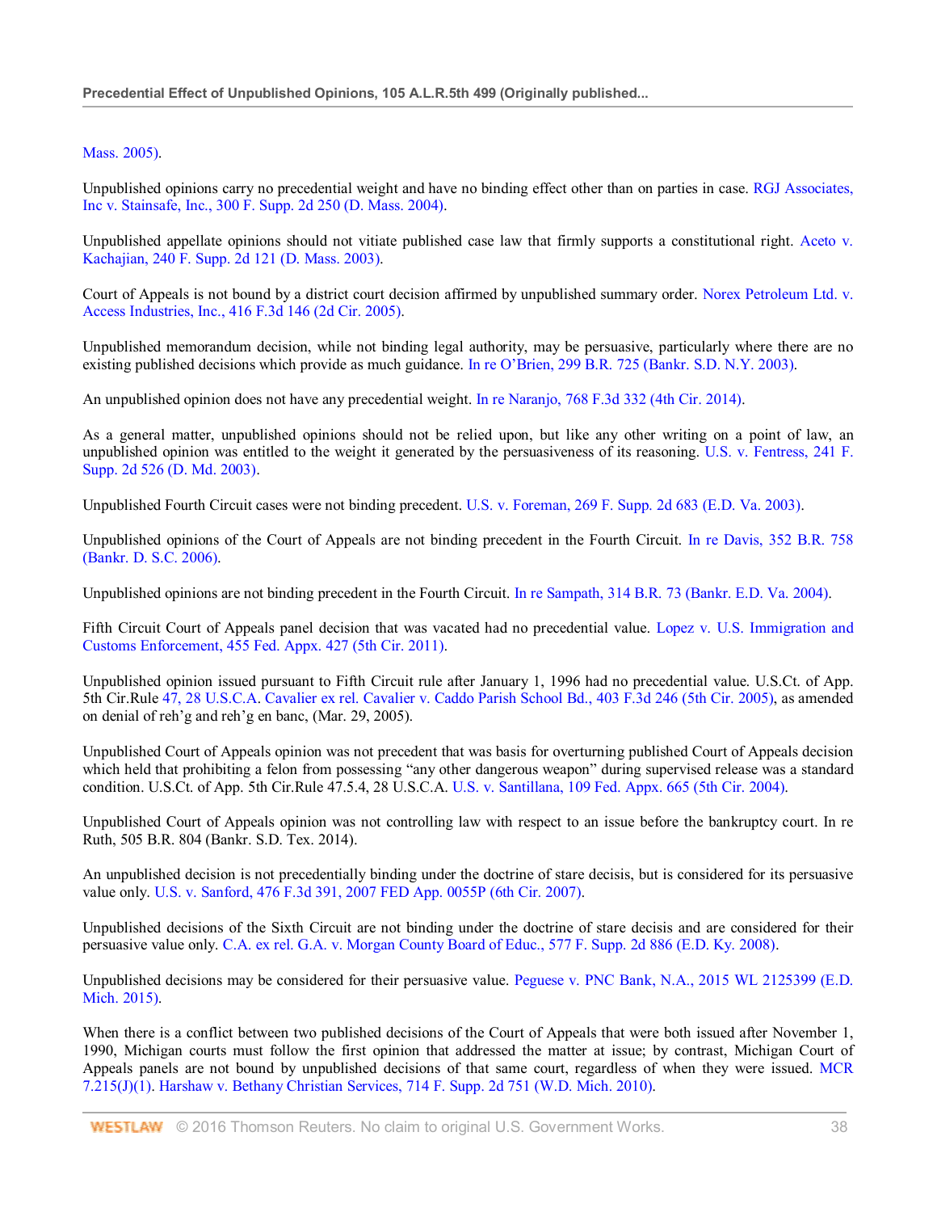Mass. 2005).

Unpublished opinions carry no precedential weight and have no binding effect other than on parties in case. RGJ Associates, Inc v. Stainsafe, Inc., 300 F. Supp. 2d 250 (D. Mass. 2004).

Unpublished appellate opinions should not vitiate published case law that firmly supports a constitutional right. Aceto v. Kachajian, 240 F. Supp. 2d 121 (D. Mass. 2003).

Court of Appeals is not bound by a district court decision affirmed by unpublished summary order. Norex Petroleum Ltd. v. Access Industries, Inc., 416 F.3d 146 (2d Cir. 2005).

Unpublished memorandum decision, while not binding legal authority, may be persuasive, particularly where there are no existing published decisions which provide as much guidance. In re O'Brien, 299 B.R. 725 (Bankr. S.D. N.Y. 2003).

An unpublished opinion does not have any precedential weight. In re Naranjo, 768 F.3d 332 (4th Cir. 2014).

As a general matter, unpublished opinions should not be relied upon, but like any other writing on a point of law, an unpublished opinion was entitled to the weight it generated by the persuasiveness of its reasoning. U.S. v. Fentress, 241 F. Supp. 2d 526 (D. Md. 2003).

Unpublished Fourth Circuit cases were not binding precedent. U.S. v. Foreman, 269 F. Supp. 2d 683 (E.D. Va. 2003).

Unpublished opinions of the Court of Appeals are not binding precedent in the Fourth Circuit. In re Davis, 352 B.R. 758 (Bankr. D. S.C. 2006).

Unpublished opinions are not binding precedent in the Fourth Circuit. In re Sampath, 314 B.R. 73 (Bankr. E.D. Va. 2004).

Fifth Circuit Court of Appeals panel decision that was vacated had no precedential value. Lopez v. U.S. Immigration and Customs Enforcement, 455 Fed. Appx. 427 (5th Cir. 2011).

Unpublished opinion issued pursuant to Fifth Circuit rule after January 1, 1996 had no precedential value. U.S.Ct. of App. 5th Cir.Rule 47, 28 U.S.C.A. Cavalier ex rel. Cavalier v. Caddo Parish School Bd., 403 F.3d 246 (5th Cir. 2005), as amended on denial of reh'g and reh'g en banc, (Mar. 29, 2005).

Unpublished Court of Appeals opinion was not precedent that was basis for overturning published Court of Appeals decision which held that prohibiting a felon from possessing "any other dangerous weapon" during supervised release was a standard condition. U.S.Ct. of App. 5th Cir.Rule 47.5.4, 28 U.S.C.A. U.S. v. Santillana, 109 Fed. Appx. 665 (5th Cir. 2004).

Unpublished Court of Appeals opinion was not controlling law with respect to an issue before the bankruptcy court. In re Ruth, 505 B.R. 804 (Bankr. S.D. Tex. 2014).

An unpublished decision is not precedentially binding under the doctrine of stare decisis, but is considered for its persuasive value only. U.S. v. Sanford, 476 F.3d 391, 2007 FED App. 0055P (6th Cir. 2007).

Unpublished decisions of the Sixth Circuit are not binding under the doctrine of stare decisis and are considered for their persuasive value only. C.A. ex rel. G.A. v. Morgan County Board of Educ., 577 F. Supp. 2d 886 (E.D. Ky. 2008).

Unpublished decisions may be considered for their persuasive value. Peguese v. PNC Bank, N.A., 2015 WL 2125399 (E.D. Mich. 2015).

When there is a conflict between two published decisions of the Court of Appeals that were both issued after November 1, 1990, Michigan courts must follow the first opinion that addressed the matter at issue; by contrast, Michigan Court of Appeals panels are not bound by unpublished decisions of that same court, regardless of when they were issued. MCR 7.215(J)(1). Harshaw v. Bethany Christian Services, 714 F. Supp. 2d 751 (W.D. Mich. 2010).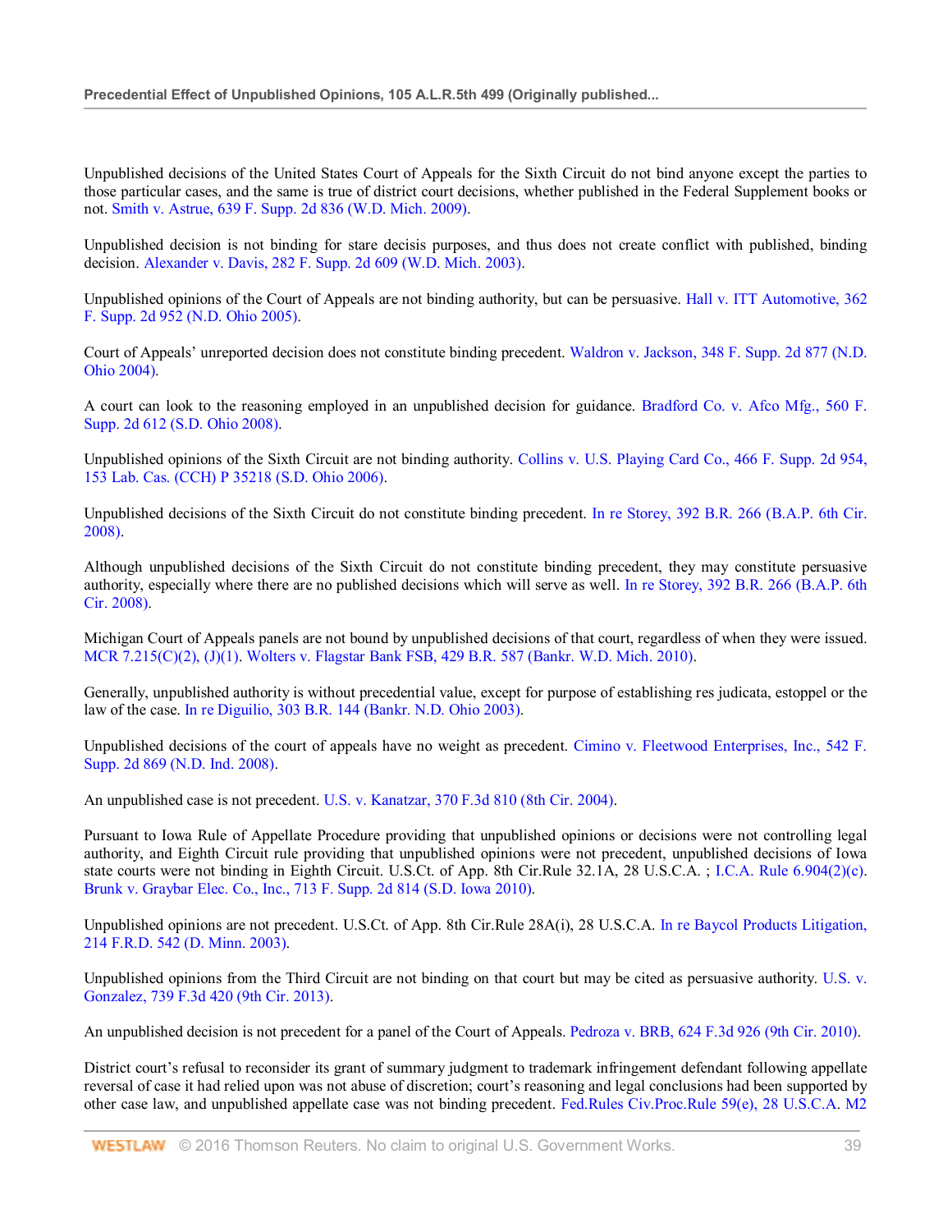Unpublished decisions of the United States Court of Appeals for the Sixth Circuit do not bind anyone except the parties to those particular cases, and the same is true of district court decisions, whether published in the Federal Supplement books or not. Smith v. Astrue, 639 F. Supp. 2d 836 (W.D. Mich. 2009).

Unpublished decision is not binding for stare decisis purposes, and thus does not create conflict with published, binding decision. Alexander v. Davis, 282 F. Supp. 2d 609 (W.D. Mich. 2003).

Unpublished opinions of the Court of Appeals are not binding authority, but can be persuasive. Hall v. ITT Automotive, 362 F. Supp. 2d 952 (N.D. Ohio 2005).

Court of Appeals' unreported decision does not constitute binding precedent. Waldron v. Jackson, 348 F. Supp. 2d 877 (N.D. Ohio 2004).

A court can look to the reasoning employed in an unpublished decision for guidance. Bradford Co. v. Afco Mfg., 560 F. Supp. 2d 612 (S.D. Ohio 2008).

Unpublished opinions of the Sixth Circuit are not binding authority. Collins v. U.S. Playing Card Co., 466 F. Supp. 2d 954, 153 Lab. Cas. (CCH) P 35218 (S.D. Ohio 2006).

Unpublished decisions of the Sixth Circuit do not constitute binding precedent. In re Storey, 392 B.R. 266 (B.A.P. 6th Cir. 2008).

Although unpublished decisions of the Sixth Circuit do not constitute binding precedent, they may constitute persuasive authority, especially where there are no published decisions which will serve as well. In re Storey, 392 B.R. 266 (B.A.P. 6th Cir. 2008).

Michigan Court of Appeals panels are not bound by unpublished decisions of that court, regardless of when they were issued. MCR 7.215(C)(2), (J)(1). Wolters v. Flagstar Bank FSB, 429 B.R. 587 (Bankr. W.D. Mich. 2010).

Generally, unpublished authority is without precedential value, except for purpose of establishing res judicata, estoppel or the law of the case. In re Diguilio, 303 B.R. 144 (Bankr. N.D. Ohio 2003).

Unpublished decisions of the court of appeals have no weight as precedent. Cimino v. Fleetwood Enterprises, Inc., 542 F. Supp. 2d 869 (N.D. Ind. 2008).

An unpublished case is not precedent. U.S. v. Kanatzar, 370 F.3d 810 (8th Cir. 2004).

Pursuant to Iowa Rule of Appellate Procedure providing that unpublished opinions or decisions were not controlling legal authority, and Eighth Circuit rule providing that unpublished opinions were not precedent, unpublished decisions of Iowa state courts were not binding in Eighth Circuit. U.S.Ct. of App. 8th Cir.Rule 32.1A, 28 U.S.C.A. ; I.C.A. Rule 6.904(2)(c). Brunk v. Graybar Elec. Co., Inc., 713 F. Supp. 2d 814 (S.D. Iowa 2010).

Unpublished opinions are not precedent. U.S.Ct. of App. 8th Cir.Rule 28A(i), 28 U.S.C.A. In re Baycol Products Litigation, 214 F.R.D. 542 (D. Minn. 2003).

Unpublished opinions from the Third Circuit are not binding on that court but may be cited as persuasive authority. U.S. v. Gonzalez, 739 F.3d 420 (9th Cir. 2013).

An unpublished decision is not precedent for a panel of the Court of Appeals. Pedroza v. BRB, 624 F.3d 926 (9th Cir. 2010).

District court's refusal to reconsider its grant of summary judgment to trademark infringement defendant following appellate reversal of case it had relied upon was not abuse of discretion; court's reasoning and legal conclusions had been supported by other case law, and unpublished appellate case was not binding precedent. Fed.Rules Civ.Proc.Rule 59(e), 28 U.S.C.A. M2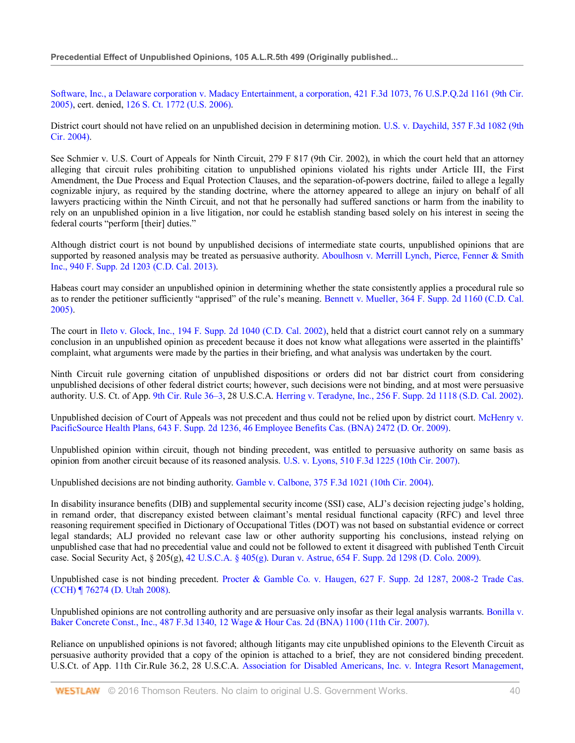Software, Inc., a Delaware corporation v. Madacy Entertainment, a corporation, 421 F.3d 1073, 76 U.S.P.Q.2d 1161 (9th Cir. 2005), cert. denied, 126 S. Ct. 1772 (U.S. 2006).

District court should not have relied on an unpublished decision in determining motion. U.S. v. Daychild, 357 F.3d 1082 (9th Cir. 2004).

See Schmier v. U.S. Court of Appeals for Ninth Circuit, 279 F 817 (9th Cir. 2002), in which the court held that an attorney alleging that circuit rules prohibiting citation to unpublished opinions violated his rights under Article III, the First Amendment, the Due Process and Equal Protection Clauses, and the separation-of-powers doctrine, failed to allege a legally cognizable injury, as required by the standing doctrine, where the attorney appeared to allege an injury on behalf of all lawyers practicing within the Ninth Circuit, and not that he personally had suffered sanctions or harm from the inability to rely on an unpublished opinion in a live litigation, nor could he establish standing based solely on his interest in seeing the federal courts "perform [their] duties."

Although district court is not bound by unpublished decisions of intermediate state courts, unpublished opinions that are supported by reasoned analysis may be treated as persuasive authority. Aboulhosn v. Merrill Lynch, Pierce, Fenner & Smith Inc., 940 F. Supp. 2d 1203 (C.D. Cal. 2013).

Habeas court may consider an unpublished opinion in determining whether the state consistently applies a procedural rule so as to render the petitioner sufficiently "apprised" of the rule's meaning. Bennett v. Mueller, 364 F. Supp. 2d 1160 (C.D. Cal. 2005).

The court in Ileto v. Glock, Inc., 194 F. Supp. 2d 1040 (C.D. Cal. 2002), held that a district court cannot rely on a summary conclusion in an unpublished opinion as precedent because it does not know what allegations were asserted in the plaintiffs' complaint, what arguments were made by the parties in their briefing, and what analysis was undertaken by the court.

Ninth Circuit rule governing citation of unpublished dispositions or orders did not bar district court from considering unpublished decisions of other federal district courts; however, such decisions were not binding, and at most were persuasive authority. U.S. Ct. of App. 9th Cir. Rule 36–3, 28 U.S.C.A. Herring v. Teradyne, Inc., 256 F. Supp. 2d 1118 (S.D. Cal. 2002).

Unpublished decision of Court of Appeals was not precedent and thus could not be relied upon by district court. McHenry v. PacificSource Health Plans, 643 F. Supp. 2d 1236, 46 Employee Benefits Cas. (BNA) 2472 (D. Or. 2009).

Unpublished opinion within circuit, though not binding precedent, was entitled to persuasive authority on same basis as opinion from another circuit because of its reasoned analysis. U.S. v. Lyons, 510 F.3d 1225 (10th Cir. 2007).

Unpublished decisions are not binding authority. Gamble v. Calbone, 375 F.3d 1021 (10th Cir. 2004).

In disability insurance benefits (DIB) and supplemental security income (SSI) case, ALJ's decision rejecting judge's holding, in remand order, that discrepancy existed between claimant's mental residual functional capacity (RFC) and level three reasoning requirement specified in Dictionary of Occupational Titles (DOT) was not based on substantial evidence or correct legal standards; ALJ provided no relevant case law or other authority supporting his conclusions, instead relying on unpublished case that had no precedential value and could not be followed to extent it disagreed with published Tenth Circuit case. Social Security Act, § 205(g), 42 U.S.C.A. § 405(g). Duran v. Astrue, 654 F. Supp. 2d 1298 (D. Colo. 2009).

Unpublished case is not binding precedent. Procter & Gamble Co. v. Haugen, 627 F. Supp. 2d 1287, 2008-2 Trade Cas. (CCH) ¶ 76274 (D. Utah 2008).

Unpublished opinions are not controlling authority and are persuasive only insofar as their legal analysis warrants. Bonilla v. Baker Concrete Const., Inc., 487 F.3d 1340, 12 Wage & Hour Cas. 2d (BNA) 1100 (11th Cir. 2007).

Reliance on unpublished opinions is not favored; although litigants may cite unpublished opinions to the Eleventh Circuit as persuasive authority provided that a copy of the opinion is attached to a brief, they are not considered binding precedent. U.S.Ct. of App. 11th Cir.Rule 36.2, 28 U.S.C.A. Association for Disabled Americans, Inc. v. Integra Resort Management,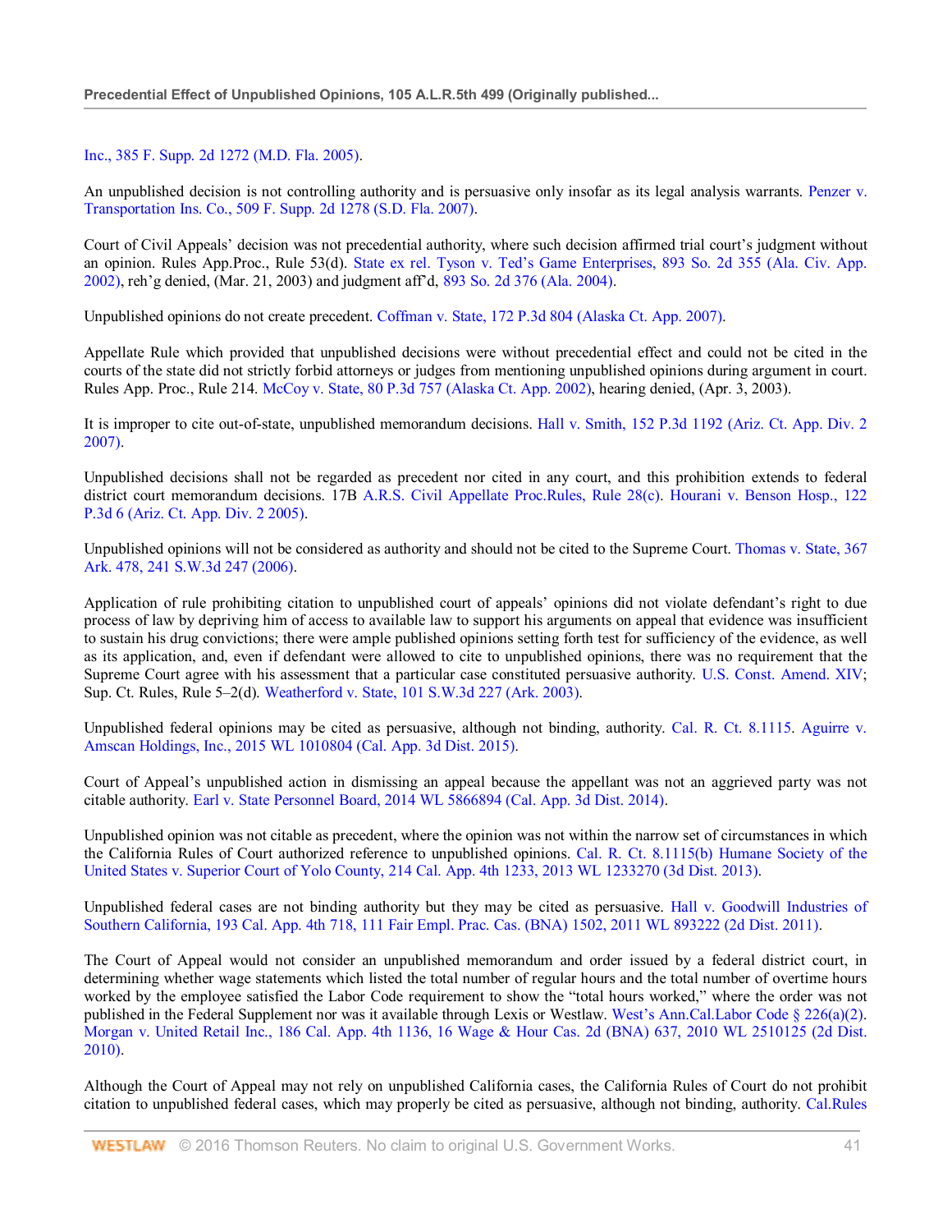Inc., 385 F. Supp. 2d 1272 (M.D. Fla. 2005).

An unpublished decision is not controlling authority and is persuasive only insofar as its legal analysis warrants. Penzer v. Transportation Ins. Co., 509 F. Supp. 2d 1278 (S.D. Fla. 2007).

Court of Civil Appeals' decision was not precedential authority, where such decision affirmed trial court's judgment without an opinion. Rules App.Proc., Rule 53(d). State ex rel. Tyson v. Ted's Game Enterprises, 893 So. 2d 355 (Ala. Civ. App. 2002), reh'g denied, (Mar. 21, 2003) and judgment aff'd, 893 So. 2d 376 (Ala. 2004).

Unpublished opinions do not create precedent. Coffman v. State, 172 P.3d 804 (Alaska Ct. App. 2007).

Appellate Rule which provided that unpublished decisions were without precedential effect and could not be cited in the courts of the state did not strictly forbid attorneys or judges from mentioning unpublished opinions during argument in court. Rules App. Proc., Rule 214. McCoy v. State, 80 P.3d 757 (Alaska Ct. App. 2002), hearing denied, (Apr. 3, 2003).

It is improper to cite out-of-state, unpublished memorandum decisions. Hall v. Smith, 152 P.3d 1192 (Ariz. Ct. App. Div. 2 2007).

Unpublished decisions shall not be regarded as precedent nor cited in any court, and this prohibition extends to federal district court memorandum decisions. 17B A.R.S. Civil Appellate Proc.Rules, Rule 28(c). Hourani v. Benson Hosp., 122 P.3d 6 (Ariz. Ct. App. Div. 2 2005).

Unpublished opinions will not be considered as authority and should not be cited to the Supreme Court. Thomas v. State, 367 Ark. 478, 241 S.W.3d 247 (2006).

Application of rule prohibiting citation to unpublished court of appeals' opinions did not violate defendant's right to due process of law by depriving him of access to available law to support his arguments on appeal that evidence was insufficient to sustain his drug convictions; there were ample published opinions setting forth test for sufficiency of the evidence, as well as its application, and, even if defendant were allowed to cite to unpublished opinions, there was no requirement that the Supreme Court agree with his assessment that a particular case constituted persuasive authority. U.S. Const. Amend. XIV; Sup. Ct. Rules, Rule 5–2(d). Weatherford v. State, 101 S.W.3d 227 (Ark. 2003).

Unpublished federal opinions may be cited as persuasive, although not binding, authority. Cal. R. Ct. 8.1115. Aguirre v. Amscan Holdings, Inc., 2015 WL 1010804 (Cal. App. 3d Dist. 2015).

Court of Appeal's unpublished action in dismissing an appeal because the appellant was not an aggrieved party was not citable authority. Earl v. State Personnel Board, 2014 WL 5866894 (Cal. App. 3d Dist. 2014).

Unpublished opinion was not citable as precedent, where the opinion was not within the narrow set of circumstances in which the California Rules of Court authorized reference to unpublished opinions. Cal. R. Ct. 8.1115(b) Humane Society of the United States v. Superior Court of Yolo County, 214 Cal. App. 4th 1233, 2013 WL 1233270 (3d Dist. 2013).

Unpublished federal cases are not binding authority but they may be cited as persuasive. Hall v. Goodwill Industries of Southern California, 193 Cal. App. 4th 718, 111 Fair Empl. Prac. Cas. (BNA) 1502, 2011 WL 893222 (2d Dist. 2011).

The Court of Appeal would not consider an unpublished memorandum and order issued by a federal district court, in determining whether wage statements which listed the total number of regular hours and the total number of overtime hours worked by the employee satisfied the Labor Code requirement to show the "total hours worked," where the order was not published in the Federal Supplement nor was it available through Lexis or Westlaw. West's Ann.Cal.Labor Code § 226(a)(2). Morgan v. United Retail Inc., 186 Cal. App. 4th 1136, 16 Wage & Hour Cas. 2d (BNA) 637, 2010 WL 2510125 (2d Dist. 2010).

Although the Court of Appeal may not rely on unpublished California cases, the California Rules of Court do not prohibit citation to unpublished federal cases, which may properly be cited as persuasive, although not binding, authority. Cal.Rules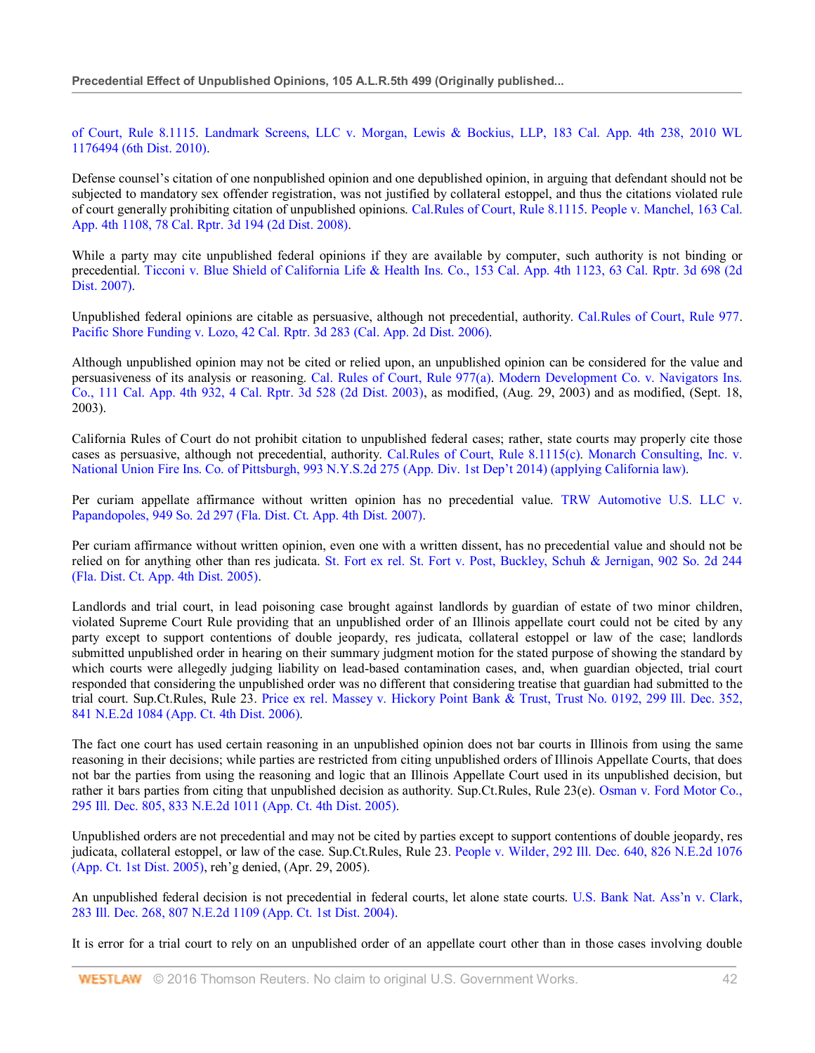of Court, Rule 8.1115. Landmark Screens, LLC v. Morgan, Lewis & Bockius, LLP, 183 Cal. App. 4th 238, 2010 WL 1176494 (6th Dist. 2010).

Defense counsel's citation of one nonpublished opinion and one depublished opinion, in arguing that defendant should not be subjected to mandatory sex offender registration, was not justified by collateral estoppel, and thus the citations violated rule of court generally prohibiting citation of unpublished opinions. Cal.Rules of Court, Rule 8.1115. People v. Manchel, 163 Cal. App. 4th 1108, 78 Cal. Rptr. 3d 194 (2d Dist. 2008).

While a party may cite unpublished federal opinions if they are available by computer, such authority is not binding or precedential. Ticconi v. Blue Shield of California Life & Health Ins. Co., 153 Cal. App. 4th 1123, 63 Cal. Rptr. 3d 698 (2d Dist. 2007).

Unpublished federal opinions are citable as persuasive, although not precedential, authority. Cal.Rules of Court, Rule 977. Pacific Shore Funding v. Lozo, 42 Cal. Rptr. 3d 283 (Cal. App. 2d Dist. 2006).

Although unpublished opinion may not be cited or relied upon, an unpublished opinion can be considered for the value and persuasiveness of its analysis or reasoning. Cal. Rules of Court, Rule 977(a). Modern Development Co. v. Navigators Ins. Co., 111 Cal. App. 4th 932, 4 Cal. Rptr. 3d 528 (2d Dist. 2003), as modified, (Aug. 29, 2003) and as modified, (Sept. 18, 2003).

California Rules of Court do not prohibit citation to unpublished federal cases; rather, state courts may properly cite those cases as persuasive, although not precedential, authority. Cal.Rules of Court, Rule 8.1115(c). Monarch Consulting, Inc. v. National Union Fire Ins. Co. of Pittsburgh, 993 N.Y.S.2d 275 (App. Div. 1st Dep't 2014) (applying California law).

Per curiam appellate affirmance without written opinion has no precedential value. TRW Automotive U.S. LLC v. Papandopoles, 949 So. 2d 297 (Fla. Dist. Ct. App. 4th Dist. 2007).

Per curiam affirmance without written opinion, even one with a written dissent, has no precedential value and should not be relied on for anything other than res judicata. St. Fort ex rel. St. Fort v. Post, Buckley, Schuh & Jernigan, 902 So. 2d 244 (Fla. Dist. Ct. App. 4th Dist. 2005).

Landlords and trial court, in lead poisoning case brought against landlords by guardian of estate of two minor children, violated Supreme Court Rule providing that an unpublished order of an Illinois appellate court could not be cited by any party except to support contentions of double jeopardy, res judicata, collateral estoppel or law of the case; landlords submitted unpublished order in hearing on their summary judgment motion for the stated purpose of showing the standard by which courts were allegedly judging liability on lead-based contamination cases, and, when guardian objected, trial court responded that considering the unpublished order was no different that considering treatise that guardian had submitted to the trial court. Sup.Ct.Rules, Rule 23. Price ex rel. Massey v. Hickory Point Bank & Trust, Trust No. 0192, 299 Ill. Dec. 352, 841 N.E.2d 1084 (App. Ct. 4th Dist. 2006).

The fact one court has used certain reasoning in an unpublished opinion does not bar courts in Illinois from using the same reasoning in their decisions; while parties are restricted from citing unpublished orders of Illinois Appellate Courts, that does not bar the parties from using the reasoning and logic that an Illinois Appellate Court used in its unpublished decision, but rather it bars parties from citing that unpublished decision as authority. Sup.Ct.Rules, Rule 23(e). Osman v. Ford Motor Co., 295 Ill. Dec. 805, 833 N.E.2d 1011 (App. Ct. 4th Dist. 2005).

Unpublished orders are not precedential and may not be cited by parties except to support contentions of double jeopardy, res judicata, collateral estoppel, or law of the case. Sup.Ct.Rules, Rule 23. People v. Wilder, 292 Ill. Dec. 640, 826 N.E.2d 1076 (App. Ct. 1st Dist. 2005), reh'g denied, (Apr. 29, 2005).

An unpublished federal decision is not precedential in federal courts, let alone state courts. U.S. Bank Nat. Ass'n v. Clark, 283 Ill. Dec. 268, 807 N.E.2d 1109 (App. Ct. 1st Dist. 2004).

It is error for a trial court to rely on an unpublished order of an appellate court other than in those cases involving double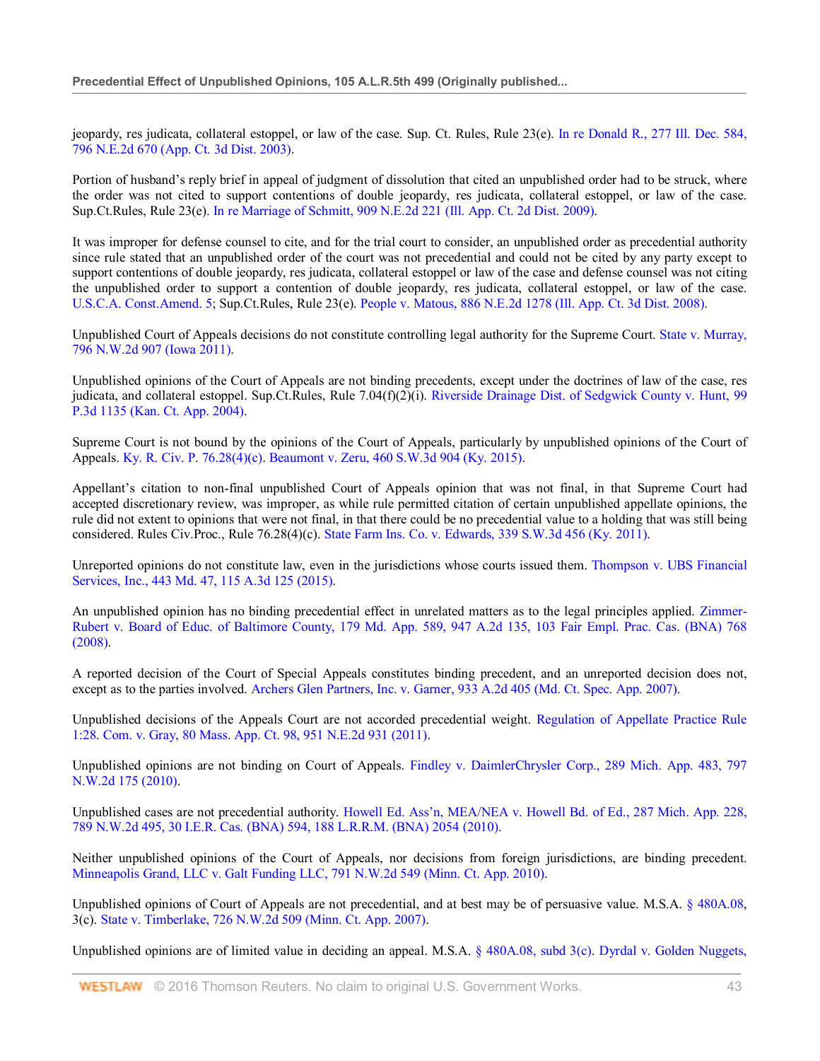jeopardy, res judicata, collateral estoppel, or law of the case. Sup. Ct. Rules, Rule 23(e). In re Donald R., 277 Ill. Dec. 584, 796 N.E.2d 670 (App. Ct. 3d Dist. 2003).

Portion of husband's reply brief in appeal of judgment of dissolution that cited an unpublished order had to be struck, where the order was not cited to support contentions of double jeopardy, res judicata, collateral estoppel, or law of the case. Sup.Ct.Rules, Rule 23(e). In re Marriage of Schmitt, 909 N.E.2d 221 (Ill. App. Ct. 2d Dist. 2009).

It was improper for defense counsel to cite, and for the trial court to consider, an unpublished order as precedential authority since rule stated that an unpublished order of the court was not precedential and could not be cited by any party except to support contentions of double jeopardy, res judicata, collateral estoppel or law of the case and defense counsel was not citing the unpublished order to support a contention of double jeopardy, res judicata, collateral estoppel, or law of the case. U.S.C.A. Const.Amend. 5; Sup.Ct.Rules, Rule 23(e). People v. Matous, 886 N.E.2d 1278 (Ill. App. Ct. 3d Dist. 2008).

Unpublished Court of Appeals decisions do not constitute controlling legal authority for the Supreme Court. State v. Murray, 796 N.W.2d 907 (Iowa 2011).

Unpublished opinions of the Court of Appeals are not binding precedents, except under the doctrines of law of the case, res judicata, and collateral estoppel. Sup.Ct.Rules, Rule 7.04(f)(2)(i). Riverside Drainage Dist. of Sedgwick County v. Hunt, 99 P.3d 1135 (Kan. Ct. App. 2004).

Supreme Court is not bound by the opinions of the Court of Appeals, particularly by unpublished opinions of the Court of Appeals. Ky. R. Civ. P. 76.28(4)(c). Beaumont v. Zeru, 460 S.W.3d 904 (Ky. 2015).

Appellant's citation to non-final unpublished Court of Appeals opinion that was not final, in that Supreme Court had accepted discretionary review, was improper, as while rule permitted citation of certain unpublished appellate opinions, the rule did not extent to opinions that were not final, in that there could be no precedential value to a holding that was still being considered. Rules Civ.Proc., Rule 76.28(4)(c). State Farm Ins. Co. v. Edwards, 339 S.W.3d 456 (Ky. 2011).

Unreported opinions do not constitute law, even in the jurisdictions whose courts issued them. Thompson v. UBS Financial Services, Inc., 443 Md. 47, 115 A.3d 125 (2015).

An unpublished opinion has no binding precedential effect in unrelated matters as to the legal principles applied. Zimmer-Rubert v. Board of Educ. of Baltimore County, 179 Md. App. 589, 947 A.2d 135, 103 Fair Empl. Prac. Cas. (BNA) 768 (2008).

A reported decision of the Court of Special Appeals constitutes binding precedent, and an unreported decision does not, except as to the parties involved. Archers Glen Partners, Inc. v. Garner, 933 A.2d 405 (Md. Ct. Spec. App. 2007).

Unpublished decisions of the Appeals Court are not accorded precedential weight. Regulation of Appellate Practice Rule 1:28. Com. v. Gray, 80 Mass. App. Ct. 98, 951 N.E.2d 931 (2011).

Unpublished opinions are not binding on Court of Appeals. Findley v. DaimlerChrysler Corp., 289 Mich. App. 483, 797 N.W.2d 175 (2010).

Unpublished cases are not precedential authority. Howell Ed. Ass'n, MEA/NEA v. Howell Bd. of Ed., 287 Mich. App. 228, 789 N.W.2d 495, 30 I.E.R. Cas. (BNA) 594, 188 L.R.R.M. (BNA) 2054 (2010).

Neither unpublished opinions of the Court of Appeals, nor decisions from foreign jurisdictions, are binding precedent. Minneapolis Grand, LLC v. Galt Funding LLC, 791 N.W.2d 549 (Minn. Ct. App. 2010).

Unpublished opinions of Court of Appeals are not precedential, and at best may be of persuasive value. M.S.A. § 480A.08, 3(c). State v. Timberlake, 726 N.W.2d 509 (Minn. Ct. App. 2007).

Unpublished opinions are of limited value in deciding an appeal. M.S.A. § 480A.08, subd 3(c). Dyrdal v. Golden Nuggets,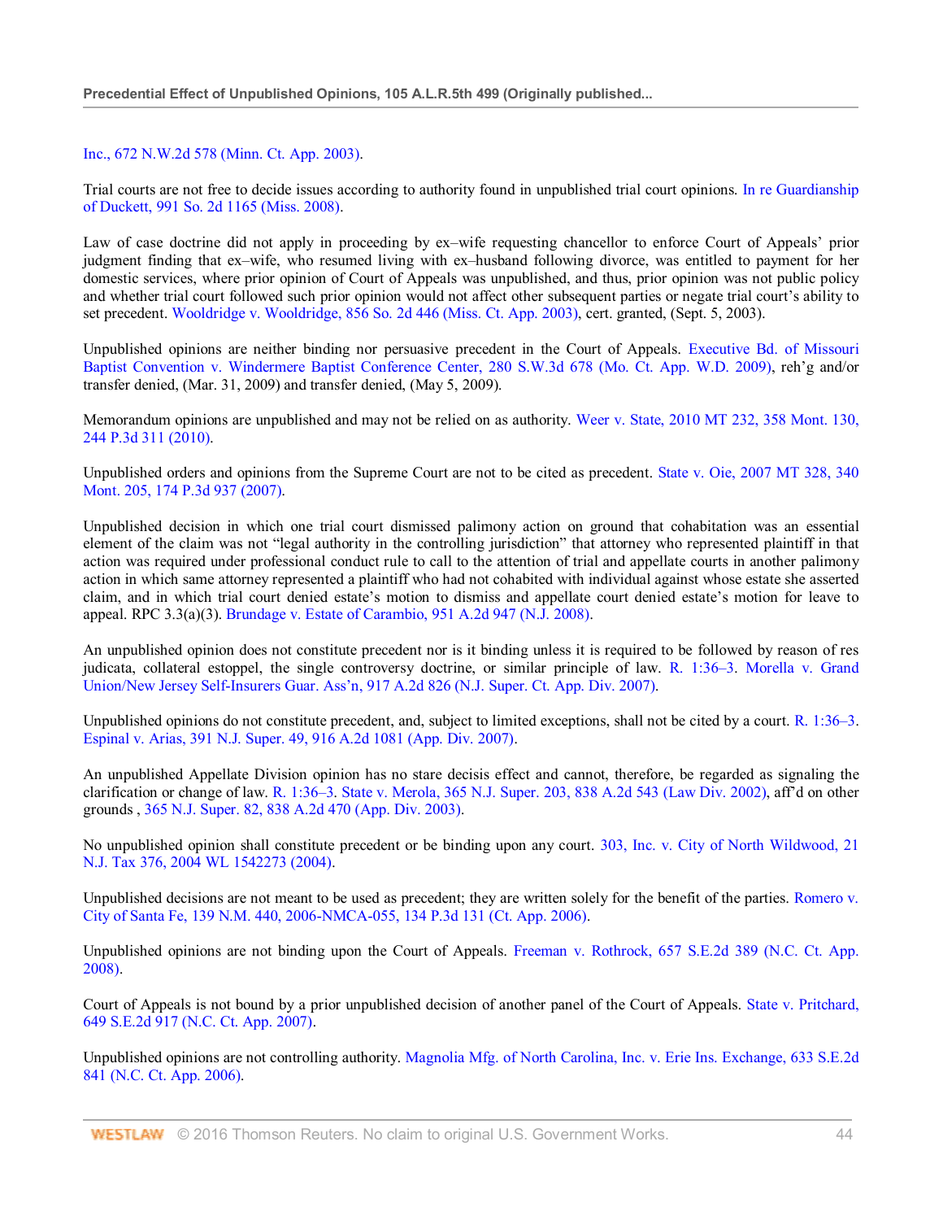Inc., 672 N.W.2d 578 (Minn. Ct. App. 2003).

Trial courts are not free to decide issues according to authority found in unpublished trial court opinions. In re Guardianship of Duckett, 991 So. 2d 1165 (Miss. 2008).

Law of case doctrine did not apply in proceeding by ex–wife requesting chancellor to enforce Court of Appeals' prior judgment finding that ex–wife, who resumed living with ex–husband following divorce, was entitled to payment for her domestic services, where prior opinion of Court of Appeals was unpublished, and thus, prior opinion was not public policy and whether trial court followed such prior opinion would not affect other subsequent parties or negate trial court's ability to set precedent. Wooldridge v. Wooldridge, 856 So. 2d 446 (Miss. Ct. App. 2003), cert. granted, (Sept. 5, 2003).

Unpublished opinions are neither binding nor persuasive precedent in the Court of Appeals. Executive Bd. of Missouri Baptist Convention v. Windermere Baptist Conference Center, 280 S.W.3d 678 (Mo. Ct. App. W.D. 2009), reh'g and/or transfer denied, (Mar. 31, 2009) and transfer denied, (May 5, 2009).

Memorandum opinions are unpublished and may not be relied on as authority. Weer v. State, 2010 MT 232, 358 Mont. 130, 244 P.3d 311 (2010).

Unpublished orders and opinions from the Supreme Court are not to be cited as precedent. State v. Oie, 2007 MT 328, 340 Mont. 205, 174 P.3d 937 (2007).

Unpublished decision in which one trial court dismissed palimony action on ground that cohabitation was an essential element of the claim was not "legal authority in the controlling jurisdiction" that attorney who represented plaintiff in that action was required under professional conduct rule to call to the attention of trial and appellate courts in another palimony action in which same attorney represented a plaintiff who had not cohabited with individual against whose estate she asserted claim, and in which trial court denied estate's motion to dismiss and appellate court denied estate's motion for leave to appeal. RPC 3.3(a)(3). Brundage v. Estate of Carambio, 951 A.2d 947 (N.J. 2008).

An unpublished opinion does not constitute precedent nor is it binding unless it is required to be followed by reason of res judicata, collateral estoppel, the single controversy doctrine, or similar principle of law. R. 1:36–3. Morella v. Grand Union/New Jersey Self-Insurers Guar. Ass'n, 917 A.2d 826 (N.J. Super. Ct. App. Div. 2007).

Unpublished opinions do not constitute precedent, and, subject to limited exceptions, shall not be cited by a court. R. 1:36–3. Espinal v. Arias, 391 N.J. Super. 49, 916 A.2d 1081 (App. Div. 2007).

An unpublished Appellate Division opinion has no stare decisis effect and cannot, therefore, be regarded as signaling the clarification or change of law. R. 1:36–3. State v. Merola, 365 N.J. Super. 203, 838 A.2d 543 (Law Div. 2002), aff'd on other grounds , 365 N.J. Super. 82, 838 A.2d 470 (App. Div. 2003).

No unpublished opinion shall constitute precedent or be binding upon any court. 303, Inc. v. City of North Wildwood, 21 N.J. Tax 376, 2004 WL 1542273 (2004).

Unpublished decisions are not meant to be used as precedent; they are written solely for the benefit of the parties. Romero v. City of Santa Fe, 139 N.M. 440, 2006-NMCA-055, 134 P.3d 131 (Ct. App. 2006).

Unpublished opinions are not binding upon the Court of Appeals. Freeman v. Rothrock, 657 S.E.2d 389 (N.C. Ct. App. 2008).

Court of Appeals is not bound by a prior unpublished decision of another panel of the Court of Appeals. State v. Pritchard, 649 S.E.2d 917 (N.C. Ct. App. 2007).

Unpublished opinions are not controlling authority. Magnolia Mfg. of North Carolina, Inc. v. Erie Ins. Exchange, 633 S.E.2d 841 (N.C. Ct. App. 2006).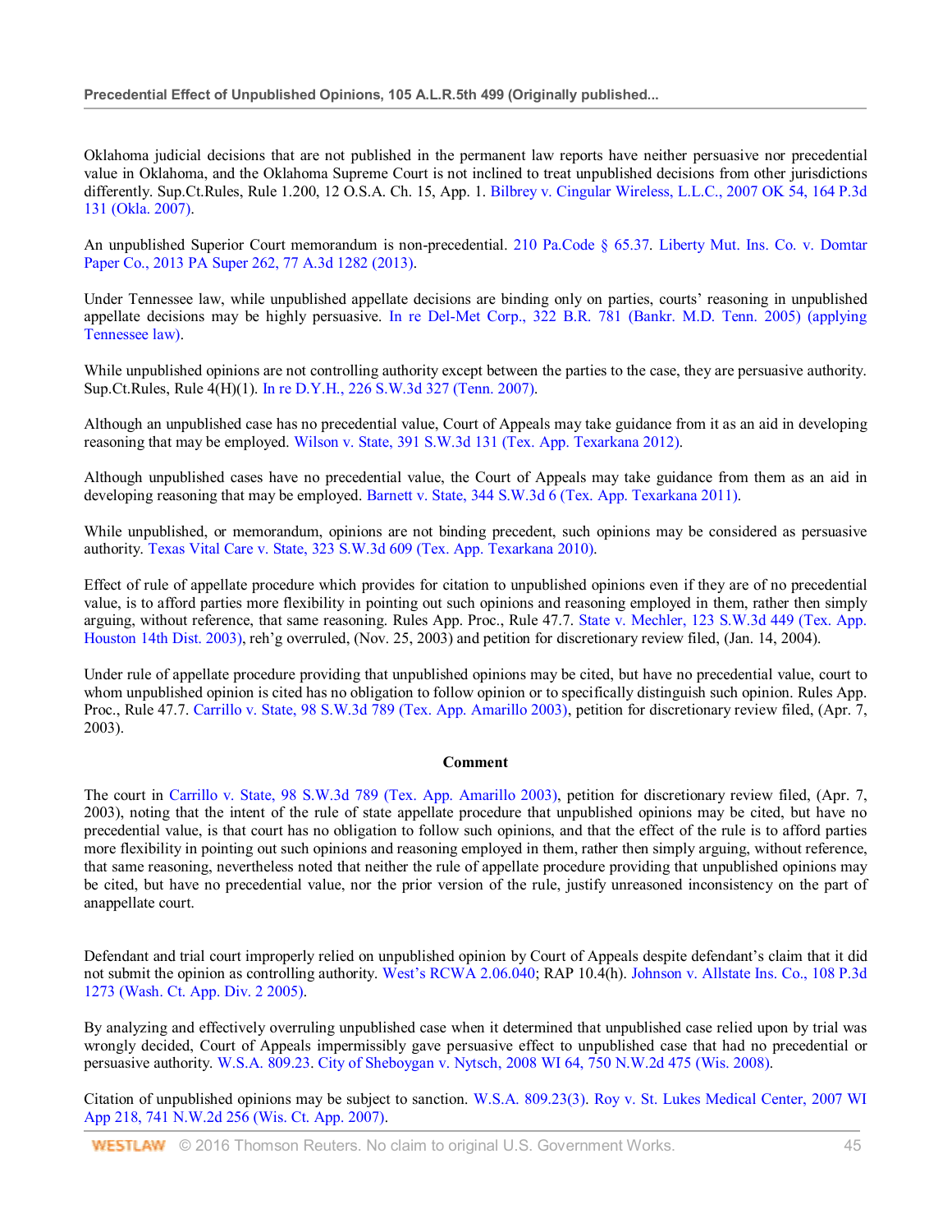Oklahoma judicial decisions that are not published in the permanent law reports have neither persuasive nor precedential value in Oklahoma, and the Oklahoma Supreme Court is not inclined to treat unpublished decisions from other jurisdictions differently. Sup.Ct.Rules, Rule 1.200, 12 O.S.A. Ch. 15, App. 1. Bilbrey v. Cingular Wireless, L.L.C., 2007 OK 54, 164 P.3d 131 (Okla. 2007).

An unpublished Superior Court memorandum is non-precedential. 210 Pa.Code § 65.37. Liberty Mut. Ins. Co. v. Domtar Paper Co., 2013 PA Super 262, 77 A.3d 1282 (2013).

Under Tennessee law, while unpublished appellate decisions are binding only on parties, courts' reasoning in unpublished appellate decisions may be highly persuasive. In re Del-Met Corp., 322 B.R. 781 (Bankr. M.D. Tenn. 2005) (applying Tennessee law).

While unpublished opinions are not controlling authority except between the parties to the case, they are persuasive authority. Sup.Ct.Rules, Rule 4(H)(1). In re D.Y.H., 226 S.W.3d 327 (Tenn. 2007).

Although an unpublished case has no precedential value, Court of Appeals may take guidance from it as an aid in developing reasoning that may be employed. Wilson v. State, 391 S.W.3d 131 (Tex. App. Texarkana 2012).

Although unpublished cases have no precedential value, the Court of Appeals may take guidance from them as an aid in developing reasoning that may be employed. Barnett v. State, 344 S.W.3d 6 (Tex. App. Texarkana 2011).

While unpublished, or memorandum, opinions are not binding precedent, such opinions may be considered as persuasive authority. Texas Vital Care v. State, 323 S.W.3d 609 (Tex. App. Texarkana 2010).

Effect of rule of appellate procedure which provides for citation to unpublished opinions even if they are of no precedential value, is to afford parties more flexibility in pointing out such opinions and reasoning employed in them, rather then simply arguing, without reference, that same reasoning. Rules App. Proc., Rule 47.7. State v. Mechler, 123 S.W.3d 449 (Tex. App. Houston 14th Dist. 2003), reh'g overruled, (Nov. 25, 2003) and petition for discretionary review filed, (Jan. 14, 2004).

Under rule of appellate procedure providing that unpublished opinions may be cited, but have no precedential value, court to whom unpublished opinion is cited has no obligation to follow opinion or to specifically distinguish such opinion. Rules App. Proc., Rule 47.7. Carrillo v. State, 98 S.W.3d 789 (Tex. App. Amarillo 2003), petition for discretionary review filed, (Apr. 7, 2003).

**Comment**

The court in Carrillo v. State, 98 S.W.3d 789 (Tex. App. Amarillo 2003), petition for discretionary review filed, (Apr. 7, 2003), noting that the intent of the rule of state appellate procedure that unpublished opinions may be cited, but have no precedential value, is that court has no obligation to follow such opinions, and that the effect of the rule is to afford parties more flexibility in pointing out such opinions and reasoning employed in them, rather then simply arguing, without reference, that same reasoning, nevertheless noted that neither the rule of appellate procedure providing that unpublished opinions may be cited, but have no precedential value, nor the prior version of the rule, justify unreasoned inconsistency on the part of anappellate court.

Defendant and trial court improperly relied on unpublished opinion by Court of Appeals despite defendant's claim that it did not submit the opinion as controlling authority. West's RCWA 2.06.040; RAP 10.4(h). Johnson v. Allstate Ins. Co., 108 P.3d 1273 (Wash. Ct. App. Div. 2 2005).

By analyzing and effectively overruling unpublished case when it determined that unpublished case relied upon by trial was wrongly decided, Court of Appeals impermissibly gave persuasive effect to unpublished case that had no precedential or persuasive authority. W.S.A. 809.23. City of Sheboygan v. Nytsch, 2008 WI 64, 750 N.W.2d 475 (Wis. 2008).

Citation of unpublished opinions may be subject to sanction. W.S.A. 809.23(3). Roy v. St. Lukes Medical Center, 2007 WI App 218, 741 N.W.2d 256 (Wis. Ct. App. 2007).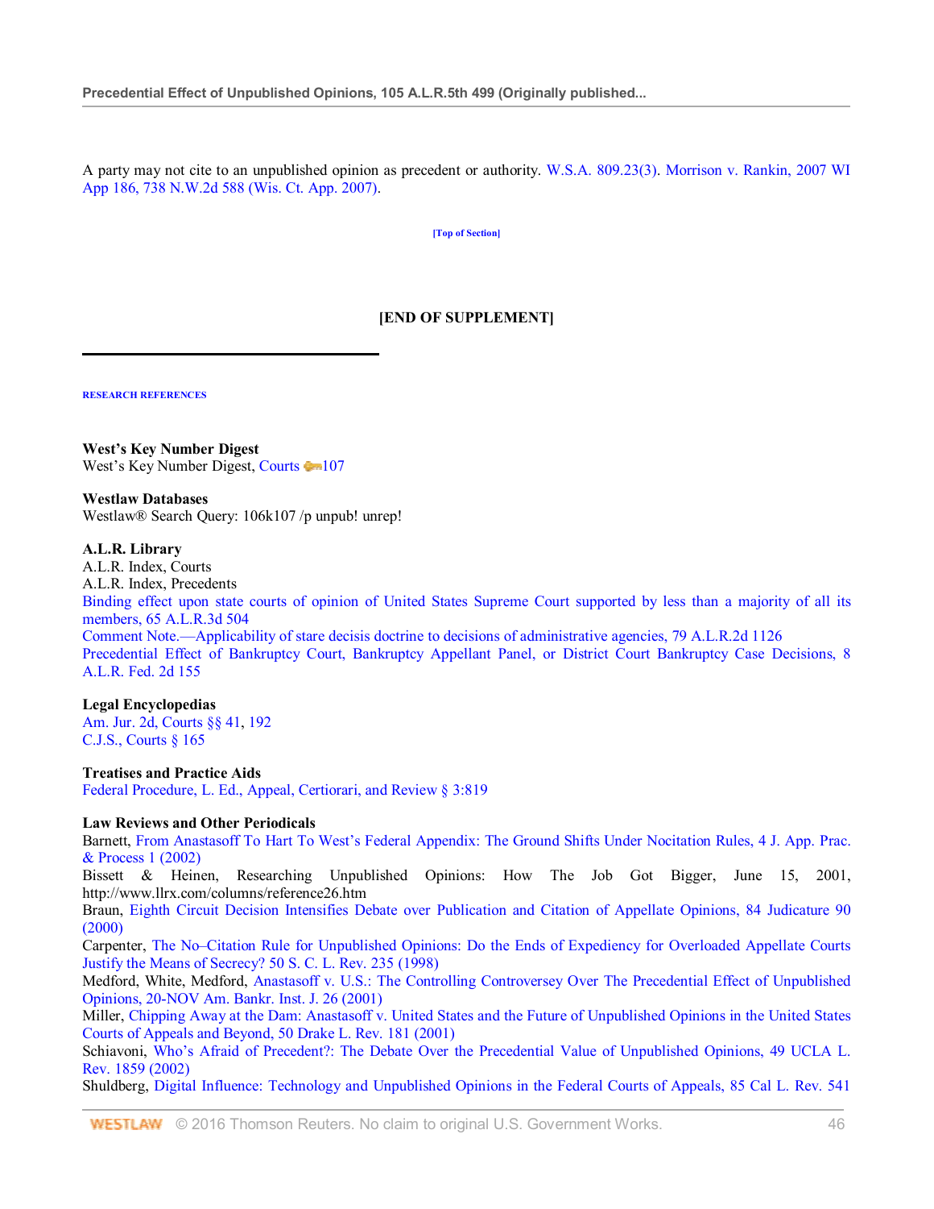A party may not cite to an unpublished opinion as precedent or authority. W.S.A. 809.23(3). Morrison v. Rankin, 2007 WI App 186, 738 N.W.2d 588 (Wis. Ct. App. 2007).

[Top of Section]

**[END OF SUPPLEMENT]**

---

**RESEARCH REFERENCES**

**West's Key Number Digest**
West's Key Number Digest, Courts 107

**Westlaw Databases**
Westlaw® Search Query: 106k107 /p unpub! unrep!

**A.L.R. Library**
A.L.R. Index, Courts
A.L.R. Index, Precedents
Binding effect upon state courts of opinion of United States Supreme Court supported by less than a majority of all its members, 65 A.L.R.3d 504
Comment Note.—Applicability of stare decisis doctrine to decisions of administrative agencies, 79 A.L.R.2d 1126
Precedential Effect of Bankruptcy Court, Bankruptcy Appellant Panel, or District Court Bankruptcy Case Decisions, 8 A.L.R. Fed. 2d 155

**Legal Encyclopedias**
Am. Jur. 2d, Courts §§ 41, 192
C.J.S., Courts § 165

**Treatises and Practice Aids**
Federal Procedure, L. Ed., Appeal, Certiorari, and Review § 3:819

**Law Reviews and Other Periodicals**
Barnett, From Anastasoff To Hart To West's Federal Appendix: The Ground Shifts Under Nocitation Rules, 4 J. App. Prac. & Process 1 (2002)
Bissett & Heinen, Researching Unpublished Opinions: How The Job Got Bigger, June 15, 2001, http://www.llrx.com/columns/reference26.htm
Braun, Eighth Circuit Decision Intensifies Debate over Publication and Citation of Appellate Opinions, 84 Judicature 90 (2000)
Carpenter, The No–Citation Rule for Unpublished Opinions: Do the Ends of Expediency for Overloaded Appellate Courts Justify the Means of Secrecy? 50 S. C. L. Rev. 235 (1998)
Medford, White, Medford, Anastasoff v. U.S.: The Controlling Controversey Over The Precedential Effect of Unpublished Opinions, 20-NOV Am. Bankr. Inst. J. 26 (2001)
Miller, Chipping Away at the Dam: Anastasoff v. United States and the Future of Unpublished Opinions in the United States Courts of Appeals and Beyond, 50 Drake L. Rev. 181 (2001)
Schiavoni, Who's Afraid of Precedent?: The Debate Over the Precedential Value of Unpublished Opinions, 49 UCLA L. Rev. 1859 (2002)
Shuldberg, Digital Influence: Technology and Unpublished Opinions in the Federal Courts of Appeals, 85 Cal L. Rev. 541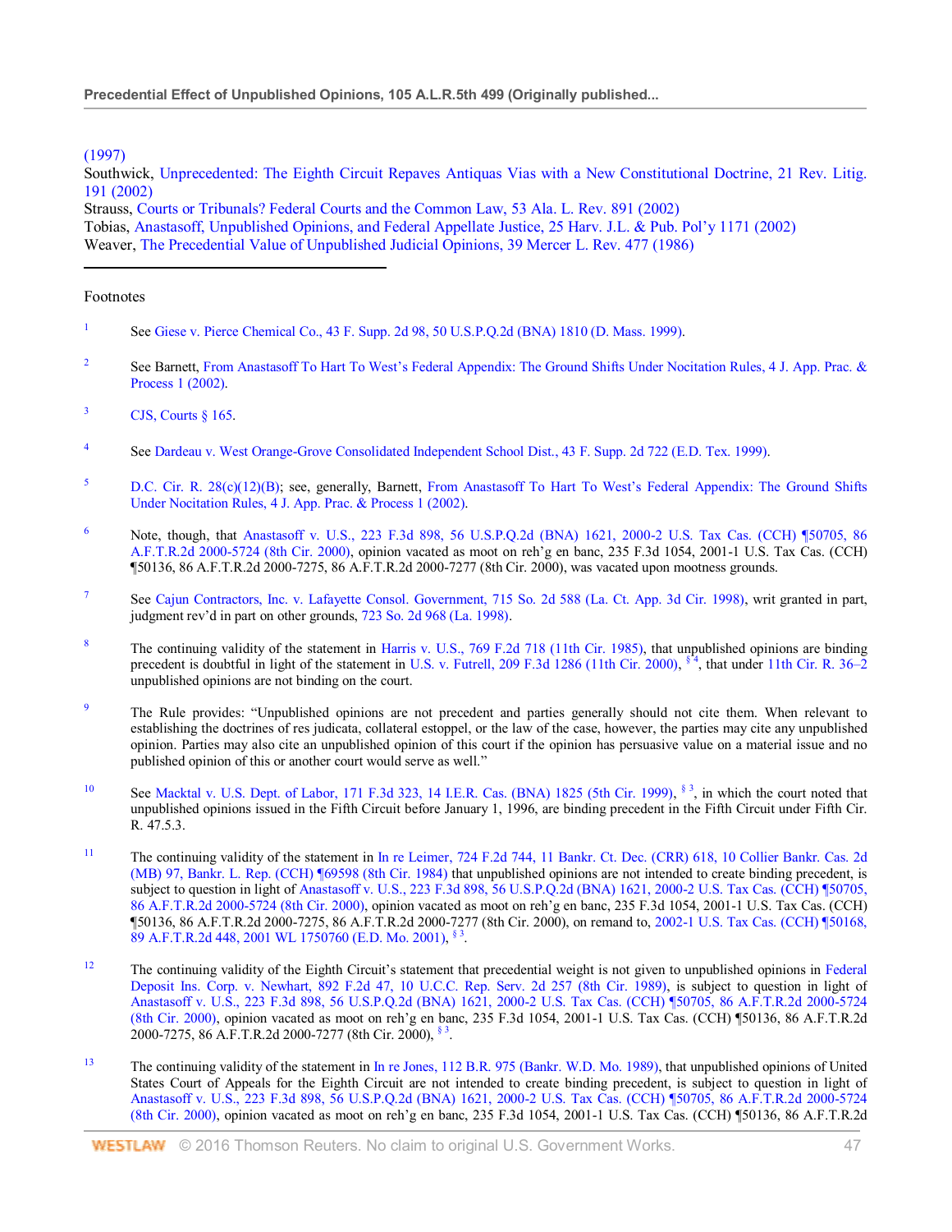(1997)

Southwick, Unprecedented: The Eighth Circuit Repaves Antiquas Vias with a New Constitutional Doctrine, 21 Rev. Litig. 191 (2002)

Strauss, Courts or Tribunals? Federal Courts and the Common Law, 53 Ala. L. Rev. 891 (2002)

Tobias, Anastasoff, Unpublished Opinions, and Federal Appellate Justice, 25 Harv. J.L. & Pub. Pol'y 1171 (2002)

Weaver, The Precedential Value of Unpublished Judicial Opinions, 39 Mercer L. Rev. 477 (1986)

---

Footnotes

1 See Giese v. Pierce Chemical Co., 43 F. Supp. 2d 98, 50 U.S.P.Q.2d (BNA) 1810 (D. Mass. 1999).

2 See Barnett, From Anastasoff To Hart To West's Federal Appendix: The Ground Shifts Under Nocitation Rules, 4 J. App. Prac. & Process 1 (2002).

3 CJS, Courts § 165.

4 See Dardeau v. West Orange-Grove Consolidated Independent School Dist., 43 F. Supp. 2d 722 (E.D. Tex. 1999).

5 D.C. Cir. R. 28(c)(12)(B); see, generally, Barnett, From Anastasoff To Hart To West's Federal Appendix: The Ground Shifts Under Nocitation Rules, 4 J. App. Prac. & Process 1 (2002).

6 Note, though, that Anastasoff v. U.S., 223 F.3d 898, 56 U.S.P.Q.2d (BNA) 1621, 2000-2 U.S. Tax Cas. (CCH) ¶50705, 86 A.F.T.R.2d 2000-5724 (8th Cir. 2000), opinion vacated as moot on reh'g en banc, 235 F.3d 1054, 2001-1 U.S. Tax Cas. (CCH) ¶50136, 86 A.F.T.R.2d 2000-7275, 86 A.F.T.R.2d 2000-7277 (8th Cir. 2000), was vacated upon mootness grounds.

7 See Cajun Contractors, Inc. v. Lafayette Consol. Government, 715 So. 2d 588 (La. Ct. App. 3d Cir. 1998), writ granted in part, judgment rev'd in part on other grounds, 723 So. 2d 968 (La. 1998).

8 The continuing validity of the statement in Harris v. U.S., 769 F.2d 718 (11th Cir. 1985), that unpublished opinions are binding precedent is doubtful in light of the statement in U.S. v. Futrell, 209 F.3d 1286 (11th Cir. 2000), § 4, that under 11th Cir. R. 36–2 unpublished opinions are not binding on the court.

9 The Rule provides: "Unpublished opinions are not precedent and parties generally should not cite them. When relevant to establishing the doctrines of res judicata, collateral estoppel, or the law of the case, however, the parties may cite any unpublished opinion. Parties may also cite an unpublished opinion of this court if the opinion has persuasive value on a material issue and no published opinion of this or another court would serve as well."

10 See Macktal v. U.S. Dept. of Labor, 171 F.3d 323, 14 I.E.R. Cas. (BNA) 1825 (5th Cir. 1999), § 3, in which the court noted that unpublished opinions issued in the Fifth Circuit before January 1, 1996, are binding precedent in the Fifth Circuit under Fifth Cir. R. 47.5.3.

11 The continuing validity of the statement in In re Leimer, 724 F.2d 744, 11 Bankr. Ct. Dec. (CRR) 618, 10 Collier Bankr. Cas. 2d (MB) 97, Bankr. L. Rep. (CCH) ¶69598 (8th Cir. 1984) that unpublished opinions are not intended to create binding precedent, is subject to question in light of Anastasoff v. U.S., 223 F.3d 898, 56 U.S.P.Q.2d (BNA) 1621, 2000-2 U.S. Tax Cas. (CCH) ¶50705, 86 A.F.T.R.2d 2000-5724 (8th Cir. 2000), opinion vacated as moot on reh'g en banc, 235 F.3d 1054, 2001-1 U.S. Tax Cas. (CCH) ¶50136, 86 A.F.T.R.2d 2000-7275, 86 A.F.T.R.2d 2000-7277 (8th Cir. 2000), on remand to, 2002-1 U.S. Tax Cas. (CCH) ¶50168, 89 A.F.T.R.2d 448, 2001 WL 1750760 (E.D. Mo. 2001), § 3.

12 The continuing validity of the Eighth Circuit's statement that precedential weight is not given to unpublished opinions in Federal Deposit Ins. Corp. v. Newhart, 892 F.2d 47, 10 U.C.C. Rep. Serv. 2d 257 (8th Cir. 1989), is subject to question in light of Anastasoff v. U.S., 223 F.3d 898, 56 U.S.P.Q.2d (BNA) 1621, 2000-2 U.S. Tax Cas. (CCH) ¶50705, 86 A.F.T.R.2d 2000-5724 (8th Cir. 2000), opinion vacated as moot on reh'g en banc, 235 F.3d 1054, 2001-1 U.S. Tax Cas. (CCH) ¶50136, 86 A.F.T.R.2d 2000-7275, 86 A.F.T.R.2d 2000-7277 (8th Cir. 2000), § 3.

13 The continuing validity of the statement in In re Jones, 112 B.R. 975 (Bankr. W.D. Mo. 1989), that unpublished opinions of United States Court of Appeals for the Eighth Circuit are not intended to create binding precedent, is subject to question in light of Anastasoff v. U.S., 223 F.3d 898, 56 U.S.P.Q.2d (BNA) 1621, 2000-2 U.S. Tax Cas. (CCH) ¶50705, 86 A.F.T.R.2d 2000-5724 (8th Cir. 2000), opinion vacated as moot on reh'g en banc, 235 F.3d 1054, 2001-1 U.S. Tax Cas. (CCH) ¶50136, 86 A.F.T.R.2d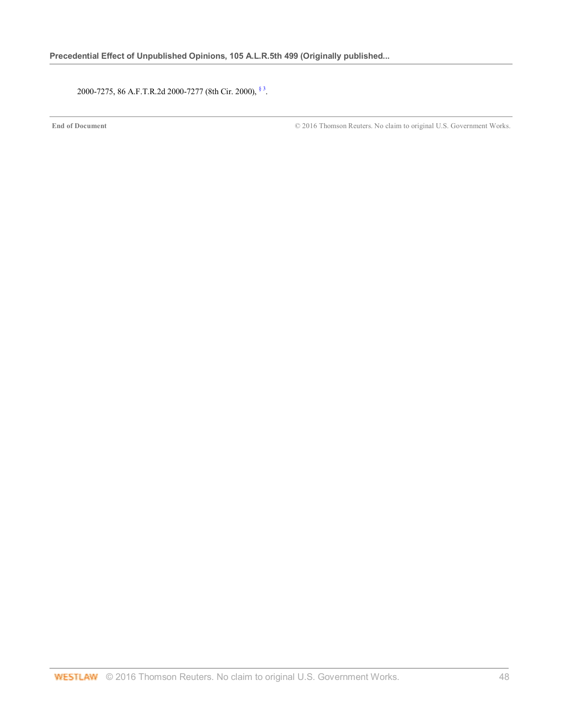2000-7275, 86 A.F.T.R.2d 2000-7277 (8th Cir. 2000), § 3.

**End of Document** © 2016 Thomson Reuters. No claim to original U.S. Government Works.